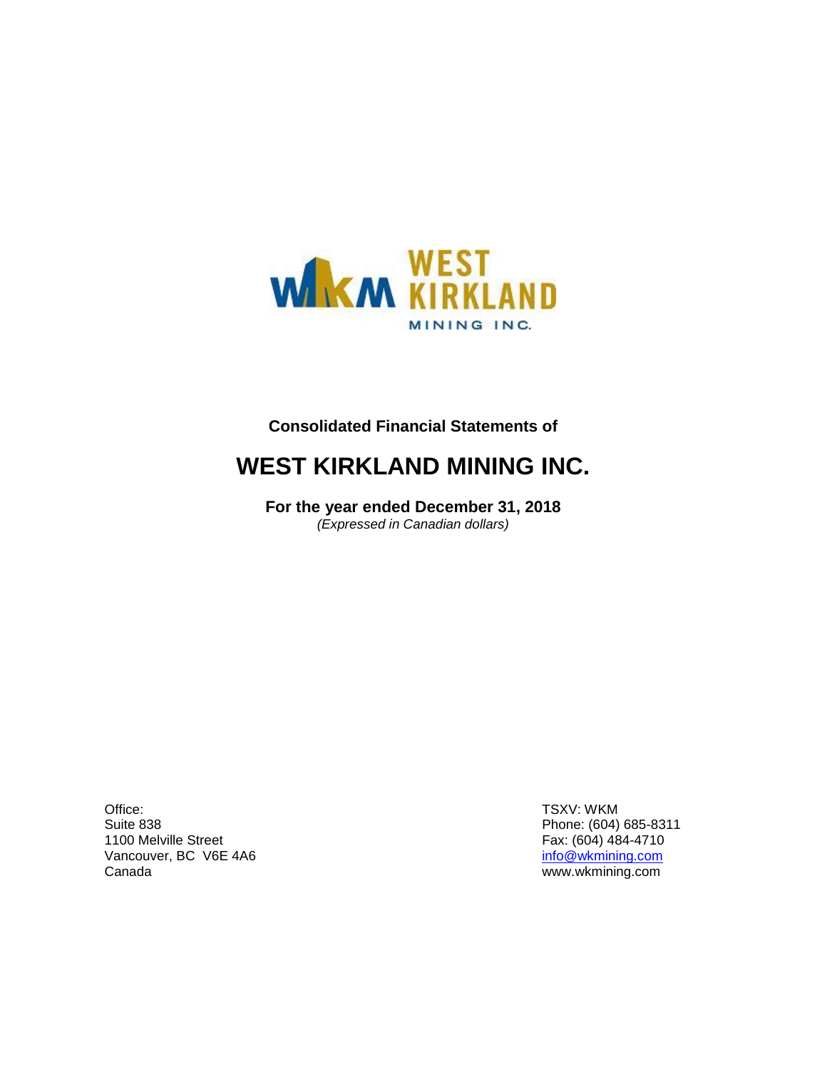WEST KIRKLAND MINING INC.

**Consolidated Financial Statements of**

# WEST KIRKLAND MINING INC.

**For the year ended December 31, 2018**
*(Expressed in Canadian dollars)*

Office:
Suite 838
1100 Melville Street
Vancouver, BC V6E 4A6
Canada

TSXV: WKM
Phone: (604) 685-8311
Fax: (604) 484-4710
info@wkmining.com
www.wkmining.com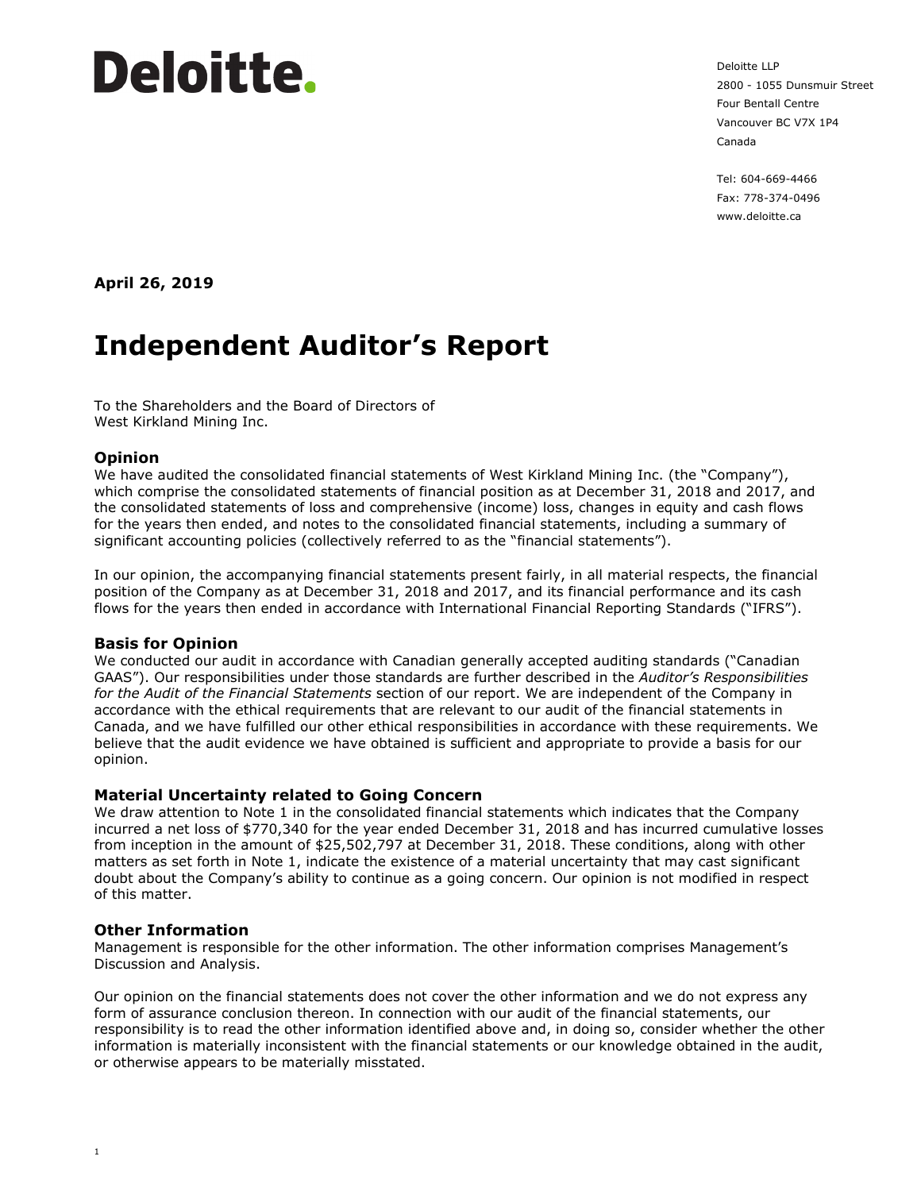# Deloitte.

Deloitte LLP
2800 - 1055 Dunsmuir Street
Four Bentall Centre
Vancouver BC V7X 1P4
Canada

Tel: 604-669-4466
Fax: 778-374-0496
www.deloitte.ca

**April 26, 2019**

# Independent Auditor's Report

To the Shareholders and the Board of Directors of
West Kirkland Mining Inc.

### Opinion

We have audited the consolidated financial statements of West Kirkland Mining Inc. (the "Company"), which comprise the consolidated statements of financial position as at December 31, 2018 and 2017, and the consolidated statements of loss and comprehensive (income) loss, changes in equity and cash flows for the years then ended, and notes to the consolidated financial statements, including a summary of significant accounting policies (collectively referred to as the "financial statements").

In our opinion, the accompanying financial statements present fairly, in all material respects, the financial position of the Company as at December 31, 2018 and 2017, and its financial performance and its cash flows for the years then ended in accordance with International Financial Reporting Standards ("IFRS").

### Basis for Opinion

We conducted our audit in accordance with Canadian generally accepted auditing standards ("Canadian GAAS"). Our responsibilities under those standards are further described in the *Auditor's Responsibilities for the Audit of the Financial Statements* section of our report. We are independent of the Company in accordance with the ethical requirements that are relevant to our audit of the financial statements in Canada, and we have fulfilled our other ethical responsibilities in accordance with these requirements. We believe that the audit evidence we have obtained is sufficient and appropriate to provide a basis for our opinion.

### Material Uncertainty related to Going Concern

We draw attention to Note 1 in the consolidated financial statements which indicates that the Company incurred a net loss of $770,340 for the year ended December 31, 2018 and has incurred cumulative losses from inception in the amount of $25,502,797 at December 31, 2018. These conditions, along with other matters as set forth in Note 1, indicate the existence of a material uncertainty that may cast significant doubt about the Company's ability to continue as a going concern. Our opinion is not modified in respect of this matter.

### Other Information

Management is responsible for the other information. The other information comprises Management's Discussion and Analysis.

Our opinion on the financial statements does not cover the other information and we do not express any form of assurance conclusion thereon. In connection with our audit of the financial statements, our responsibility is to read the other information identified above and, in doing so, consider whether the other information is materially inconsistent with the financial statements or our knowledge obtained in the audit, or otherwise appears to be materially misstated.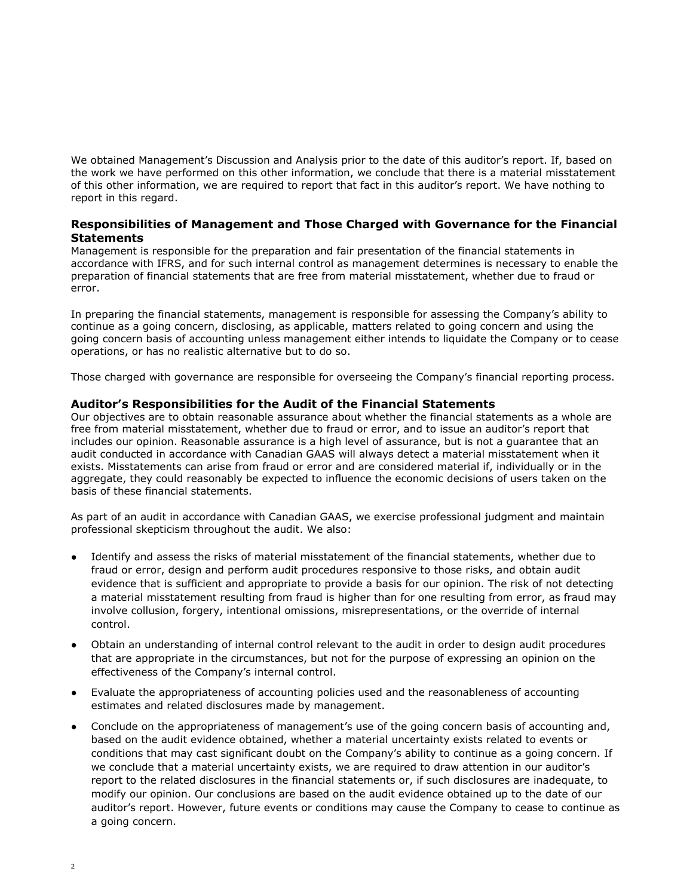We obtained Management's Discussion and Analysis prior to the date of this auditor's report. If, based on the work we have performed on this other information, we conclude that there is a material misstatement of this other information, we are required to report that fact in this auditor's report. We have nothing to report in this regard.

### Responsibilities of Management and Those Charged with Governance for the Financial Statements

Management is responsible for the preparation and fair presentation of the financial statements in accordance with IFRS, and for such internal control as management determines is necessary to enable the preparation of financial statements that are free from material misstatement, whether due to fraud or error.

In preparing the financial statements, management is responsible for assessing the Company's ability to continue as a going concern, disclosing, as applicable, matters related to going concern and using the going concern basis of accounting unless management either intends to liquidate the Company or to cease operations, or has no realistic alternative but to do so.

Those charged with governance are responsible for overseeing the Company's financial reporting process.

### Auditor's Responsibilities for the Audit of the Financial Statements

Our objectives are to obtain reasonable assurance about whether the financial statements as a whole are free from material misstatement, whether due to fraud or error, and to issue an auditor's report that includes our opinion. Reasonable assurance is a high level of assurance, but is not a guarantee that an audit conducted in accordance with Canadian GAAS will always detect a material misstatement when it exists. Misstatements can arise from fraud or error and are considered material if, individually or in the aggregate, they could reasonably be expected to influence the economic decisions of users taken on the basis of these financial statements.

As part of an audit in accordance with Canadian GAAS, we exercise professional judgment and maintain professional skepticism throughout the audit. We also:

- Identify and assess the risks of material misstatement of the financial statements, whether due to fraud or error, design and perform audit procedures responsive to those risks, and obtain audit evidence that is sufficient and appropriate to provide a basis for our opinion. The risk of not detecting a material misstatement resulting from fraud is higher than for one resulting from error, as fraud may involve collusion, forgery, intentional omissions, misrepresentations, or the override of internal control.
- Obtain an understanding of internal control relevant to the audit in order to design audit procedures that are appropriate in the circumstances, but not for the purpose of expressing an opinion on the effectiveness of the Company's internal control.
- Evaluate the appropriateness of accounting policies used and the reasonableness of accounting estimates and related disclosures made by management.
- Conclude on the appropriateness of management's use of the going concern basis of accounting and, based on the audit evidence obtained, whether a material uncertainty exists related to events or conditions that may cast significant doubt on the Company's ability to continue as a going concern. If we conclude that a material uncertainty exists, we are required to draw attention in our auditor's report to the related disclosures in the financial statements or, if such disclosures are inadequate, to modify our opinion. Our conclusions are based on the audit evidence obtained up to the date of our auditor's report. However, future events or conditions may cause the Company to cease to continue as a going concern.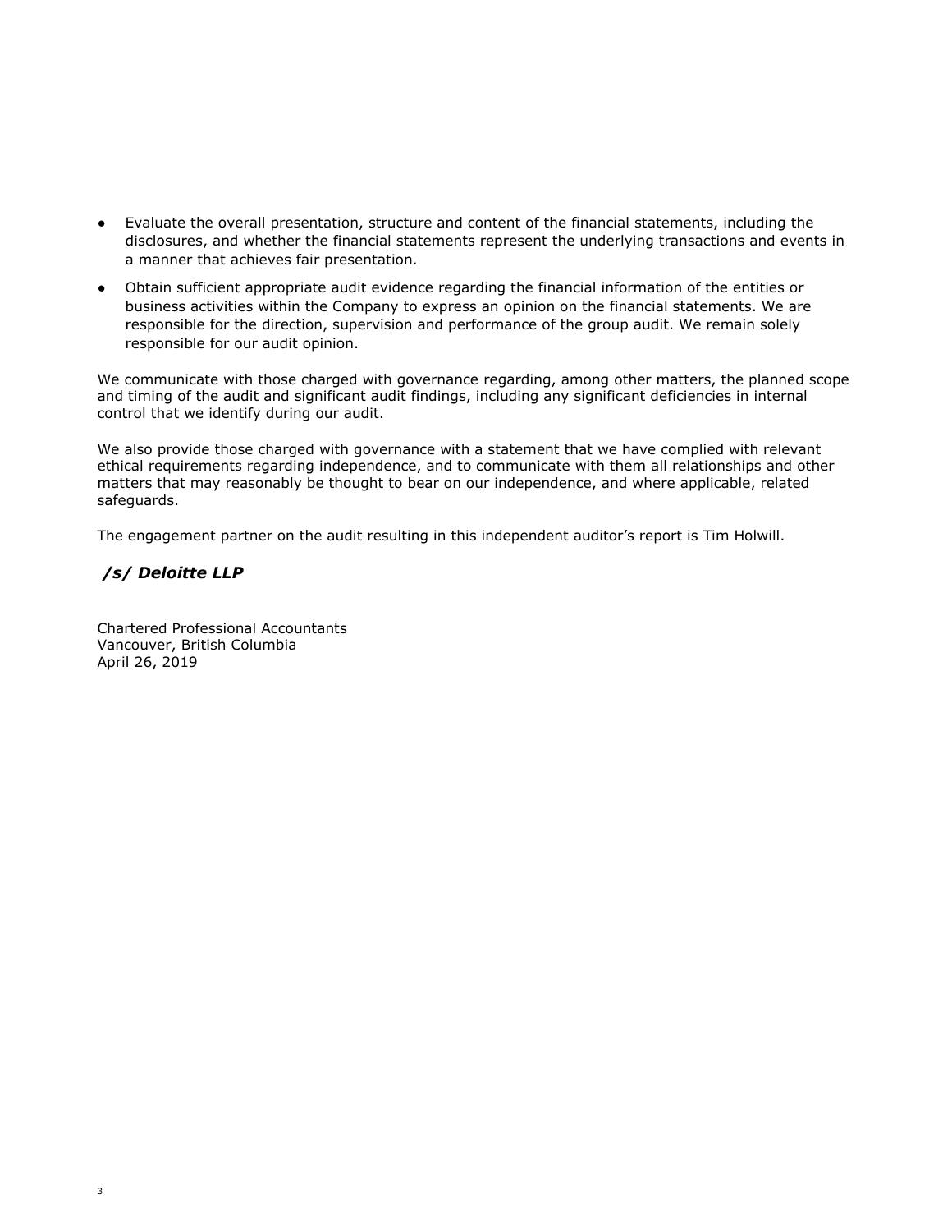- Evaluate the overall presentation, structure and content of the financial statements, including the disclosures, and whether the financial statements represent the underlying transactions and events in a manner that achieves fair presentation.
- Obtain sufficient appropriate audit evidence regarding the financial information of the entities or business activities within the Company to express an opinion on the financial statements. We are responsible for the direction, supervision and performance of the group audit. We remain solely responsible for our audit opinion.

We communicate with those charged with governance regarding, among other matters, the planned scope and timing of the audit and significant audit findings, including any significant deficiencies in internal control that we identify during our audit.

We also provide those charged with governance with a statement that we have complied with relevant ethical requirements regarding independence, and to communicate with them all relationships and other matters that may reasonably be thought to bear on our independence, and where applicable, related safeguards.

The engagement partner on the audit resulting in this independent auditor's report is Tim Holwill.

***/s/ Deloitte LLP***

Chartered Professional Accountants
Vancouver, British Columbia
April 26, 2019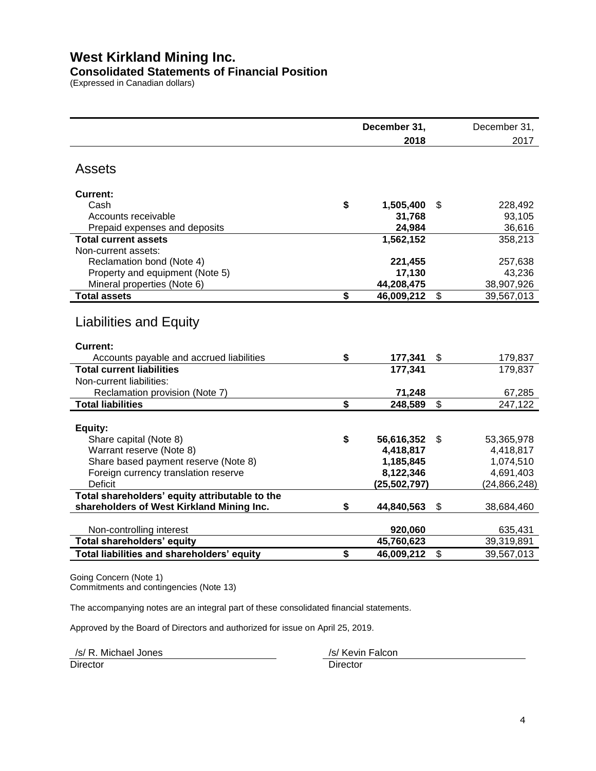# West Kirkland Mining Inc.

## Consolidated Statements of Financial Position

(Expressed in Canadian dollars)

| | December 31, 2018 | December 31, 2017 |
|---|---|---|
| **Assets** | | |
| **Current:** | | |
| Cash | $ 1,505,400 | $ 228,492 |
| Accounts receivable | 31,768 | 93,105 |
| Prepaid expenses and deposits | 24,984 | 36,616 |
| **Total current assets** | 1,562,152 | 358,213 |
| Non-current assets: | | |
| Reclamation bond (Note 4) | 221,455 | 257,638 |
| Property and equipment (Note 5) | 17,130 | 43,236 |
| Mineral properties (Note 6) | 44,208,475 | 38,907,926 |
| **Total assets** | $ 46,009,212 | $ 39,567,013 |
| **Liabilities and Equity** | | |
| **Current:** | | |
| Accounts payable and accrued liabilities | $ 177,341 | $ 179,837 |
| **Total current liabilities** | 177,341 | 179,837 |
| Non-current liabilities: | | |
| Reclamation provision (Note 7) | 71,248 | 67,285 |
| **Total liabilities** | $ 248,589 | $ 247,122 |
| **Equity:** | | |
| Share capital (Note 8) | $ 56,616,352 | $ 53,365,978 |
| Warrant reserve (Note 8) | 4,418,817 | 4,418,817 |
| Share based payment reserve (Note 8) | 1,185,845 | 1,074,510 |
| Foreign currency translation reserve | 8,122,346 | 4,691,403 |
| Deficit | (25,502,797) | (24,866,248) |
| **Total shareholders' equity attributable to the shareholders of West Kirkland Mining Inc.** | $ 44,840,563 | $ 38,684,460 |
| Non-controlling interest | 920,060 | 635,431 |
| **Total shareholders' equity** | 45,760,623 | 39,319,891 |
| **Total liabilities and shareholders' equity** | $ 46,009,212 | $ 39,567,013 |

Going Concern (Note 1)
Commitments and contingencies (Note 13)

The accompanying notes are an integral part of these consolidated financial statements.

Approved by the Board of Directors and authorized for issue on April 25, 2019.

/s/ R. Michael Jones
Director

/s/ Kevin Falcon
Director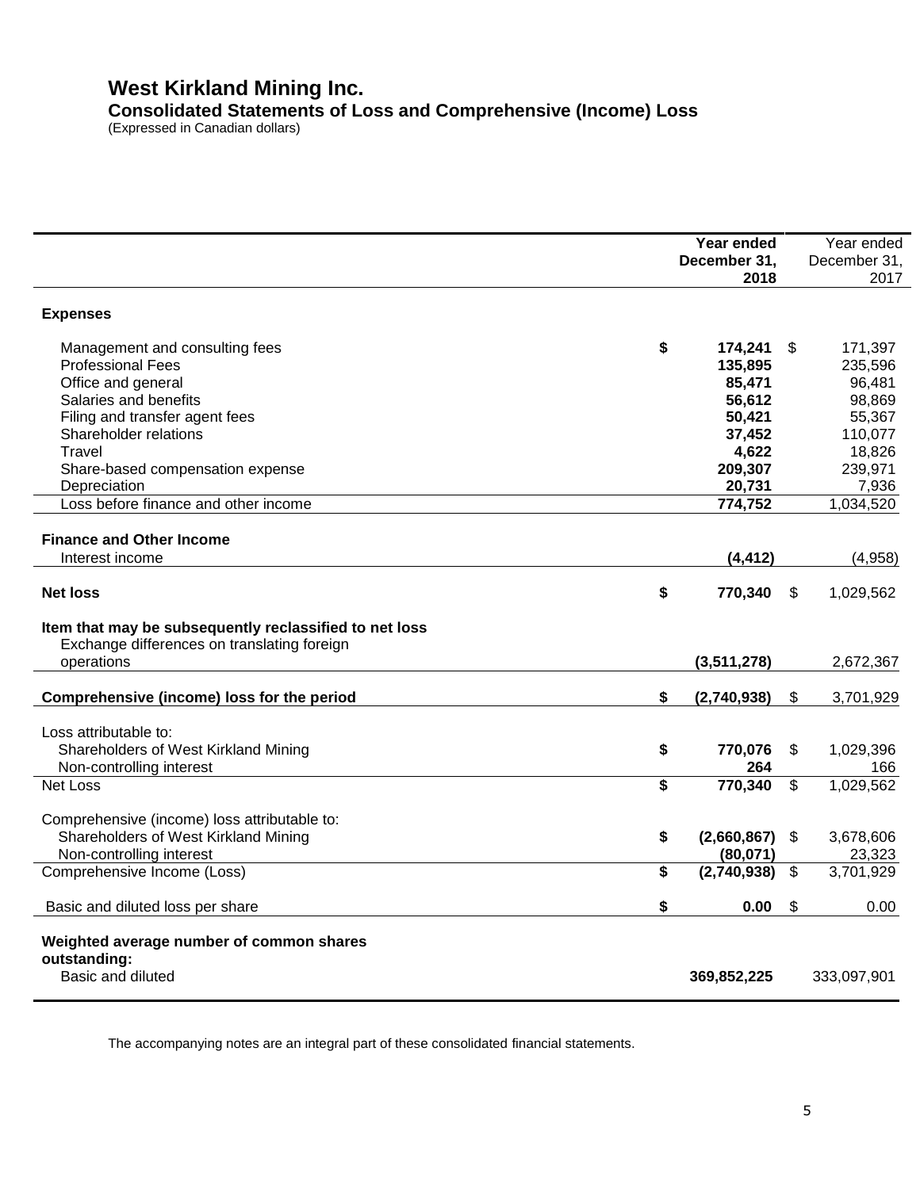# West Kirkland Mining Inc.

## Consolidated Statements of Loss and Comprehensive (Income) Loss

(Expressed in Canadian dollars)

| | Year ended December 31, 2018 | Year ended December 31, 2017 |
|---|---|---|
| **Expenses** | | |
| Management and consulting fees | **$ 174,241** | $ 171,397 |
| Professional Fees | **135,895** | 235,596 |
| Office and general | **85,471** | 96,481 |
| Salaries and benefits | **56,612** | 98,869 |
| Filing and transfer agent fees | **50,421** | 55,367 |
| Shareholder relations | **37,452** | 110,077 |
| Travel | **4,622** | 18,826 |
| Share-based compensation expense | **209,307** | 239,971 |
| Depreciation | **20,731** | 7,936 |
| Loss before finance and other income | **774,752** | 1,034,520 |
| **Finance and Other Income** | | |
| Interest income | **(4,412)** | (4,958) |
| **Net loss** | **$ 770,340** | $ 1,029,562 |
| **Item that may be subsequently reclassified to net loss** | | |
| Exchange differences on translating foreign operations | **(3,511,278)** | 2,672,367 |
| **Comprehensive (income) loss for the period** | **$ (2,740,938)** | $ 3,701,929 |
| Loss attributable to: | | |
| Shareholders of West Kirkland Mining | **$ 770,076** | $ 1,029,396 |
| Non-controlling interest | **264** | 166 |
| Net Loss | **$ 770,340** | $ 1,029,562 |
| Comprehensive (income) loss attributable to: | | |
| Shareholders of West Kirkland Mining | **$ (2,660,867)** | $ 3,678,606 |
| Non-controlling interest | **(80,071)** | 23,323 |
| Comprehensive Income (Loss) | **$ (2,740,938)** | $ 3,701,929 |
| Basic and diluted loss per share | **$ 0.00** | $ 0.00 |
| **Weighted average number of common shares outstanding:** | | |
| Basic and diluted | **369,852,225** | 333,097,901 |

The accompanying notes are an integral part of these consolidated financial statements.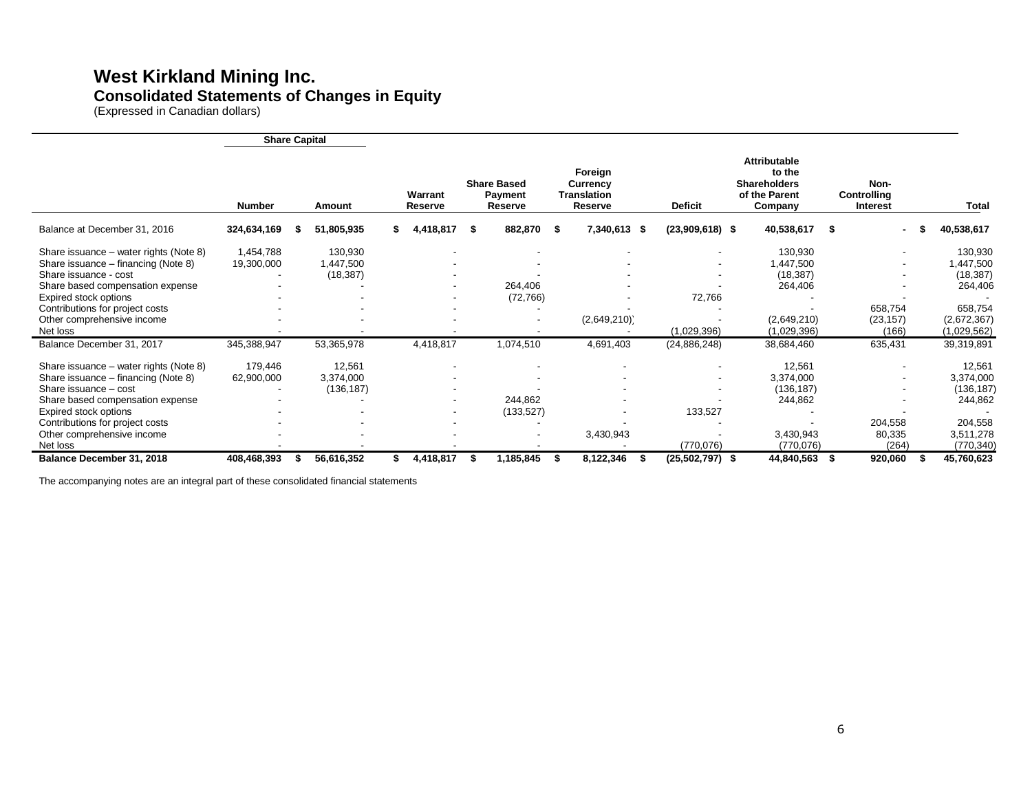# West Kirkland Mining Inc.

## Consolidated Statements of Changes in Equity

(Expressed in Canadian dollars)

| | Share Capital | | | | | | | | |
|---|---|---|---|---|---|---|---|---|---|
| | Number | Amount | Warrant Reserve | Share Based Payment Reserve | Foreign Currency Translation Reserve | Deficit | Attributable to the Shareholders of the Parent Company | Non-Controlling Interest | Total |
| **Balance at December 31, 2016** | **324,634,169** | **$ 51,805,935** | **$ 4,418,817** | **$ 882,870** | **$ 7,340,613** | **$ (23,909,618)** | **$ 40,538,617** | **$ -** | **$ 40,538,617** |
| Share issuance – water rights (Note 8) | 1,454,788 | 130,930 | - | - | - | - | 130,930 | - | 130,930 |
| Share issuance – financing (Note 8) | 19,300,000 | 1,447,500 | - | - | - | - | 1,447,500 | - | 1,447,500 |
| Share issuance - cost | - | (18,387) | - | - | - | - | (18,387) | - | (18,387) |
| Share based compensation expense | - | - | - | 264,406 | - | - | 264,406 | - | 264,406 |
| Expired stock options | - | - | - | (72,766) | - | 72,766 | - | - | - |
| Contributions for project costs | - | - | - | - | - | - | - | 658,754 | 658,754 |
| Other comprehensive income | - | - | - | - | (2,649,210) | - | (2,649,210) | (23,157) | (2,672,367) |
| Net loss | - | - | - | - | - | (1,029,396) | (1,029,396) | (166) | (1,029,562) |
| Balance December 31, 2017 | 345,388,947 | 53,365,978 | 4,418,817 | 1,074,510 | 4,691,403 | (24,886,248) | 38,684,460 | 635,431 | 39,319,891 |
| Share issuance – water rights (Note 8) | 179,446 | 12,561 | - | - | - | - | 12,561 | - | 12,561 |
| Share issuance – financing (Note 8) | 62,900,000 | 3,374,000 | - | - | - | - | 3,374,000 | - | 3,374,000 |
| Share issuance – cost | - | (136,187) | - | - | - | - | (136,187) | - | (136,187) |
| Share based compensation expense | - | - | - | 244,862 | - | - | 244,862 | - | 244,862 |
| Expired stock options | - | - | - | (133,527) | - | 133,527 | - | - | - |
| Contributions for project costs | - | - | - | - | - | - | - | 204,558 | 204,558 |
| Other comprehensive income | - | - | - | - | 3,430,943 | - | 3,430,943 | 80,335 | 3,511,278 |
| Net loss | - | - | - | - | - | (770,076) | (770,076) | (264) | (770,340) |
| **Balance December 31, 2018** | **408,468,393** | **$ 56,616,352** | **$ 4,418,817** | **$ 1,185,845** | **$ 8,122,346** | **$ (25,502,797)** | **$ 44,840,563** | **$ 920,060** | **$ 45,760,623** |

The accompanying notes are an integral part of these consolidated financial statements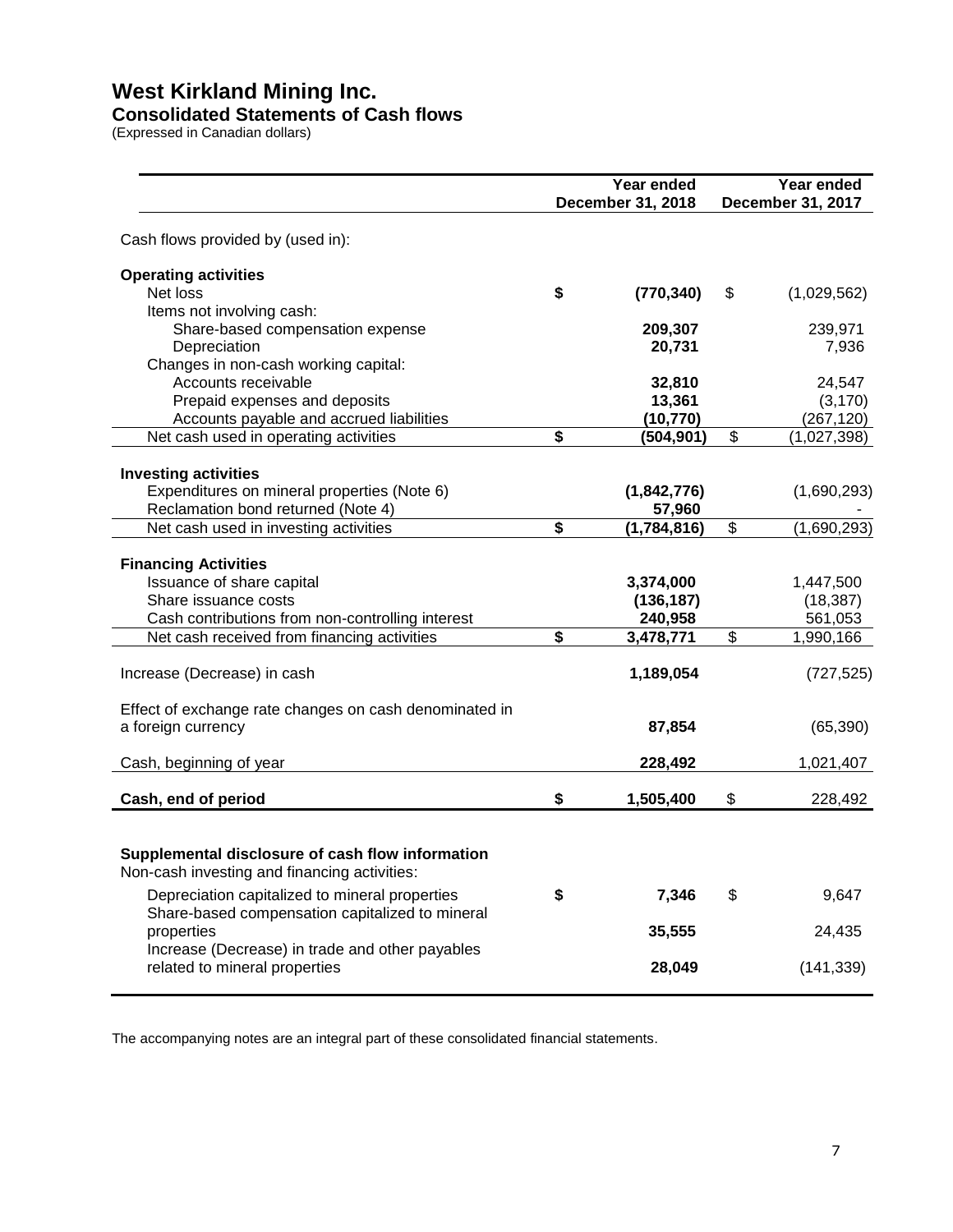# West Kirkland Mining Inc.

## Consolidated Statements of Cash flows

(Expressed in Canadian dollars)

| | Year ended December 31, 2018 | Year ended December 31, 2017 |
|---|---|---|
| Cash flows provided by (used in): | | |
| **Operating activities** | | |
| Net loss | **$ (770,340)** | $ (1,029,562) |
| Items not involving cash: | | |
| Share-based compensation expense | **209,307** | 239,971 |
| Depreciation | **20,731** | 7,936 |
| Changes in non-cash working capital: | | |
| Accounts receivable | **32,810** | 24,547 |
| Prepaid expenses and deposits | **13,361** | (3,170) |
| Accounts payable and accrued liabilities | **(10,770)** | (267,120) |
| Net cash used in operating activities | **$ (504,901)** | $ (1,027,398) |
| **Investing activities** | | |
| Expenditures on mineral properties (Note 6) | **(1,842,776)** | (1,690,293) |
| Reclamation bond returned (Note 4) | **57,960** | - |
| Net cash used in investing activities | **$ (1,784,816)** | $ (1,690,293) |
| **Financing Activities** | | |
| Issuance of share capital | **3,374,000** | 1,447,500 |
| Share issuance costs | **(136,187)** | (18,387) |
| Cash contributions from non-controlling interest | **240,958** | 561,053 |
| Net cash received from financing activities | **$ 3,478,771** | $ 1,990,166 |
| Increase (Decrease) in cash | **1,189,054** | (727,525) |
| Effect of exchange rate changes on cash denominated in a foreign currency | **87,854** | (65,390) |
| Cash, beginning of year | **228,492** | 1,021,407 |
| **Cash, end of period** | **$ 1,505,400** | $ 228,492 |
| | | |
| **Supplemental disclosure of cash flow information** | | |
| Non-cash investing and financing activities: | | |
| Depreciation capitalized to mineral properties | **$ 7,346** | $ 9,647 |
| Share-based compensation capitalized to mineral properties | **35,555** | 24,435 |
| Increase (Decrease) in trade and other payables related to mineral properties | **28,049** | (141,339) |

The accompanying notes are an integral part of these consolidated financial statements.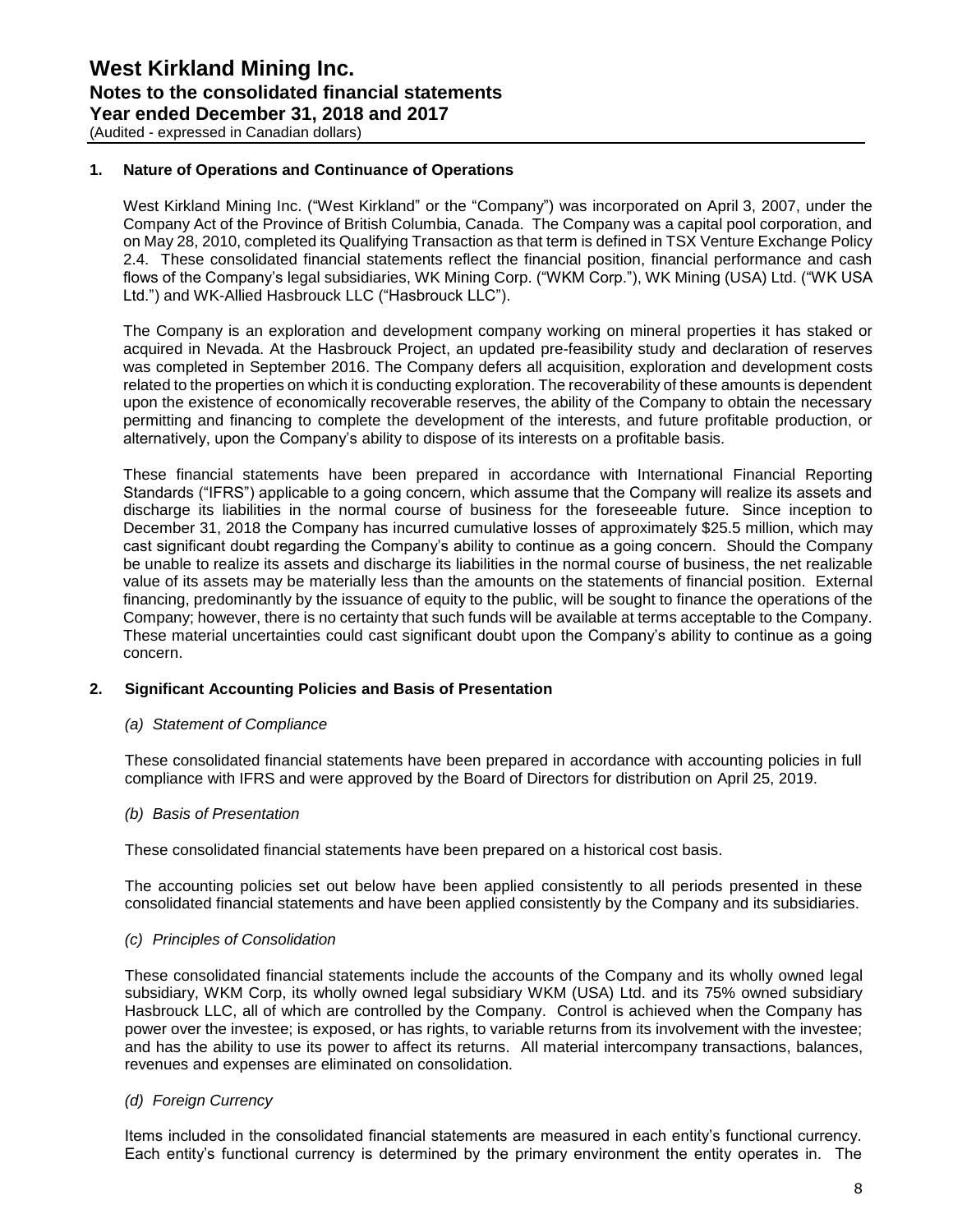## 1. Nature of Operations and Continuance of Operations

West Kirkland Mining Inc. ("West Kirkland" or the "Company") was incorporated on April 3, 2007, under the Company Act of the Province of British Columbia, Canada. The Company was a capital pool corporation, and on May 28, 2010, completed its Qualifying Transaction as that term is defined in TSX Venture Exchange Policy 2.4. These consolidated financial statements reflect the financial position, financial performance and cash flows of the Company's legal subsidiaries, WK Mining Corp. ("WKM Corp."), WK Mining (USA) Ltd. ("WK USA Ltd.") and WK-Allied Hasbrouck LLC ("Hasbrouck LLC").

The Company is an exploration and development company working on mineral properties it has staked or acquired in Nevada. At the Hasbrouck Project, an updated pre-feasibility study and declaration of reserves was completed in September 2016. The Company defers all acquisition, exploration and development costs related to the properties on which it is conducting exploration. The recoverability of these amounts is dependent upon the existence of economically recoverable reserves, the ability of the Company to obtain the necessary permitting and financing to complete the development of the interests, and future profitable production, or alternatively, upon the Company's ability to dispose of its interests on a profitable basis.

These financial statements have been prepared in accordance with International Financial Reporting Standards ("IFRS") applicable to a going concern, which assume that the Company will realize its assets and discharge its liabilities in the normal course of business for the foreseeable future. Since inception to December 31, 2018 the Company has incurred cumulative losses of approximately $25.5 million, which may cast significant doubt regarding the Company's ability to continue as a going concern. Should the Company be unable to realize its assets and discharge its liabilities in the normal course of business, the net realizable value of its assets may be materially less than the amounts on the statements of financial position. External financing, predominantly by the issuance of equity to the public, will be sought to finance the operations of the Company; however, there is no certainty that such funds will be available at terms acceptable to the Company. These material uncertainties could cast significant doubt upon the Company's ability to continue as a going concern.

## 2. Significant Accounting Policies and Basis of Presentation

*(a) Statement of Compliance*

These consolidated financial statements have been prepared in accordance with accounting policies in full compliance with IFRS and were approved by the Board of Directors for distribution on April 25, 2019.

*(b) Basis of Presentation*

These consolidated financial statements have been prepared on a historical cost basis.

The accounting policies set out below have been applied consistently to all periods presented in these consolidated financial statements and have been applied consistently by the Company and its subsidiaries.

*(c) Principles of Consolidation*

These consolidated financial statements include the accounts of the Company and its wholly owned legal subsidiary, WKM Corp, its wholly owned legal subsidiary WKM (USA) Ltd. and its 75% owned subsidiary Hasbrouck LLC, all of which are controlled by the Company. Control is achieved when the Company has power over the investee; is exposed, or has rights, to variable returns from its involvement with the investee; and has the ability to use its power to affect its returns. All material intercompany transactions, balances, revenues and expenses are eliminated on consolidation.

*(d) Foreign Currency*

Items included in the consolidated financial statements are measured in each entity's functional currency. Each entity's functional currency is determined by the primary environment the entity operates in. The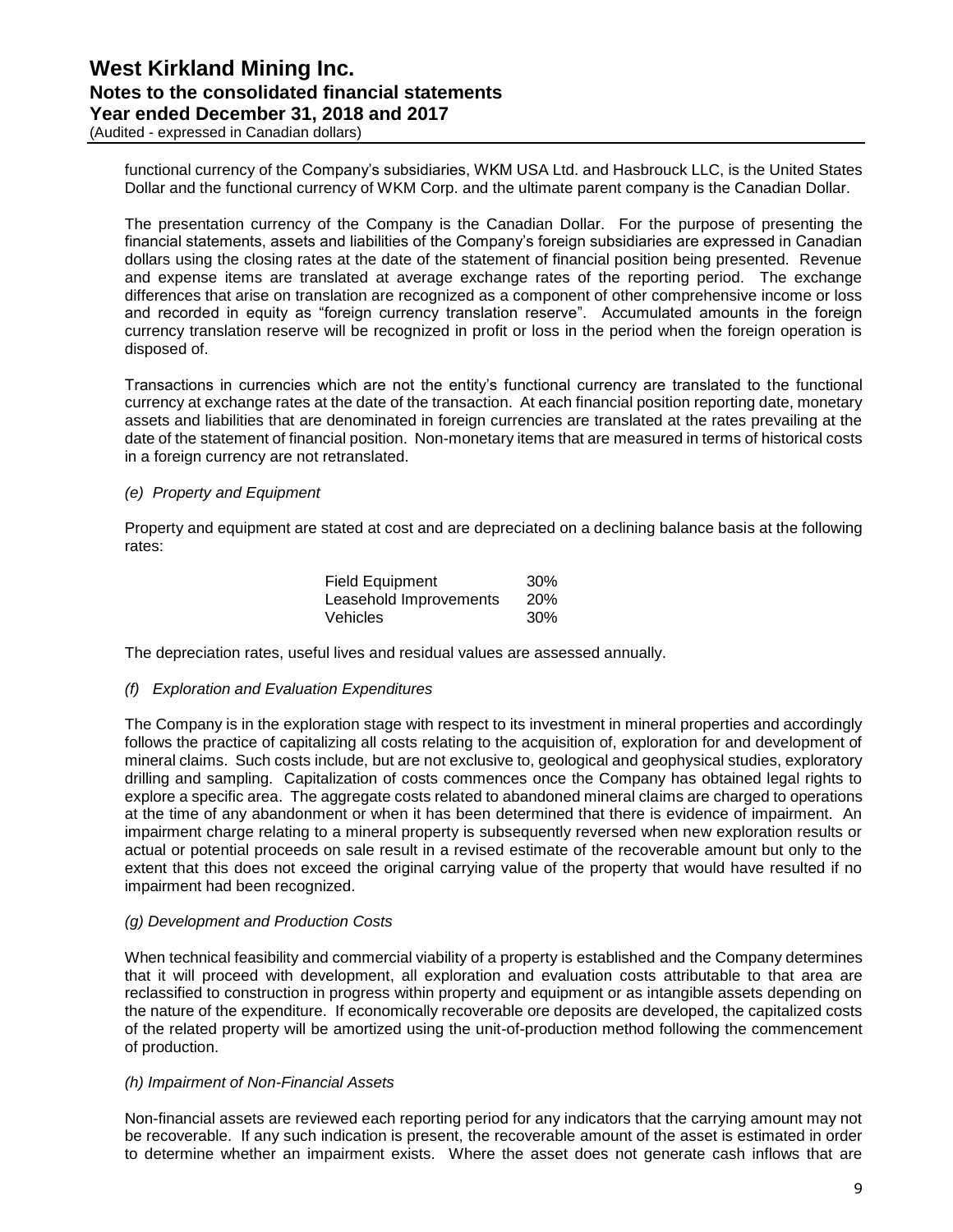functional currency of the Company's subsidiaries, WKM USA Ltd. and Hasbrouck LLC, is the United States Dollar and the functional currency of WKM Corp. and the ultimate parent company is the Canadian Dollar.

The presentation currency of the Company is the Canadian Dollar. For the purpose of presenting the financial statements, assets and liabilities of the Company's foreign subsidiaries are expressed in Canadian dollars using the closing rates at the date of the statement of financial position being presented. Revenue and expense items are translated at average exchange rates of the reporting period. The exchange differences that arise on translation are recognized as a component of other comprehensive income or loss and recorded in equity as "foreign currency translation reserve". Accumulated amounts in the foreign currency translation reserve will be recognized in profit or loss in the period when the foreign operation is disposed of.

Transactions in currencies which are not the entity's functional currency are translated to the functional currency at exchange rates at the date of the transaction. At each financial position reporting date, monetary assets and liabilities that are denominated in foreign currencies are translated at the rates prevailing at the date of the statement of financial position. Non-monetary items that are measured in terms of historical costs in a foreign currency are not retranslated.

*(e) Property and Equipment*

Property and equipment are stated at cost and are depreciated on a declining balance basis at the following rates:

| | |
|---|---|
| Field Equipment | 30% |
| Leasehold Improvements | 20% |
| Vehicles | 30% |

The depreciation rates, useful lives and residual values are assessed annually.

*(f) Exploration and Evaluation Expenditures*

The Company is in the exploration stage with respect to its investment in mineral properties and accordingly follows the practice of capitalizing all costs relating to the acquisition of, exploration for and development of mineral claims. Such costs include, but are not exclusive to, geological and geophysical studies, exploratory drilling and sampling. Capitalization of costs commences once the Company has obtained legal rights to explore a specific area. The aggregate costs related to abandoned mineral claims are charged to operations at the time of any abandonment or when it has been determined that there is evidence of impairment. An impairment charge relating to a mineral property is subsequently reversed when new exploration results or actual or potential proceeds on sale result in a revised estimate of the recoverable amount but only to the extent that this does not exceed the original carrying value of the property that would have resulted if no impairment had been recognized.

*(g) Development and Production Costs*

When technical feasibility and commercial viability of a property is established and the Company determines that it will proceed with development, all exploration and evaluation costs attributable to that area are reclassified to construction in progress within property and equipment or as intangible assets depending on the nature of the expenditure. If economically recoverable ore deposits are developed, the capitalized costs of the related property will be amortized using the unit-of-production method following the commencement of production.

*(h) Impairment of Non-Financial Assets*

Non-financial assets are reviewed each reporting period for any indicators that the carrying amount may not be recoverable. If any such indication is present, the recoverable amount of the asset is estimated in order to determine whether an impairment exists. Where the asset does not generate cash inflows that are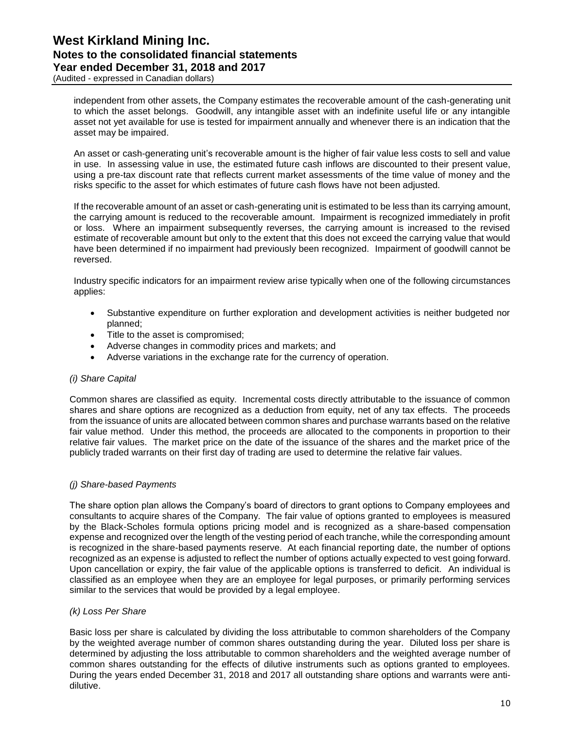independent from other assets, the Company estimates the recoverable amount of the cash-generating unit to which the asset belongs. Goodwill, any intangible asset with an indefinite useful life or any intangible asset not yet available for use is tested for impairment annually and whenever there is an indication that the asset may be impaired.

An asset or cash-generating unit's recoverable amount is the higher of fair value less costs to sell and value in use. In assessing value in use, the estimated future cash inflows are discounted to their present value, using a pre-tax discount rate that reflects current market assessments of the time value of money and the risks specific to the asset for which estimates of future cash flows have not been adjusted.

If the recoverable amount of an asset or cash-generating unit is estimated to be less than its carrying amount, the carrying amount is reduced to the recoverable amount. Impairment is recognized immediately in profit or loss. Where an impairment subsequently reverses, the carrying amount is increased to the revised estimate of recoverable amount but only to the extent that this does not exceed the carrying value that would have been determined if no impairment had previously been recognized. Impairment of goodwill cannot be reversed.

Industry specific indicators for an impairment review arise typically when one of the following circumstances applies:

- Substantive expenditure on further exploration and development activities is neither budgeted nor planned;
- Title to the asset is compromised;
- Adverse changes in commodity prices and markets; and
- Adverse variations in the exchange rate for the currency of operation.

*(i) Share Capital*

Common shares are classified as equity. Incremental costs directly attributable to the issuance of common shares and share options are recognized as a deduction from equity, net of any tax effects. The proceeds from the issuance of units are allocated between common shares and purchase warrants based on the relative fair value method. Under this method, the proceeds are allocated to the components in proportion to their relative fair values. The market price on the date of the issuance of the shares and the market price of the publicly traded warrants on their first day of trading are used to determine the relative fair values.

*(j) Share-based Payments*

The share option plan allows the Company's board of directors to grant options to Company employees and consultants to acquire shares of the Company. The fair value of options granted to employees is measured by the Black-Scholes formula options pricing model and is recognized as a share-based compensation expense and recognized over the length of the vesting period of each tranche, while the corresponding amount is recognized in the share-based payments reserve. At each financial reporting date, the number of options recognized as an expense is adjusted to reflect the number of options actually expected to vest going forward. Upon cancellation or expiry, the fair value of the applicable options is transferred to deficit. An individual is classified as an employee when they are an employee for legal purposes, or primarily performing services similar to the services that would be provided by a legal employee.

*(k) Loss Per Share*

Basic loss per share is calculated by dividing the loss attributable to common shareholders of the Company by the weighted average number of common shares outstanding during the year. Diluted loss per share is determined by adjusting the loss attributable to common shareholders and the weighted average number of common shares outstanding for the effects of dilutive instruments such as options granted to employees. During the years ended December 31, 2018 and 2017 all outstanding share options and warrants were anti-dilutive.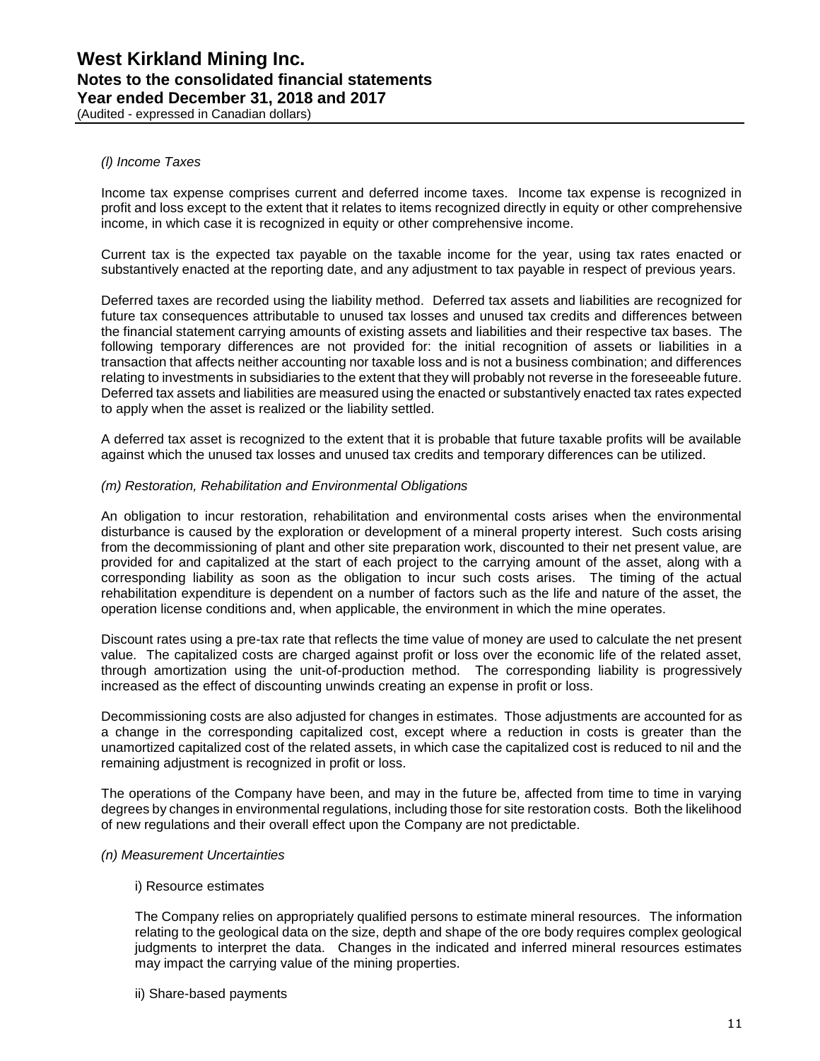*(l) Income Taxes*

Income tax expense comprises current and deferred income taxes. Income tax expense is recognized in profit and loss except to the extent that it relates to items recognized directly in equity or other comprehensive income, in which case it is recognized in equity or other comprehensive income.

Current tax is the expected tax payable on the taxable income for the year, using tax rates enacted or substantively enacted at the reporting date, and any adjustment to tax payable in respect of previous years.

Deferred taxes are recorded using the liability method. Deferred tax assets and liabilities are recognized for future tax consequences attributable to unused tax losses and unused tax credits and differences between the financial statement carrying amounts of existing assets and liabilities and their respective tax bases. The following temporary differences are not provided for: the initial recognition of assets or liabilities in a transaction that affects neither accounting nor taxable loss and is not a business combination; and differences relating to investments in subsidiaries to the extent that they will probably not reverse in the foreseeable future. Deferred tax assets and liabilities are measured using the enacted or substantively enacted tax rates expected to apply when the asset is realized or the liability settled.

A deferred tax asset is recognized to the extent that it is probable that future taxable profits will be available against which the unused tax losses and unused tax credits and temporary differences can be utilized.

*(m) Restoration, Rehabilitation and Environmental Obligations*

An obligation to incur restoration, rehabilitation and environmental costs arises when the environmental disturbance is caused by the exploration or development of a mineral property interest. Such costs arising from the decommissioning of plant and other site preparation work, discounted to their net present value, are provided for and capitalized at the start of each project to the carrying amount of the asset, along with a corresponding liability as soon as the obligation to incur such costs arises. The timing of the actual rehabilitation expenditure is dependent on a number of factors such as the life and nature of the asset, the operation license conditions and, when applicable, the environment in which the mine operates.

Discount rates using a pre-tax rate that reflects the time value of money are used to calculate the net present value. The capitalized costs are charged against profit or loss over the economic life of the related asset, through amortization using the unit-of-production method. The corresponding liability is progressively increased as the effect of discounting unwinds creating an expense in profit or loss.

Decommissioning costs are also adjusted for changes in estimates. Those adjustments are accounted for as a change in the corresponding capitalized cost, except where a reduction in costs is greater than the unamortized capitalized cost of the related assets, in which case the capitalized cost is reduced to nil and the remaining adjustment is recognized in profit or loss.

The operations of the Company have been, and may in the future be, affected from time to time in varying degrees by changes in environmental regulations, including those for site restoration costs. Both the likelihood of new regulations and their overall effect upon the Company are not predictable.

*(n) Measurement Uncertainties*

i) Resource estimates

The Company relies on appropriately qualified persons to estimate mineral resources. The information relating to the geological data on the size, depth and shape of the ore body requires complex geological judgments to interpret the data. Changes in the indicated and inferred mineral resources estimates may impact the carrying value of the mining properties.

ii) Share-based payments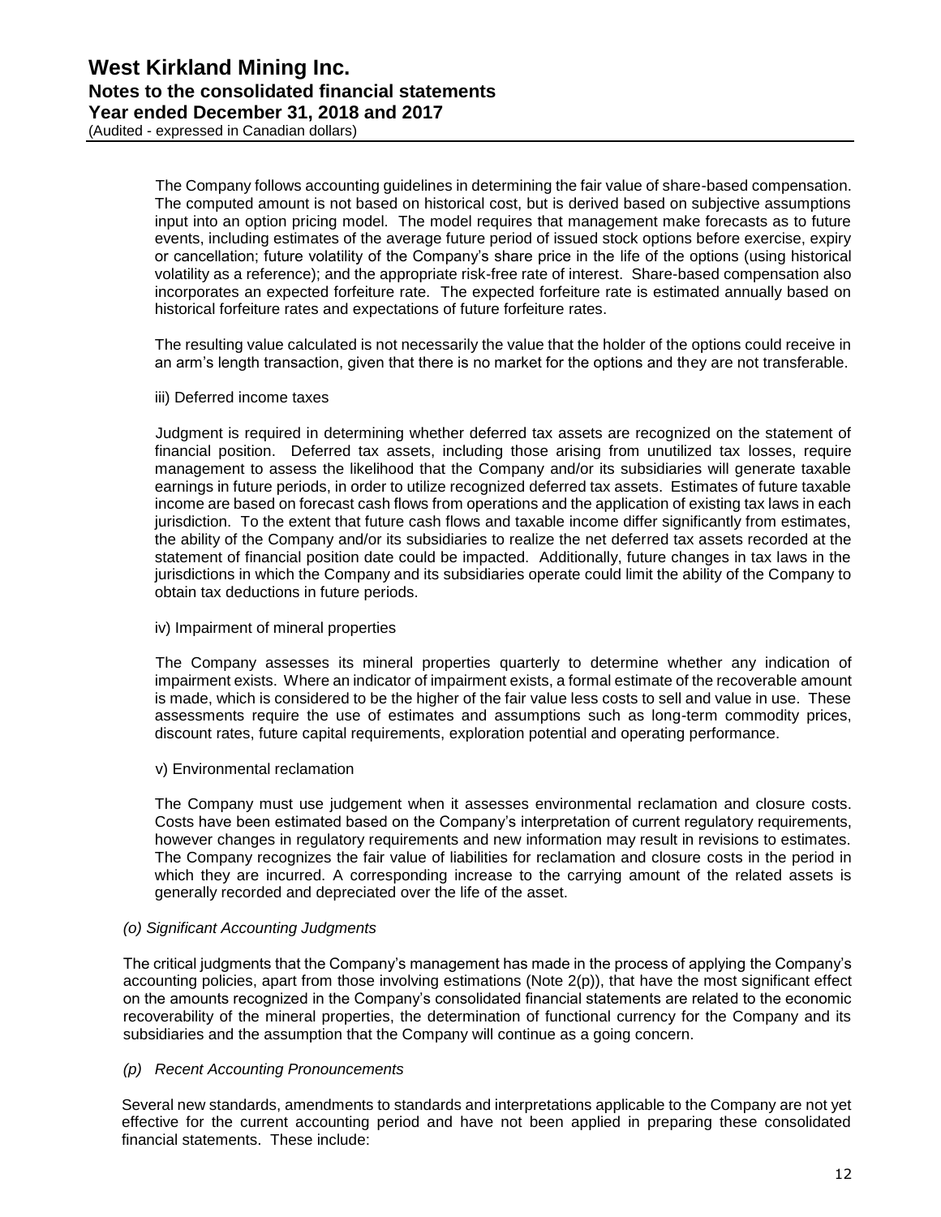The Company follows accounting guidelines in determining the fair value of share-based compensation. The computed amount is not based on historical cost, but is derived based on subjective assumptions input into an option pricing model. The model requires that management make forecasts as to future events, including estimates of the average future period of issued stock options before exercise, expiry or cancellation; future volatility of the Company's share price in the life of the options (using historical volatility as a reference); and the appropriate risk-free rate of interest. Share-based compensation also incorporates an expected forfeiture rate. The expected forfeiture rate is estimated annually based on historical forfeiture rates and expectations of future forfeiture rates.

The resulting value calculated is not necessarily the value that the holder of the options could receive in an arm's length transaction, given that there is no market for the options and they are not transferable.

iii) Deferred income taxes

Judgment is required in determining whether deferred tax assets are recognized on the statement of financial position. Deferred tax assets, including those arising from unutilized tax losses, require management to assess the likelihood that the Company and/or its subsidiaries will generate taxable earnings in future periods, in order to utilize recognized deferred tax assets. Estimates of future taxable income are based on forecast cash flows from operations and the application of existing tax laws in each jurisdiction. To the extent that future cash flows and taxable income differ significantly from estimates, the ability of the Company and/or its subsidiaries to realize the net deferred tax assets recorded at the statement of financial position date could be impacted. Additionally, future changes in tax laws in the jurisdictions in which the Company and its subsidiaries operate could limit the ability of the Company to obtain tax deductions in future periods.

iv) Impairment of mineral properties

The Company assesses its mineral properties quarterly to determine whether any indication of impairment exists. Where an indicator of impairment exists, a formal estimate of the recoverable amount is made, which is considered to be the higher of the fair value less costs to sell and value in use. These assessments require the use of estimates and assumptions such as long-term commodity prices, discount rates, future capital requirements, exploration potential and operating performance.

v) Environmental reclamation

The Company must use judgement when it assesses environmental reclamation and closure costs. Costs have been estimated based on the Company's interpretation of current regulatory requirements, however changes in regulatory requirements and new information may result in revisions to estimates. The Company recognizes the fair value of liabilities for reclamation and closure costs in the period in which they are incurred. A corresponding increase to the carrying amount of the related assets is generally recorded and depreciated over the life of the asset.

*(o) Significant Accounting Judgments*

The critical judgments that the Company's management has made in the process of applying the Company's accounting policies, apart from those involving estimations (Note 2(p)), that have the most significant effect on the amounts recognized in the Company's consolidated financial statements are related to the economic recoverability of the mineral properties, the determination of functional currency for the Company and its subsidiaries and the assumption that the Company will continue as a going concern.

*(p) Recent Accounting Pronouncements*

Several new standards, amendments to standards and interpretations applicable to the Company are not yet effective for the current accounting period and have not been applied in preparing these consolidated financial statements. These include: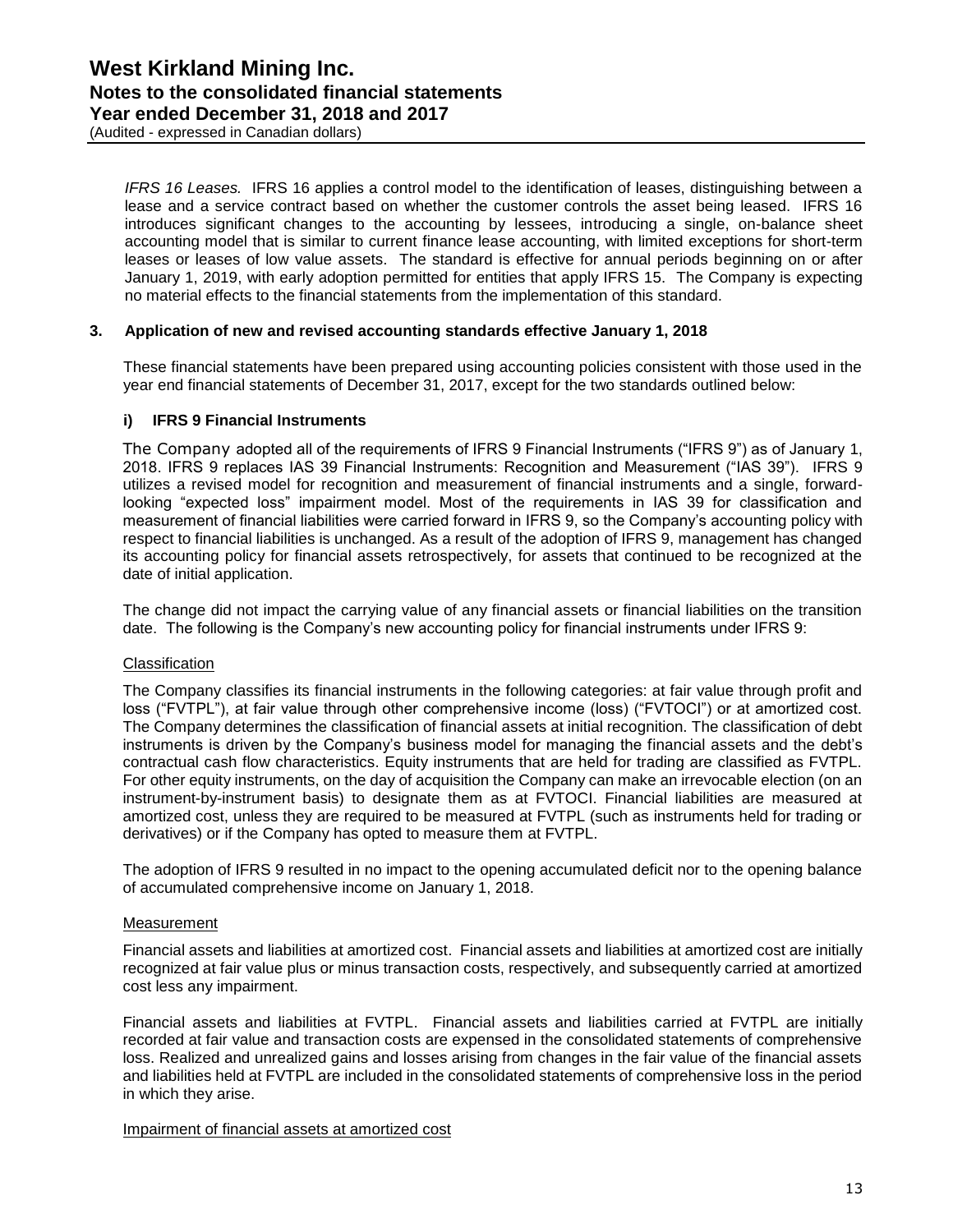*IFRS 16 Leases.* IFRS 16 applies a control model to the identification of leases, distinguishing between a lease and a service contract based on whether the customer controls the asset being leased. IFRS 16 introduces significant changes to the accounting by lessees, introducing a single, on-balance sheet accounting model that is similar to current finance lease accounting, with limited exceptions for short-term leases or leases of low value assets. The standard is effective for annual periods beginning on or after January 1, 2019, with early adoption permitted for entities that apply IFRS 15. The Company is expecting no material effects to the financial statements from the implementation of this standard.

## 3. Application of new and revised accounting standards effective January 1, 2018

These financial statements have been prepared using accounting policies consistent with those used in the year end financial statements of December 31, 2017, except for the two standards outlined below:

### i) IFRS 9 Financial Instruments

The Company adopted all of the requirements of IFRS 9 Financial Instruments ("IFRS 9") as of January 1, 2018. IFRS 9 replaces IAS 39 Financial Instruments: Recognition and Measurement ("IAS 39"). IFRS 9 utilizes a revised model for recognition and measurement of financial instruments and a single, forward-looking "expected loss" impairment model. Most of the requirements in IAS 39 for classification and measurement of financial liabilities were carried forward in IFRS 9, so the Company's accounting policy with respect to financial liabilities is unchanged. As a result of the adoption of IFRS 9, management has changed its accounting policy for financial assets retrospectively, for assets that continued to be recognized at the date of initial application.

The change did not impact the carrying value of any financial assets or financial liabilities on the transition date. The following is the Company's new accounting policy for financial instruments under IFRS 9:

Classification

The Company classifies its financial instruments in the following categories: at fair value through profit and loss ("FVTPL"), at fair value through other comprehensive income (loss) ("FVTOCI") or at amortized cost. The Company determines the classification of financial assets at initial recognition. The classification of debt instruments is driven by the Company's business model for managing the financial assets and the debt's contractual cash flow characteristics. Equity instruments that are held for trading are classified as FVTPL. For other equity instruments, on the day of acquisition the Company can make an irrevocable election (on an instrument-by-instrument basis) to designate them as at FVTOCI. Financial liabilities are measured at amortized cost, unless they are required to be measured at FVTPL (such as instruments held for trading or derivatives) or if the Company has opted to measure them at FVTPL.

The adoption of IFRS 9 resulted in no impact to the opening accumulated deficit nor to the opening balance of accumulated comprehensive income on January 1, 2018.

Measurement

Financial assets and liabilities at amortized cost. Financial assets and liabilities at amortized cost are initially recognized at fair value plus or minus transaction costs, respectively, and subsequently carried at amortized cost less any impairment.

Financial assets and liabilities at FVTPL. Financial assets and liabilities carried at FVTPL are initially recorded at fair value and transaction costs are expensed in the consolidated statements of comprehensive loss. Realized and unrealized gains and losses arising from changes in the fair value of the financial assets and liabilities held at FVTPL are included in the consolidated statements of comprehensive loss in the period in which they arise.

Impairment of financial assets at amortized cost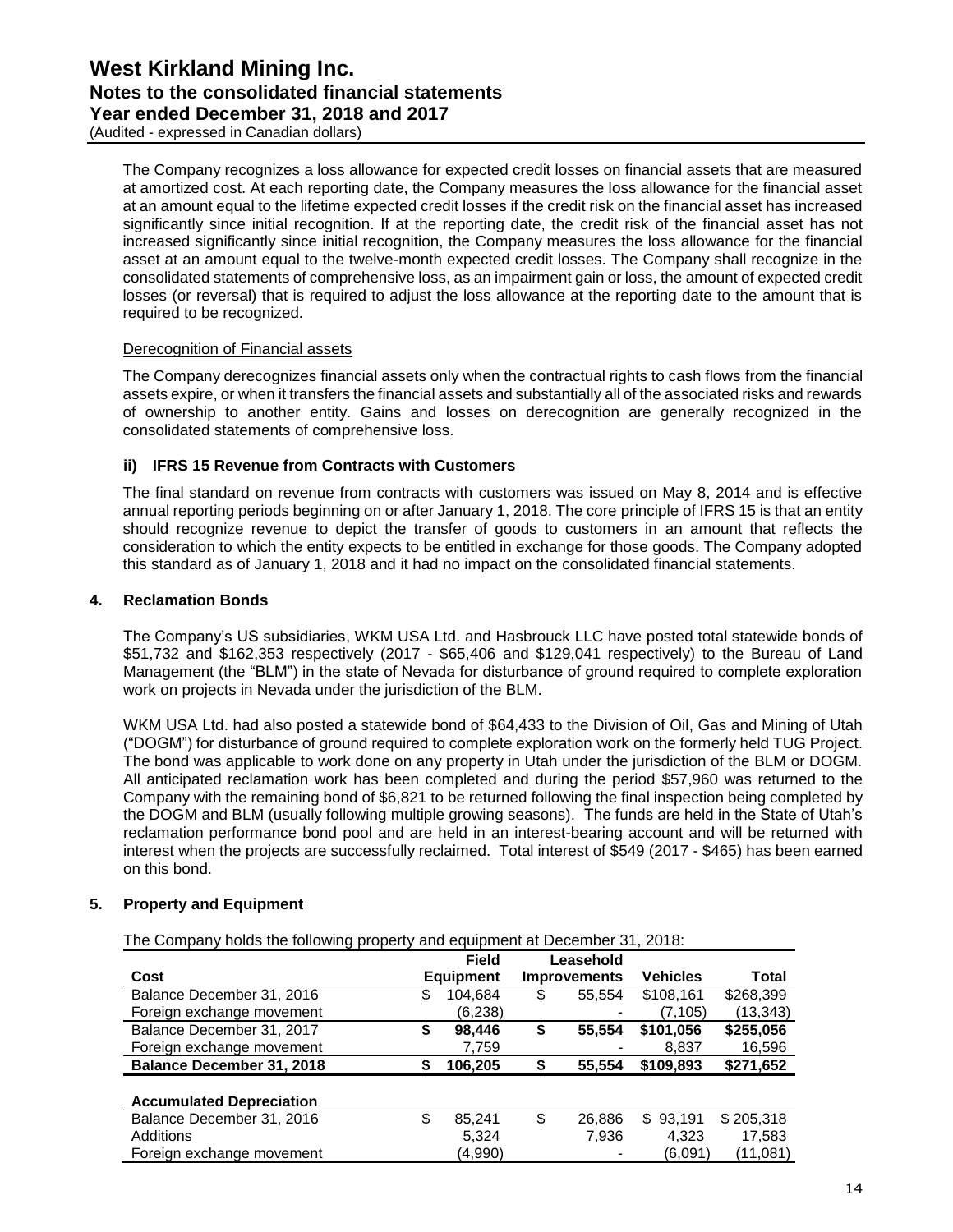The Company recognizes a loss allowance for expected credit losses on financial assets that are measured at amortized cost. At each reporting date, the Company measures the loss allowance for the financial asset at an amount equal to the lifetime expected credit losses if the credit risk on the financial asset has increased significantly since initial recognition. If at the reporting date, the credit risk of the financial asset has not increased significantly since initial recognition, the Company measures the loss allowance for the financial asset at an amount equal to the twelve-month expected credit losses. The Company shall recognize in the consolidated statements of comprehensive loss, as an impairment gain or loss, the amount of expected credit losses (or reversal) that is required to adjust the loss allowance at the reporting date to the amount that is required to be recognized.

Derecognition of Financial assets

The Company derecognizes financial assets only when the contractual rights to cash flows from the financial assets expire, or when it transfers the financial assets and substantially all of the associated risks and rewards of ownership to another entity. Gains and losses on derecognition are generally recognized in the consolidated statements of comprehensive loss.

### ii) IFRS 15 Revenue from Contracts with Customers

The final standard on revenue from contracts with customers was issued on May 8, 2014 and is effective annual reporting periods beginning on or after January 1, 2018. The core principle of IFRS 15 is that an entity should recognize revenue to depict the transfer of goods to customers in an amount that reflects the consideration to which the entity expects to be entitled in exchange for those goods. The Company adopted this standard as of January 1, 2018 and it had no impact on the consolidated financial statements.

## 4. Reclamation Bonds

The Company's US subsidiaries, WKM USA Ltd. and Hasbrouck LLC have posted total statewide bonds of $51,732 and $162,353 respectively (2017 - $65,406 and $129,041 respectively) to the Bureau of Land Management (the "BLM") in the state of Nevada for disturbance of ground required to complete exploration work on projects in Nevada under the jurisdiction of the BLM.

WKM USA Ltd. had also posted a statewide bond of $64,433 to the Division of Oil, Gas and Mining of Utah ("DOGM") for disturbance of ground required to complete exploration work on the formerly held TUG Project. The bond was applicable to work done on any property in Utah under the jurisdiction of the BLM or DOGM. All anticipated reclamation work has been completed and during the period $57,960 was returned to the Company with the remaining bond of $6,821 to be returned following the final inspection being completed by the DOGM and BLM (usually following multiple growing seasons). The funds are held in the State of Utah's reclamation performance bond pool and are held in an interest-bearing account and will be returned with interest when the projects are successfully reclaimed. Total interest of $549 (2017 - $465) has been earned on this bond.

## 5. Property and Equipment

The Company holds the following property and equipment at December 31, 2018:

| Cost | Field Equipment | Leasehold Improvements | Vehicles | Total |
|---|---|---|---|---|
| Balance December 31, 2016 | $ 104,684 | $ 55,554 | $108,161 | $268,399 |
| Foreign exchange movement | (6,238) | - | (7,105) | (13,343) |
| **Balance December 31, 2017** | **$ 98,446** | **$ 55,554** | **$101,056** | **$255,056** |
| Foreign exchange movement | 7,759 | - | 8,837 | 16,596 |
| **Balance December 31, 2018** | **$ 106,205** | **$ 55,554** | **$109,893** | **$271,652** |
| | | | | |
| **Accumulated Depreciation** | | | | |
| Balance December 31, 2016 | $ 85,241 | $ 26,886 | $ 93,191 | $ 205,318 |
| Additions | 5,324 | 7,936 | 4,323 | 17,583 |
| Foreign exchange movement | (4,990) | - | (6,091) | (11,081) |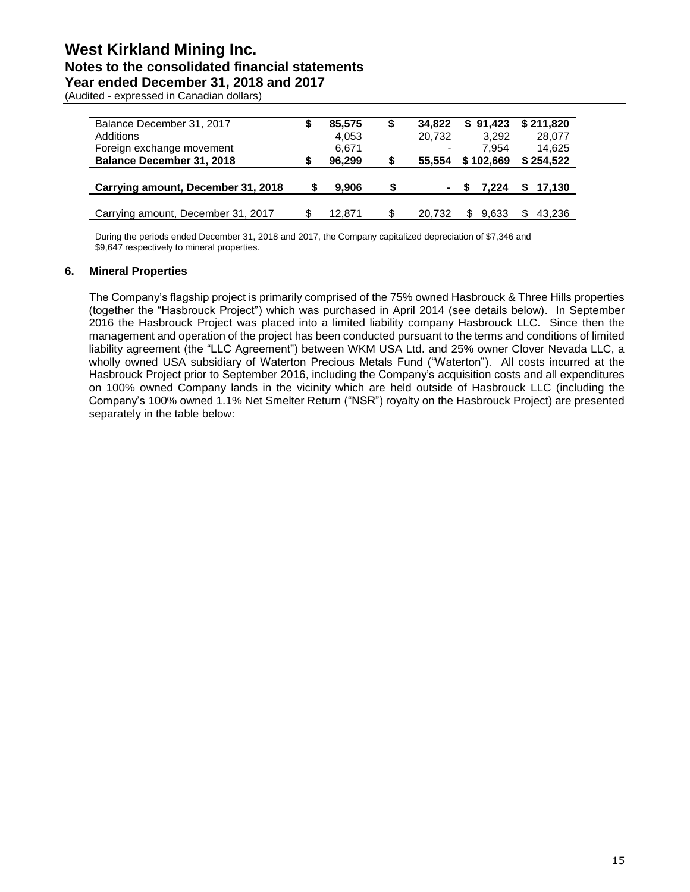| | | | | |
|---|---|---|---|---|
| Balance December 31, 2017 | $ 85,575 | $ 34,822 | $ 91,423 | $ 211,820 |
| Additions | 4,053 | 20,732 | 3,292 | 28,077 |
| Foreign exchange movement | 6,671 | - | 7,954 | 14,625 |
| **Balance December 31, 2018** | **$ 96,299** | **$ 55,554** | **$ 102,669** | **$ 254,522** |
| **Carrying amount, December 31, 2018** | **$ 9,906** | **$ -** | **$ 7,224** | **$ 17,130** |
| Carrying amount, December 31, 2017 | $ 12,871 | $ 20,732 | $ 9,633 | $ 43,236 |

During the periods ended December 31, 2018 and 2017, the Company capitalized depreciation of $7,346 and $9,647 respectively to mineral properties.

## 6. Mineral Properties

The Company's flagship project is primarily comprised of the 75% owned Hasbrouck & Three Hills properties (together the "Hasbrouck Project") which was purchased in April 2014 (see details below). In September 2016 the Hasbrouck Project was placed into a limited liability company Hasbrouck LLC. Since then the management and operation of the project has been conducted pursuant to the terms and conditions of limited liability agreement (the "LLC Agreement") between WKM USA Ltd. and 25% owner Clover Nevada LLC, a wholly owned USA subsidiary of Waterton Precious Metals Fund ("Waterton"). All costs incurred at the Hasbrouck Project prior to September 2016, including the Company's acquisition costs and all expenditures on 100% owned Company lands in the vicinity which are held outside of Hasbrouck LLC (including the Company's 100% owned 1.1% Net Smelter Return ("NSR") royalty on the Hasbrouck Project) are presented separately in the table below: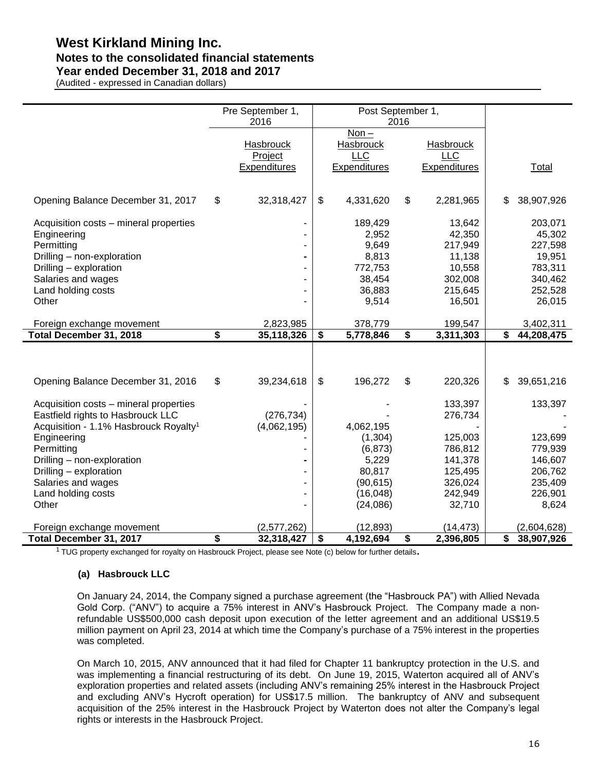|  | Pre September 1, 2016 | Post September 1, 2016 |  |  |
|---|---|---|---|---|
|  | Hasbrouck Project Expenditures | Non – Hasbrouck LLC Expenditures | Hasbrouck LLC Expenditures | Total |
| Opening Balance December 31, 2017 | $ 32,318,427 | $ 4,331,620 | $ 2,281,965 | $ 38,907,926 |
| Acquisition costs – mineral properties | - | 189,429 | 13,642 | 203,071 |
| Engineering | - | 2,952 | 42,350 | 45,302 |
| Permitting | - | 9,649 | 217,949 | 227,598 |
| Drilling – non-exploration | - | 8,813 | 11,138 | 19,951 |
| Drilling – exploration | - | 772,753 | 10,558 | 783,311 |
| Salaries and wages | - | 38,454 | 302,008 | 340,462 |
| Land holding costs | - | 36,883 | 215,645 | 252,528 |
| Other | - | 9,514 | 16,501 | 26,015 |
| Foreign exchange movement | 2,823,985 | 378,779 | 199,547 | 3,402,311 |
| **Total December 31, 2018** | **$ 35,118,326** | **$ 5,778,846** | **$ 3,311,303** | **$ 44,208,475** |
| Opening Balance December 31, 2016 | $ 39,234,618 | $ 196,272 | $ 220,326 | $ 39,651,216 |
| Acquisition costs – mineral properties | - | - | 133,397 | 133,397 |
| Eastfield rights to Hasbrouck LLC | (276,734) | - | 276,734 | - |
| Acquisition - 1.1% Hasbrouck Royalty[1] | (4,062,195) | 4,062,195 | - | - |
| Engineering | - | (1,304) | 125,003 | 123,699 |
| Permitting | - | (6,873) | 786,812 | 779,939 |
| Drilling – non-exploration | - | 5,229 | 141,378 | 146,607 |
| Drilling – exploration | - | 80,817 | 125,495 | 206,762 |
| Salaries and wages | - | (90,615) | 326,024 | 235,409 |
| Land holding costs | - | (16,048) | 242,949 | 226,901 |
| Other | - | (24,086) | 32,710 | 8,624 |
| Foreign exchange movement | (2,577,262) | (12,893) | (14,473) | (2,604,628) |
| **Total December 31, 2017** | **$ 32,318,427** | **$ 4,192,694** | **$ 2,396,805** | **$ 38,907,926** |

[1] TUG property exchanged for royalty on Hasbrouck Project, please see Note (c) below for further details.

**(a) Hasbrouck LLC**

On January 24, 2014, the Company signed a purchase agreement (the "Hasbrouck PA") with Allied Nevada Gold Corp. ("ANV") to acquire a 75% interest in ANV's Hasbrouck Project. The Company made a non-refundable US$500,000 cash deposit upon execution of the letter agreement and an additional US$19.5 million payment on April 23, 2014 at which time the Company's purchase of a 75% interest in the properties was completed.

On March 10, 2015, ANV announced that it had filed for Chapter 11 bankruptcy protection in the U.S. and was implementing a financial restructuring of its debt. On June 19, 2015, Waterton acquired all of ANV's exploration properties and related assets (including ANV's remaining 25% interest in the Hasbrouck Project and excluding ANV's Hycroft operation) for US$17.5 million. The bankruptcy of ANV and subsequent acquisition of the 25% interest in the Hasbrouck Project by Waterton does not alter the Company's legal rights or interests in the Hasbrouck Project.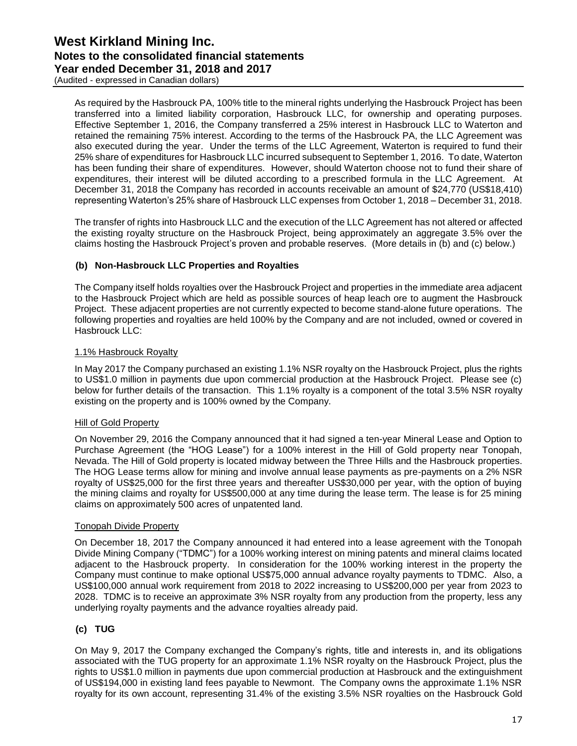As required by the Hasbrouck PA, 100% title to the mineral rights underlying the Hasbrouck Project has been transferred into a limited liability corporation, Hasbrouck LLC, for ownership and operating purposes. Effective September 1, 2016, the Company transferred a 25% interest in Hasbrouck LLC to Waterton and retained the remaining 75% interest. According to the terms of the Hasbrouck PA, the LLC Agreement was also executed during the year. Under the terms of the LLC Agreement, Waterton is required to fund their 25% share of expenditures for Hasbrouck LLC incurred subsequent to September 1, 2016. To date, Waterton has been funding their share of expenditures. However, should Waterton choose not to fund their share of expenditures, their interest will be diluted according to a prescribed formula in the LLC Agreement. At December 31, 2018 the Company has recorded in accounts receivable an amount of $24,770 (US$18,410) representing Waterton's 25% share of Hasbrouck LLC expenses from October 1, 2018 – December 31, 2018.

The transfer of rights into Hasbrouck LLC and the execution of the LLC Agreement has not altered or affected the existing royalty structure on the Hasbrouck Project, being approximately an aggregate 3.5% over the claims hosting the Hasbrouck Project's proven and probable reserves. (More details in (b) and (c) below.)

### (b) Non-Hasbrouck LLC Properties and Royalties

The Company itself holds royalties over the Hasbrouck Project and properties in the immediate area adjacent to the Hasbrouck Project which are held as possible sources of heap leach ore to augment the Hasbrouck Project. These adjacent properties are not currently expected to become stand-alone future operations. The following properties and royalties are held 100% by the Company and are not included, owned or covered in Hasbrouck LLC:

1.1% Hasbrouck Royalty

In May 2017 the Company purchased an existing 1.1% NSR royalty on the Hasbrouck Project, plus the rights to US$1.0 million in payments due upon commercial production at the Hasbrouck Project. Please see (c) below for further details of the transaction. This 1.1% royalty is a component of the total 3.5% NSR royalty existing on the property and is 100% owned by the Company.

Hill of Gold Property

On November 29, 2016 the Company announced that it had signed a ten-year Mineral Lease and Option to Purchase Agreement (the "HOG Lease") for a 100% interest in the Hill of Gold property near Tonopah, Nevada. The Hill of Gold property is located midway between the Three Hills and the Hasbrouck properties. The HOG Lease terms allow for mining and involve annual lease payments as pre-payments on a 2% NSR royalty of US$25,000 for the first three years and thereafter US$30,000 per year, with the option of buying the mining claims and royalty for US$500,000 at any time during the lease term. The lease is for 25 mining claims on approximately 500 acres of unpatented land.

Tonopah Divide Property

On December 18, 2017 the Company announced it had entered into a lease agreement with the Tonopah Divide Mining Company ("TDMC") for a 100% working interest on mining patents and mineral claims located adjacent to the Hasbrouck property. In consideration for the 100% working interest in the property the Company must continue to make optional US$75,000 annual advance royalty payments to TDMC. Also, a US$100,000 annual work requirement from 2018 to 2022 increasing to US$200,000 per year from 2023 to 2028. TDMC is to receive an approximate 3% NSR royalty from any production from the property, less any underlying royalty payments and the advance royalties already paid.

### (c) TUG

On May 9, 2017 the Company exchanged the Company's rights, title and interests in, and its obligations associated with the TUG property for an approximate 1.1% NSR royalty on the Hasbrouck Project, plus the rights to US$1.0 million in payments due upon commercial production at Hasbrouck and the extinguishment of US$194,000 in existing land fees payable to Newmont. The Company owns the approximate 1.1% NSR royalty for its own account, representing 31.4% of the existing 3.5% NSR royalties on the Hasbrouck Gold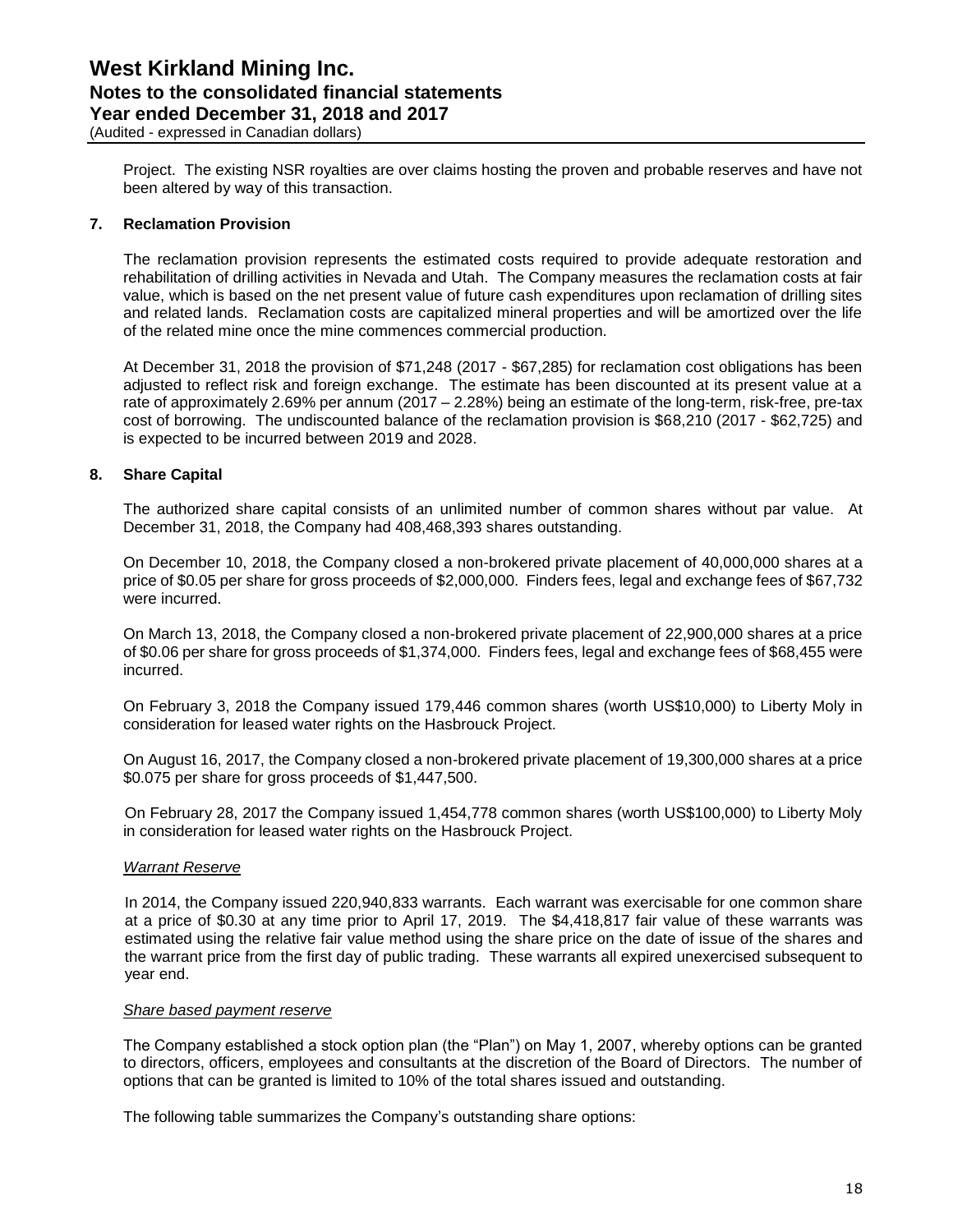Project. The existing NSR royalties are over claims hosting the proven and probable reserves and have not been altered by way of this transaction.

## 7. Reclamation Provision

The reclamation provision represents the estimated costs required to provide adequate restoration and rehabilitation of drilling activities in Nevada and Utah. The Company measures the reclamation costs at fair value, which is based on the net present value of future cash expenditures upon reclamation of drilling sites and related lands. Reclamation costs are capitalized mineral properties and will be amortized over the life of the related mine once the mine commences commercial production.

At December 31, 2018 the provision of $71,248 (2017 - $67,285) for reclamation cost obligations has been adjusted to reflect risk and foreign exchange. The estimate has been discounted at its present value at a rate of approximately 2.69% per annum (2017 – 2.28%) being an estimate of the long-term, risk-free, pre-tax cost of borrowing. The undiscounted balance of the reclamation provision is $68,210 (2017 - $62,725) and is expected to be incurred between 2019 and 2028.

## 8. Share Capital

The authorized share capital consists of an unlimited number of common shares without par value. At December 31, 2018, the Company had 408,468,393 shares outstanding.

On December 10, 2018, the Company closed a non-brokered private placement of 40,000,000 shares at a price of $0.05 per share for gross proceeds of $2,000,000. Finders fees, legal and exchange fees of $67,732 were incurred.

On March 13, 2018, the Company closed a non-brokered private placement of 22,900,000 shares at a price of $0.06 per share for gross proceeds of $1,374,000. Finders fees, legal and exchange fees of $68,455 were incurred.

On February 3, 2018 the Company issued 179,446 common shares (worth US$10,000) to Liberty Moly in consideration for leased water rights on the Hasbrouck Project.

On August 16, 2017, the Company closed a non-brokered private placement of 19,300,000 shares at a price $0.075 per share for gross proceeds of $1,447,500.

On February 28, 2017 the Company issued 1,454,778 common shares (worth US$100,000) to Liberty Moly in consideration for leased water rights on the Hasbrouck Project.

*Warrant Reserve*

In 2014, the Company issued 220,940,833 warrants. Each warrant was exercisable for one common share at a price of $0.30 at any time prior to April 17, 2019. The $4,418,817 fair value of these warrants was estimated using the relative fair value method using the share price on the date of issue of the shares and the warrant price from the first day of public trading. These warrants all expired unexercised subsequent to year end.

*Share based payment reserve*

The Company established a stock option plan (the "Plan") on May 1, 2007, whereby options can be granted to directors, officers, employees and consultants at the discretion of the Board of Directors. The number of options that can be granted is limited to 10% of the total shares issued and outstanding.

The following table summarizes the Company's outstanding share options: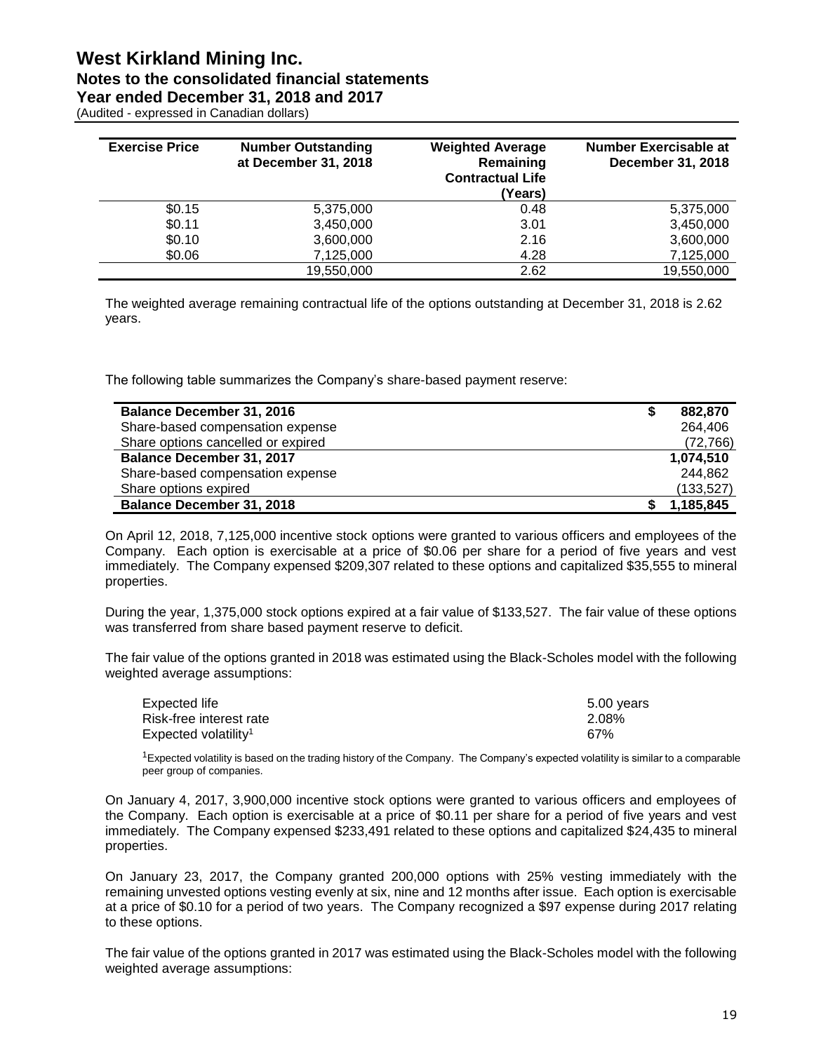| Exercise Price | Number Outstanding at December 31, 2018 | Weighted Average Remaining Contractual Life (Years) | Number Exercisable at December 31, 2018 |
|---|---|---|---|
| $0.15 | 5,375,000 | 0.48 | 5,375,000 |
| $0.11 | 3,450,000 | 3.01 | 3,450,000 |
| $0.10 | 3,600,000 | 2.16 | 3,600,000 |
| $0.06 | 7,125,000 | 4.28 | 7,125,000 |
| | 19,550,000 | 2.62 | 19,550,000 |

The weighted average remaining contractual life of the options outstanding at December 31, 2018 is 2.62 years.

The following table summarizes the Company's share-based payment reserve:

| | |
|---|---|
| **Balance December 31, 2016** | **$ 882,870** |
| Share-based compensation expense | 264,406 |
| Share options cancelled or expired | (72,766) |
| **Balance December 31, 2017** | **1,074,510** |
| Share-based compensation expense | 244,862 |
| Share options expired | (133,527) |
| **Balance December 31, 2018** | **$ 1,185,845** |

On April 12, 2018, 7,125,000 incentive stock options were granted to various officers and employees of the Company. Each option is exercisable at a price of $0.06 per share for a period of five years and vest immediately. The Company expensed $209,307 related to these options and capitalized $35,555 to mineral properties.

During the year, 1,375,000 stock options expired at a fair value of $133,527. The fair value of these options was transferred from share based payment reserve to deficit.

The fair value of the options granted in 2018 was estimated using the Black-Scholes model with the following weighted average assumptions:

| | |
|---|---|
| Expected life | 5.00 years |
| Risk-free interest rate | 2.08% |
| Expected volatility[1] | 67% |

[1]Expected volatility is based on the trading history of the Company. The Company's expected volatility is similar to a comparable peer group of companies.

On January 4, 2017, 3,900,000 incentive stock options were granted to various officers and employees of the Company. Each option is exercisable at a price of $0.11 per share for a period of five years and vest immediately. The Company expensed $233,491 related to these options and capitalized $24,435 to mineral properties.

On January 23, 2017, the Company granted 200,000 options with 25% vesting immediately with the remaining unvested options vesting evenly at six, nine and 12 months after issue. Each option is exercisable at a price of $0.10 for a period of two years. The Company recognized a $97 expense during 2017 relating to these options.

The fair value of the options granted in 2017 was estimated using the Black-Scholes model with the following weighted average assumptions: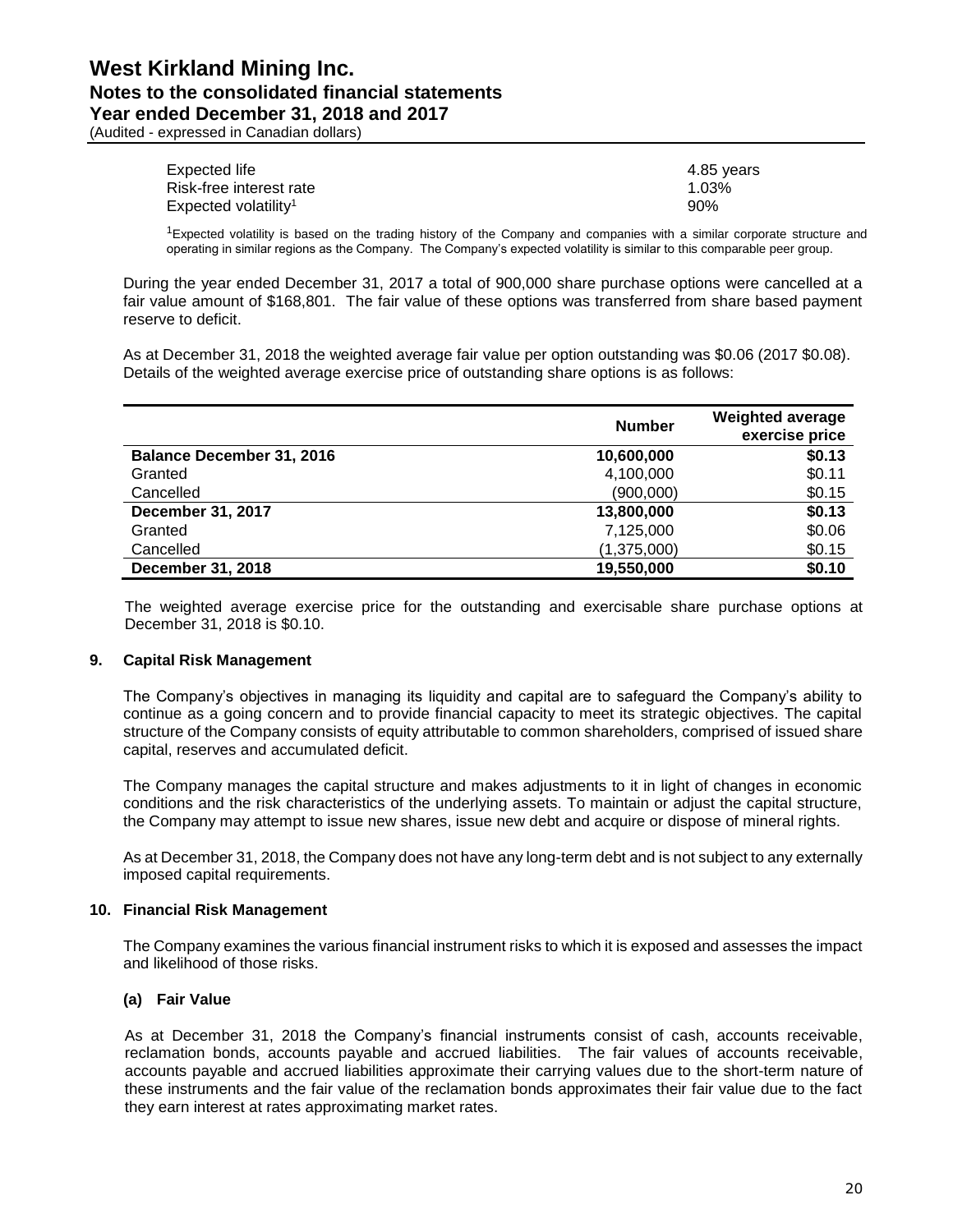| | |
|---|---|
| Expected life | 4.85 years |
| Risk-free interest rate | 1.03% |
| Expected volatility[1] | 90% |

[1]Expected volatility is based on the trading history of the Company and companies with a similar corporate structure and operating in similar regions as the Company. The Company's expected volatility is similar to this comparable peer group.

During the year ended December 31, 2017 a total of 900,000 share purchase options were cancelled at a fair value amount of $168,801. The fair value of these options was transferred from share based payment reserve to deficit.

As at December 31, 2018 the weighted average fair value per option outstanding was $0.06 (2017 $0.08). Details of the weighted average exercise price of outstanding share options is as follows:

| | Number | Weighted average exercise price |
|---|---:|---:|
| **Balance December 31, 2016** | **10,600,000** | **$0.13** |
| Granted | 4,100,000 | $0.11 |
| Cancelled | (900,000) | $0.15 |
| **December 31, 2017** | **13,800,000** | **$0.13** |
| Granted | 7,125,000 | $0.06 |
| Cancelled | (1,375,000) | $0.15 |
| **December 31, 2018** | **19,550,000** | **$0.10** |

The weighted average exercise price for the outstanding and exercisable share purchase options at December 31, 2018 is $0.10.

## 9. Capital Risk Management

The Company's objectives in managing its liquidity and capital are to safeguard the Company's ability to continue as a going concern and to provide financial capacity to meet its strategic objectives. The capital structure of the Company consists of equity attributable to common shareholders, comprised of issued share capital, reserves and accumulated deficit.

The Company manages the capital structure and makes adjustments to it in light of changes in economic conditions and the risk characteristics of the underlying assets. To maintain or adjust the capital structure, the Company may attempt to issue new shares, issue new debt and acquire or dispose of mineral rights.

As at December 31, 2018, the Company does not have any long-term debt and is not subject to any externally imposed capital requirements.

## 10. Financial Risk Management

The Company examines the various financial instrument risks to which it is exposed and assesses the impact and likelihood of those risks.

### (a) Fair Value

As at December 31, 2018 the Company's financial instruments consist of cash, accounts receivable, reclamation bonds, accounts payable and accrued liabilities. The fair values of accounts receivable, accounts payable and accrued liabilities approximate their carrying values due to the short-term nature of these instruments and the fair value of the reclamation bonds approximates their fair value due to the fact they earn interest at rates approximating market rates.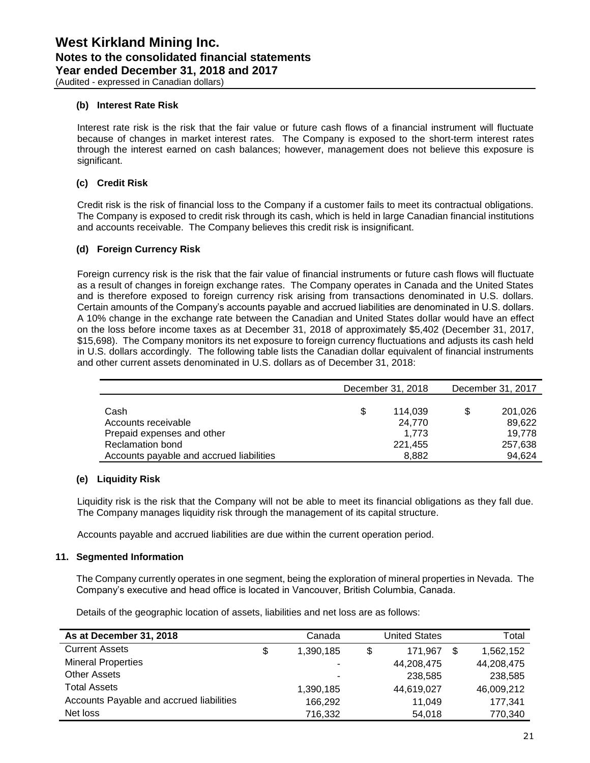### (b) Interest Rate Risk

Interest rate risk is the risk that the fair value or future cash flows of a financial instrument will fluctuate because of changes in market interest rates. The Company is exposed to the short-term interest rates through the interest earned on cash balances; however, management does not believe this exposure is significant.

### (c) Credit Risk

Credit risk is the risk of financial loss to the Company if a customer fails to meet its contractual obligations. The Company is exposed to credit risk through its cash, which is held in large Canadian financial institutions and accounts receivable. The Company believes this credit risk is insignificant.

### (d) Foreign Currency Risk

Foreign currency risk is the risk that the fair value of financial instruments or future cash flows will fluctuate as a result of changes in foreign exchange rates. The Company operates in Canada and the United States and is therefore exposed to foreign currency risk arising from transactions denominated in U.S. dollars. Certain amounts of the Company's accounts payable and accrued liabilities are denominated in U.S. dollars. A 10% change in the exchange rate between the Canadian and United States dollar would have an effect on the loss before income taxes as at December 31, 2018 of approximately $5,402 (December 31, 2017, $15,698). The Company monitors its net exposure to foreign currency fluctuations and adjusts its cash held in U.S. dollars accordingly. The following table lists the Canadian dollar equivalent of financial instruments and other current assets denominated in U.S. dollars as of December 31, 2018:

| | December 31, 2018 | December 31, 2017 |
|---|---|---|
| Cash | $ 114,039 | $ 201,026 |
| Accounts receivable | 24,770 | 89,622 |
| Prepaid expenses and other | 1,773 | 19,778 |
| Reclamation bond | 221,455 | 257,638 |
| Accounts payable and accrued liabilities | 8,882 | 94,624 |

### (e) Liquidity Risk

Liquidity risk is the risk that the Company will not be able to meet its financial obligations as they fall due. The Company manages liquidity risk through the management of its capital structure.

Accounts payable and accrued liabilities are due within the current operation period.

## 11. Segmented Information

The Company currently operates in one segment, being the exploration of mineral properties in Nevada. The Company's executive and head office is located in Vancouver, British Columbia, Canada.

Details of the geographic location of assets, liabilities and net loss are as follows:

| As at December 31, 2018 | Canada | United States | Total |
|---|---|---|---|
| Current Assets | $ 1,390,185 | $ 171,967 | $ 1,562,152 |
| Mineral Properties | - | 44,208,475 | 44,208,475 |
| Other Assets | - | 238,585 | 238,585 |
| Total Assets | 1,390,185 | 44,619,027 | 46,009,212 |
| Accounts Payable and accrued liabilities | 166,292 | 11,049 | 177,341 |
| Net loss | 716,332 | 54,018 | 770,340 |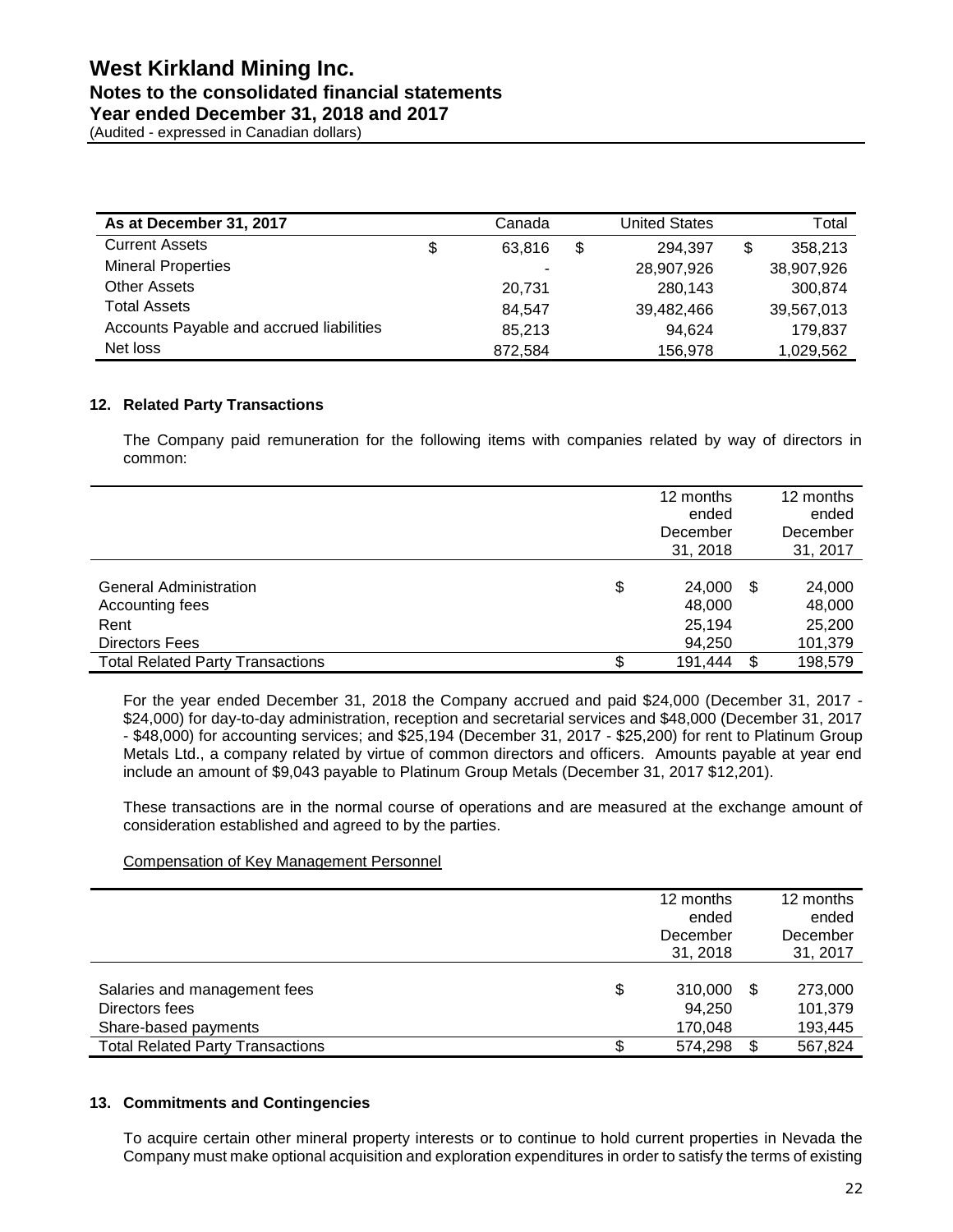| As at December 31, 2017 | Canada | United States | Total |
|---|---|---|---|
| Current Assets | $ 63,816 | $ 294,397 | $ 358,213 |
| Mineral Properties | - | 28,907,926 | 38,907,926 |
| Other Assets | 20,731 | 280,143 | 300,874 |
| Total Assets | 84,547 | 39,482,466 | 39,567,013 |
| Accounts Payable and accrued liabilities | 85,213 | 94,624 | 179,837 |
| Net loss | 872,584 | 156,978 | 1,029,562 |

### 12. Related Party Transactions

The Company paid remuneration for the following items with companies related by way of directors in common:

| | 12 months ended December 31, 2018 | 12 months ended December 31, 2017 |
|---|---|---|
| General Administration | $ 24,000 | $ 24,000 |
| Accounting fees | 48,000 | 48,000 |
| Rent | 25,194 | 25,200 |
| Directors Fees | 94,250 | 101,379 |
| Total Related Party Transactions | $ 191,444 | $ 198,579 |

For the year ended December 31, 2018 the Company accrued and paid $24,000 (December 31, 2017 - $24,000) for day-to-day administration, reception and secretarial services and $48,000 (December 31, 2017 - $48,000) for accounting services; and $25,194 (December 31, 2017 - $25,200) for rent to Platinum Group Metals Ltd., a company related by virtue of common directors and officers. Amounts payable at year end include an amount of $9,043 payable to Platinum Group Metals (December 31, 2017 $12,201).

These transactions are in the normal course of operations and are measured at the exchange amount of consideration established and agreed to by the parties.

Compensation of Key Management Personnel

| | 12 months ended December 31, 2018 | 12 months ended December 31, 2017 |
|---|---|---|
| Salaries and management fees | $ 310,000 | $ 273,000 |
| Directors fees | 94,250 | 101,379 |
| Share-based payments | 170,048 | 193,445 |
| Total Related Party Transactions | $ 574,298 | $ 567,824 |

### 13. Commitments and Contingencies

To acquire certain other mineral property interests or to continue to hold current properties in Nevada the Company must make optional acquisition and exploration expenditures in order to satisfy the terms of existing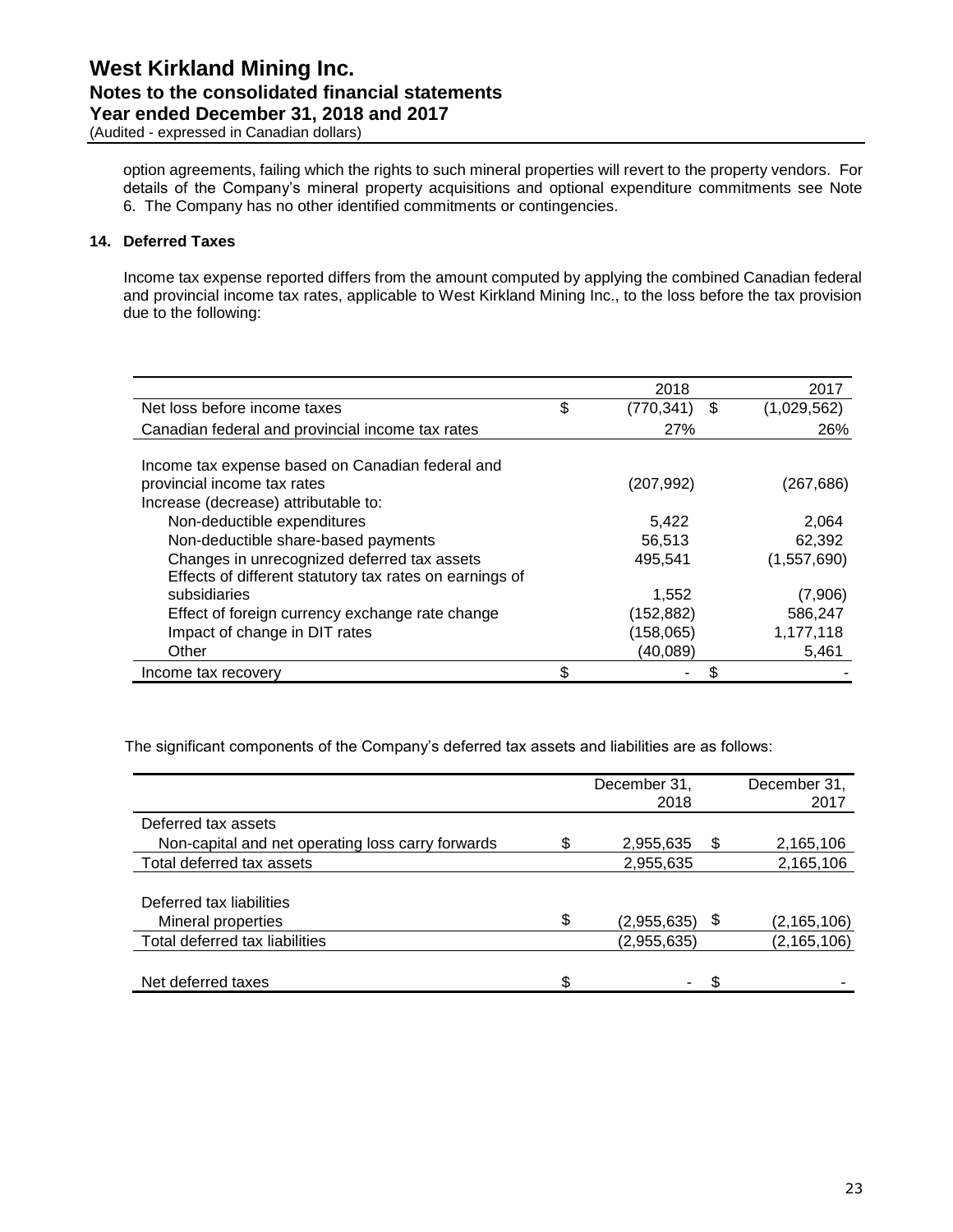option agreements, failing which the rights to such mineral properties will revert to the property vendors. For details of the Company's mineral property acquisitions and optional expenditure commitments see Note 6. The Company has no other identified commitments or contingencies.

## 14. Deferred Taxes

Income tax expense reported differs from the amount computed by applying the combined Canadian federal and provincial income tax rates, applicable to West Kirkland Mining Inc., to the loss before the tax provision due to the following:

| | 2018 | 2017 |
|---|---|---|
| Net loss before income taxes | $ (770,341) | $ (1,029,562) |
| Canadian federal and provincial income tax rates | 27% | 26% |
| Income tax expense based on Canadian federal and provincial income tax rates | (207,992) | (267,686) |
| Increase (decrease) attributable to: | | |
| Non-deductible expenditures | 5,422 | 2,064 |
| Non-deductible share-based payments | 56,513 | 62,392 |
| Changes in unrecognized deferred tax assets | 495,541 | (1,557,690) |
| Effects of different statutory tax rates on earnings of subsidiaries | 1,552 | (7,906) |
| Effect of foreign currency exchange rate change | (152,882) | 586,247 |
| Impact of change in DIT rates | (158,065) | 1,177,118 |
| Other | (40,089) | 5,461 |
| Income tax recovery | $ - | $ - |

The significant components of the Company's deferred tax assets and liabilities are as follows:

| | December 31, 2018 | December 31, 2017 |
|---|---|---|
| Deferred tax assets | | |
| Non-capital and net operating loss carry forwards | $ 2,955,635 | $ 2,165,106 |
| Total deferred tax assets | 2,955,635 | 2,165,106 |
| Deferred tax liabilities | | |
| Mineral properties | $ (2,955,635) | $ (2,165,106) |
| Total deferred tax liabilities | (2,955,635) | (2,165,106) |
| Net deferred taxes | $ - | $ - |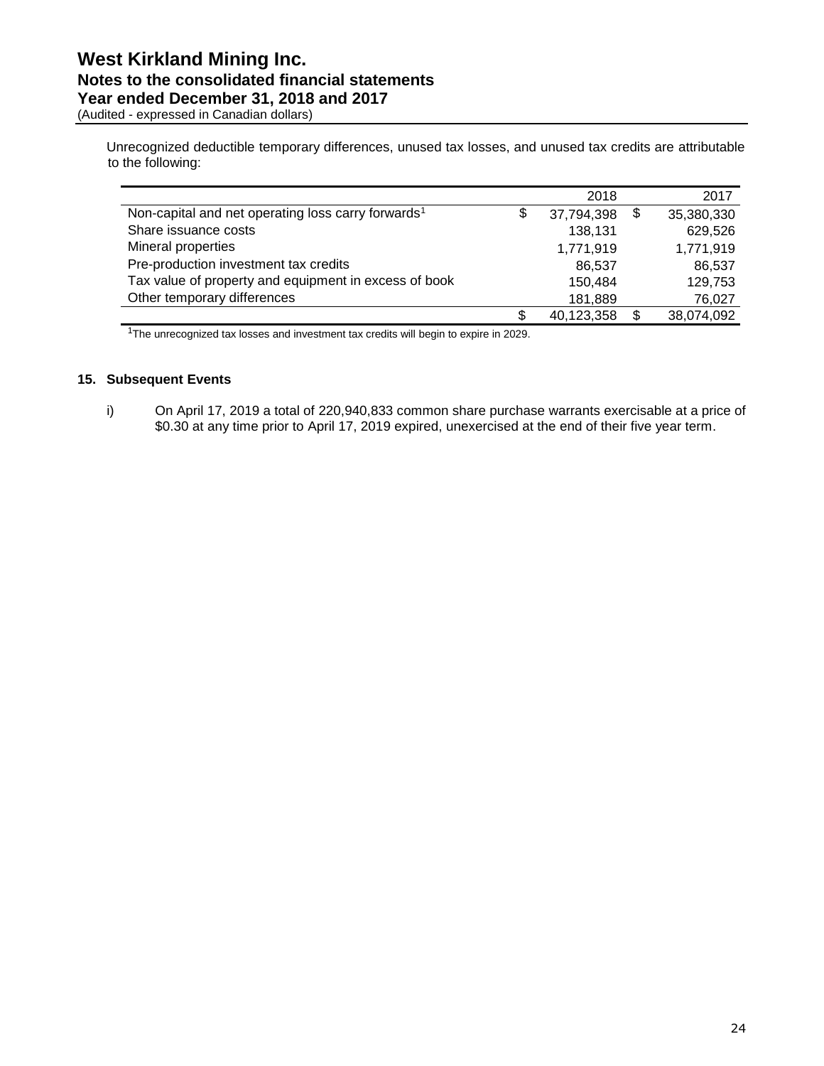Unrecognized deductible temporary differences, unused tax losses, and unused tax credits are attributable to the following:

| | 2018 | 2017 |
|---|---|---|
| Non-capital and net operating loss carry forwards[1] | $ 37,794,398 | $ 35,380,330 |
| Share issuance costs | 138,131 | 629,526 |
| Mineral properties | 1,771,919 | 1,771,919 |
| Pre-production investment tax credits | 86,537 | 86,537 |
| Tax value of property and equipment in excess of book | 150,484 | 129,753 |
| Other temporary differences | 181,889 | 76,027 |
| | $ 40,123,358 | $ 38,074,092 |

[1]The unrecognized tax losses and investment tax credits will begin to expire in 2029.

## 15. Subsequent Events

i) On April 17, 2019 a total of 220,940,833 common share purchase warrants exercisable at a price of $0.30 at any time prior to April 17, 2019 expired, unexercised at the end of their five year term.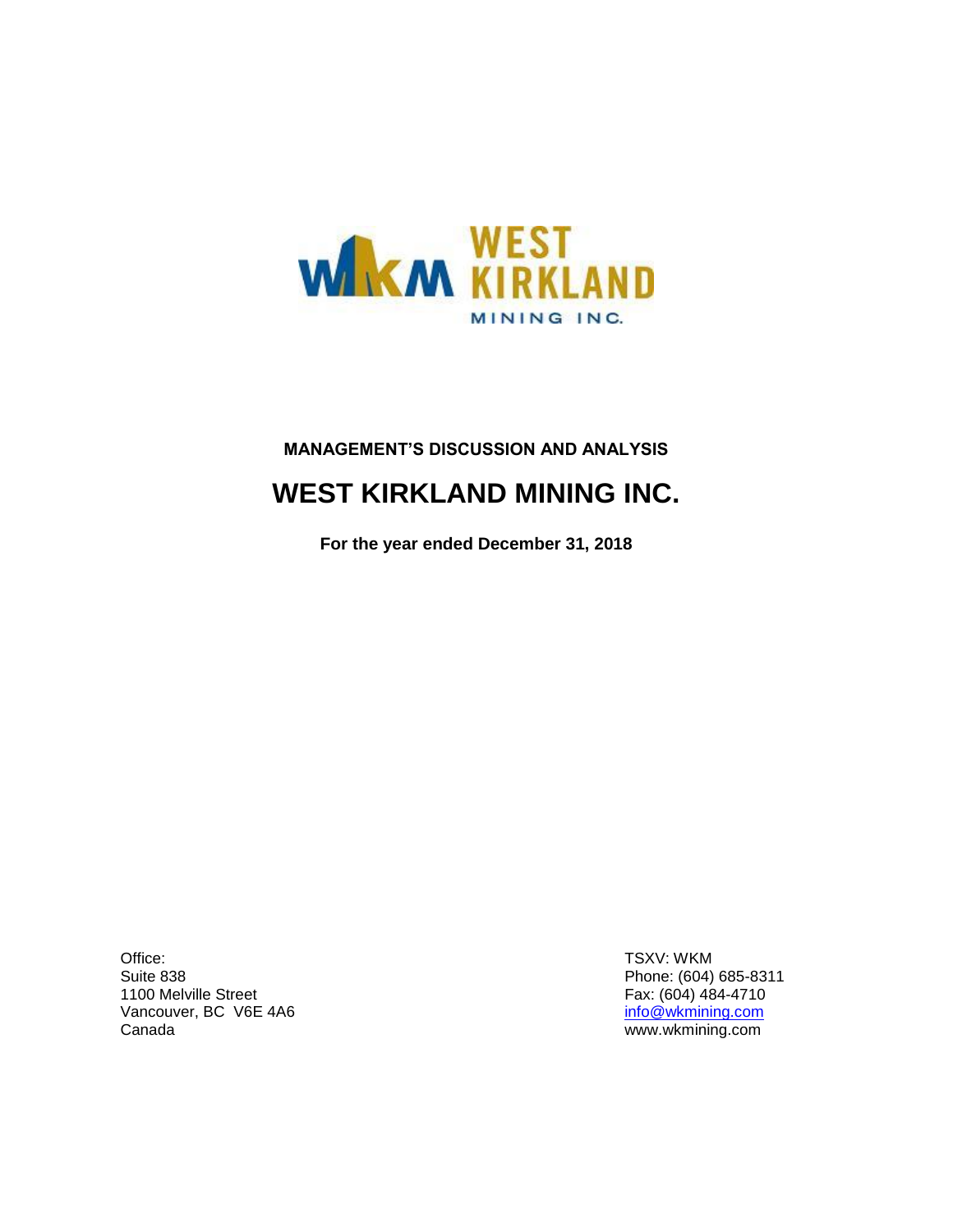WEST KIRKLAND MINING INC.

**MANAGEMENT'S DISCUSSION AND ANALYSIS**

# WEST KIRKLAND MINING INC.

**For the year ended December 31, 2018**

Office:
Suite 838
1100 Melville Street
Vancouver, BC V6E 4A6
Canada

TSXV: WKM
Phone: (604) 685-8311
Fax: (604) 484-4710
info@wkmining.com
www.wkmining.com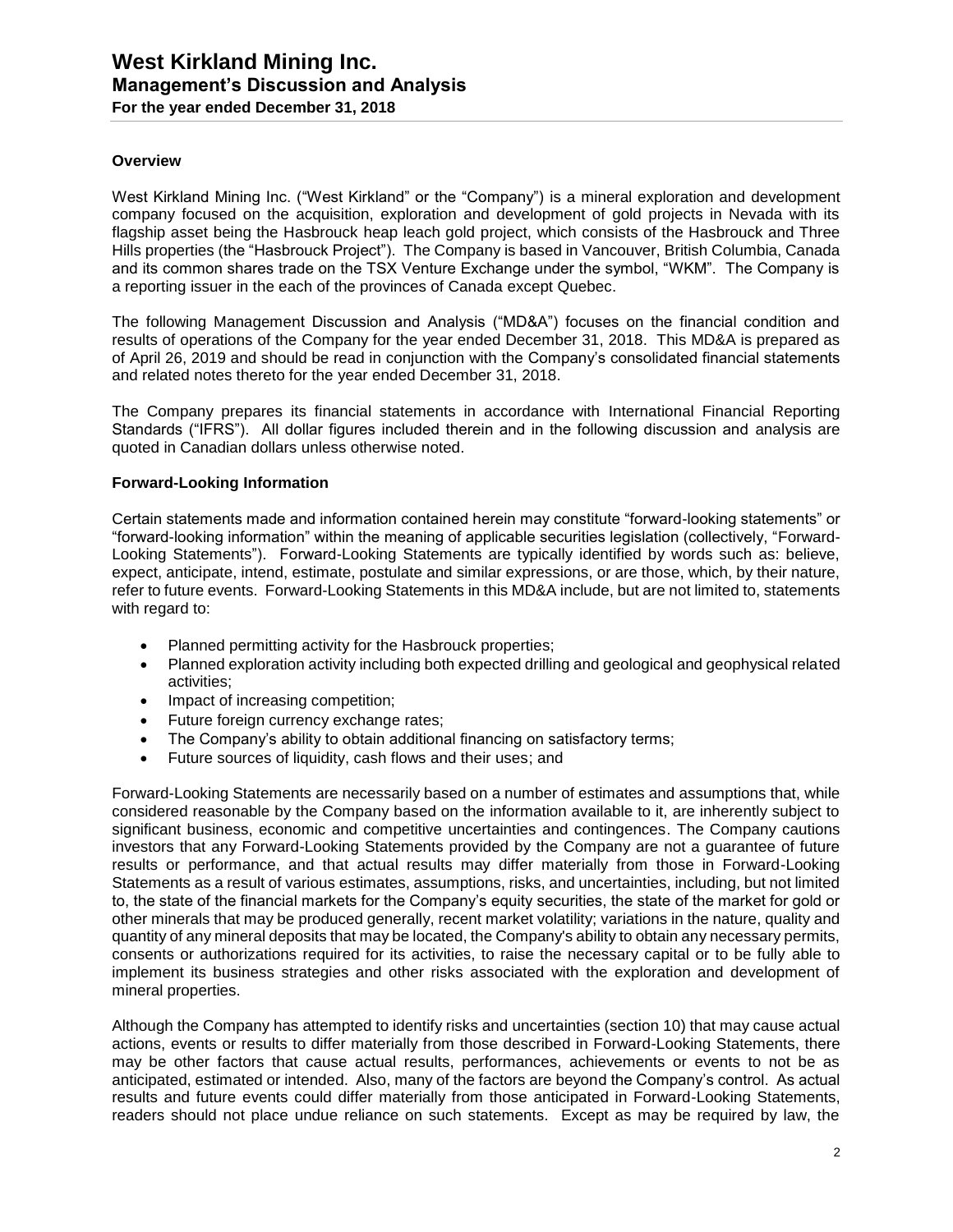## Overview

West Kirkland Mining Inc. ("West Kirkland" or the "Company") is a mineral exploration and development company focused on the acquisition, exploration and development of gold projects in Nevada with its flagship asset being the Hasbrouck heap leach gold project, which consists of the Hasbrouck and Three Hills properties (the "Hasbrouck Project"). The Company is based in Vancouver, British Columbia, Canada and its common shares trade on the TSX Venture Exchange under the symbol, "WKM". The Company is a reporting issuer in the each of the provinces of Canada except Quebec.

The following Management Discussion and Analysis ("MD&A") focuses on the financial condition and results of operations of the Company for the year ended December 31, 2018. This MD&A is prepared as of April 26, 2019 and should be read in conjunction with the Company's consolidated financial statements and related notes thereto for the year ended December 31, 2018.

The Company prepares its financial statements in accordance with International Financial Reporting Standards ("IFRS"). All dollar figures included therein and in the following discussion and analysis are quoted in Canadian dollars unless otherwise noted.

## Forward-Looking Information

Certain statements made and information contained herein may constitute "forward-looking statements" or "forward-looking information" within the meaning of applicable securities legislation (collectively, "Forward-Looking Statements"). Forward-Looking Statements are typically identified by words such as: believe, expect, anticipate, intend, estimate, postulate and similar expressions, or are those, which, by their nature, refer to future events. Forward-Looking Statements in this MD&A include, but are not limited to, statements with regard to:

- Planned permitting activity for the Hasbrouck properties;
- Planned exploration activity including both expected drilling and geological and geophysical related activities;
- Impact of increasing competition;
- Future foreign currency exchange rates;
- The Company's ability to obtain additional financing on satisfactory terms;
- Future sources of liquidity, cash flows and their uses; and

Forward-Looking Statements are necessarily based on a number of estimates and assumptions that, while considered reasonable by the Company based on the information available to it, are inherently subject to significant business, economic and competitive uncertainties and contingences. The Company cautions investors that any Forward-Looking Statements provided by the Company are not a guarantee of future results or performance, and that actual results may differ materially from those in Forward-Looking Statements as a result of various estimates, assumptions, risks, and uncertainties, including, but not limited to, the state of the financial markets for the Company's equity securities, the state of the market for gold or other minerals that may be produced generally, recent market volatility; variations in the nature, quality and quantity of any mineral deposits that may be located, the Company's ability to obtain any necessary permits, consents or authorizations required for its activities, to raise the necessary capital or to be fully able to implement its business strategies and other risks associated with the exploration and development of mineral properties.

Although the Company has attempted to identify risks and uncertainties (section 10) that may cause actual actions, events or results to differ materially from those described in Forward-Looking Statements, there may be other factors that cause actual results, performances, achievements or events to not be as anticipated, estimated or intended. Also, many of the factors are beyond the Company's control. As actual results and future events could differ materially from those anticipated in Forward-Looking Statements, readers should not place undue reliance on such statements. Except as may be required by law, the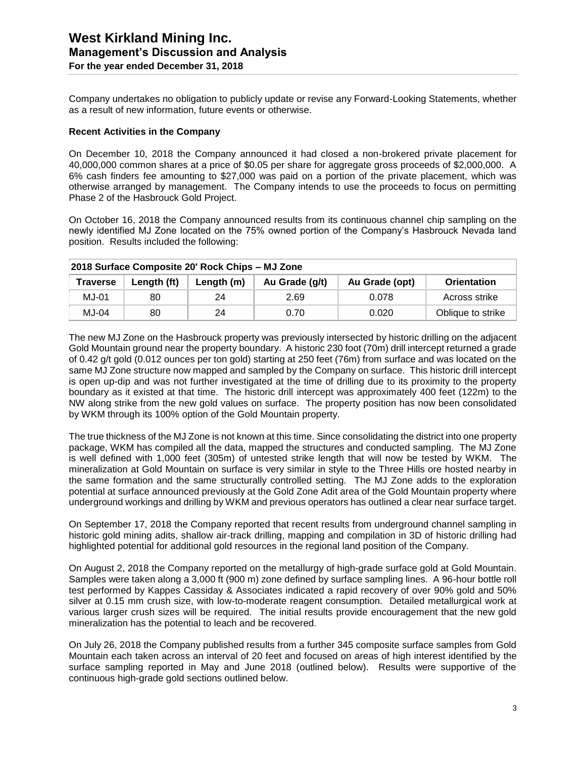Company undertakes no obligation to publicly update or revise any Forward-Looking Statements, whether as a result of new information, future events or otherwise.

**Recent Activities in the Company**

On December 10, 2018 the Company announced it had closed a non-brokered private placement for 40,000,000 common shares at a price of $0.05 per share for aggregate gross proceeds of $2,000,000. A 6% cash finders fee amounting to $27,000 was paid on a portion of the private placement, which was otherwise arranged by management. The Company intends to use the proceeds to focus on permitting Phase 2 of the Hasbrouck Gold Project.

On October 16, 2018 the Company announced results from its continuous channel chip sampling on the newly identified MJ Zone located on the 75% owned portion of the Company's Hasbrouck Nevada land position. Results included the following:

| 2018 Surface Composite 20' Rock Chips – MJ Zone | | | | | |
|---|---|---|---|---|---|
| **Traverse** | **Length (ft)** | **Length (m)** | **Au Grade (g/t)** | **Au Grade (opt)** | **Orientation** |
| MJ-01 | 80 | 24 | 2.69 | 0.078 | Across strike |
| MJ-04 | 80 | 24 | 0.70 | 0.020 | Oblique to strike |

The new MJ Zone on the Hasbrouck property was previously intersected by historic drilling on the adjacent Gold Mountain ground near the property boundary. A historic 230 foot (70m) drill intercept returned a grade of 0.42 g/t gold (0.012 ounces per ton gold) starting at 250 feet (76m) from surface and was located on the same MJ Zone structure now mapped and sampled by the Company on surface. This historic drill intercept is open up-dip and was not further investigated at the time of drilling due to its proximity to the property boundary as it existed at that time. The historic drill intercept was approximately 400 feet (122m) to the NW along strike from the new gold values on surface. The property position has now been consolidated by WKM through its 100% option of the Gold Mountain property.

The true thickness of the MJ Zone is not known at this time. Since consolidating the district into one property package, WKM has compiled all the data, mapped the structures and conducted sampling. The MJ Zone is well defined with 1,000 feet (305m) of untested strike length that will now be tested by WKM. The mineralization at Gold Mountain on surface is very similar in style to the Three Hills ore hosted nearby in the same formation and the same structurally controlled setting. The MJ Zone adds to the exploration potential at surface announced previously at the Gold Zone Adit area of the Gold Mountain property where underground workings and drilling by WKM and previous operators has outlined a clear near surface target.

On September 17, 2018 the Company reported that recent results from underground channel sampling in historic gold mining adits, shallow air-track drilling, mapping and compilation in 3D of historic drilling had highlighted potential for additional gold resources in the regional land position of the Company.

On August 2, 2018 the Company reported on the metallurgy of high-grade surface gold at Gold Mountain. Samples were taken along a 3,000 ft (900 m) zone defined by surface sampling lines. A 96-hour bottle roll test performed by Kappes Cassiday & Associates indicated a rapid recovery of over 90% gold and 50% silver at 0.15 mm crush size, with low-to-moderate reagent consumption. Detailed metallurgical work at various larger crush sizes will be required. The initial results provide encouragement that the new gold mineralization has the potential to leach and be recovered.

On July 26, 2018 the Company published results from a further 345 composite surface samples from Gold Mountain each taken across an interval of 20 feet and focused on areas of high interest identified by the surface sampling reported in May and June 2018 (outlined below). Results were supportive of the continuous high-grade gold sections outlined below.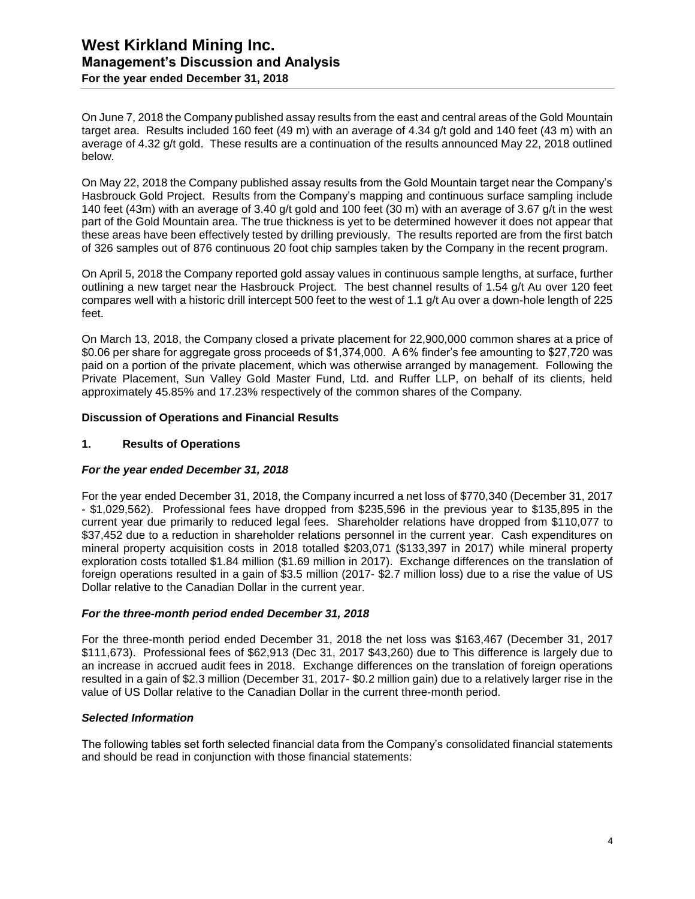On June 7, 2018 the Company published assay results from the east and central areas of the Gold Mountain target area. Results included 160 feet (49 m) with an average of 4.34 g/t gold and 140 feet (43 m) with an average of 4.32 g/t gold. These results are a continuation of the results announced May 22, 2018 outlined below.

On May 22, 2018 the Company published assay results from the Gold Mountain target near the Company's Hasbrouck Gold Project. Results from the Company's mapping and continuous surface sampling include 140 feet (43m) with an average of 3.40 g/t gold and 100 feet (30 m) with an average of 3.67 g/t in the west part of the Gold Mountain area. The true thickness is yet to be determined however it does not appear that these areas have been effectively tested by drilling previously. The results reported are from the first batch of 326 samples out of 876 continuous 20 foot chip samples taken by the Company in the recent program.

On April 5, 2018 the Company reported gold assay values in continuous sample lengths, at surface, further outlining a new target near the Hasbrouck Project. The best channel results of 1.54 g/t Au over 120 feet compares well with a historic drill intercept 500 feet to the west of 1.1 g/t Au over a down-hole length of 225 feet.

On March 13, 2018, the Company closed a private placement for 22,900,000 common shares at a price of \$0.06 per share for aggregate gross proceeds of \$1,374,000. A 6% finder's fee amounting to \$27,720 was paid on a portion of the private placement, which was otherwise arranged by management. Following the Private Placement, Sun Valley Gold Master Fund, Ltd. and Ruffer LLP, on behalf of its clients, held approximately 45.85% and 17.23% respectively of the common shares of the Company.

## Discussion of Operations and Financial Results

### 1. Results of Operations

#### *For the year ended December 31, 2018*

For the year ended December 31, 2018, the Company incurred a net loss of \$770,340 (December 31, 2017 - \$1,029,562). Professional fees have dropped from \$235,596 in the previous year to \$135,895 in the current year due primarily to reduced legal fees. Shareholder relations have dropped from \$110,077 to \$37,452 due to a reduction in shareholder relations personnel in the current year. Cash expenditures on mineral property acquisition costs in 2018 totalled \$203,071 (\$133,397 in 2017) while mineral property exploration costs totalled \$1.84 million (\$1.69 million in 2017). Exchange differences on the translation of foreign operations resulted in a gain of \$3.5 million (2017- \$2.7 million loss) due to a rise the value of US Dollar relative to the Canadian Dollar in the current year.

#### *For the three-month period ended December 31, 2018*

For the three-month period ended December 31, 2018 the net loss was \$163,467 (December 31, 2017 \$111,673). Professional fees of \$62,913 (Dec 31, 2017 \$43,260) due to This difference is largely due to an increase in accrued audit fees in 2018. Exchange differences on the translation of foreign operations resulted in a gain of \$2.3 million (December 31, 2017- \$0.2 million gain) due to a relatively larger rise in the value of US Dollar relative to the Canadian Dollar in the current three-month period.

#### *Selected Information*

The following tables set forth selected financial data from the Company's consolidated financial statements and should be read in conjunction with those financial statements: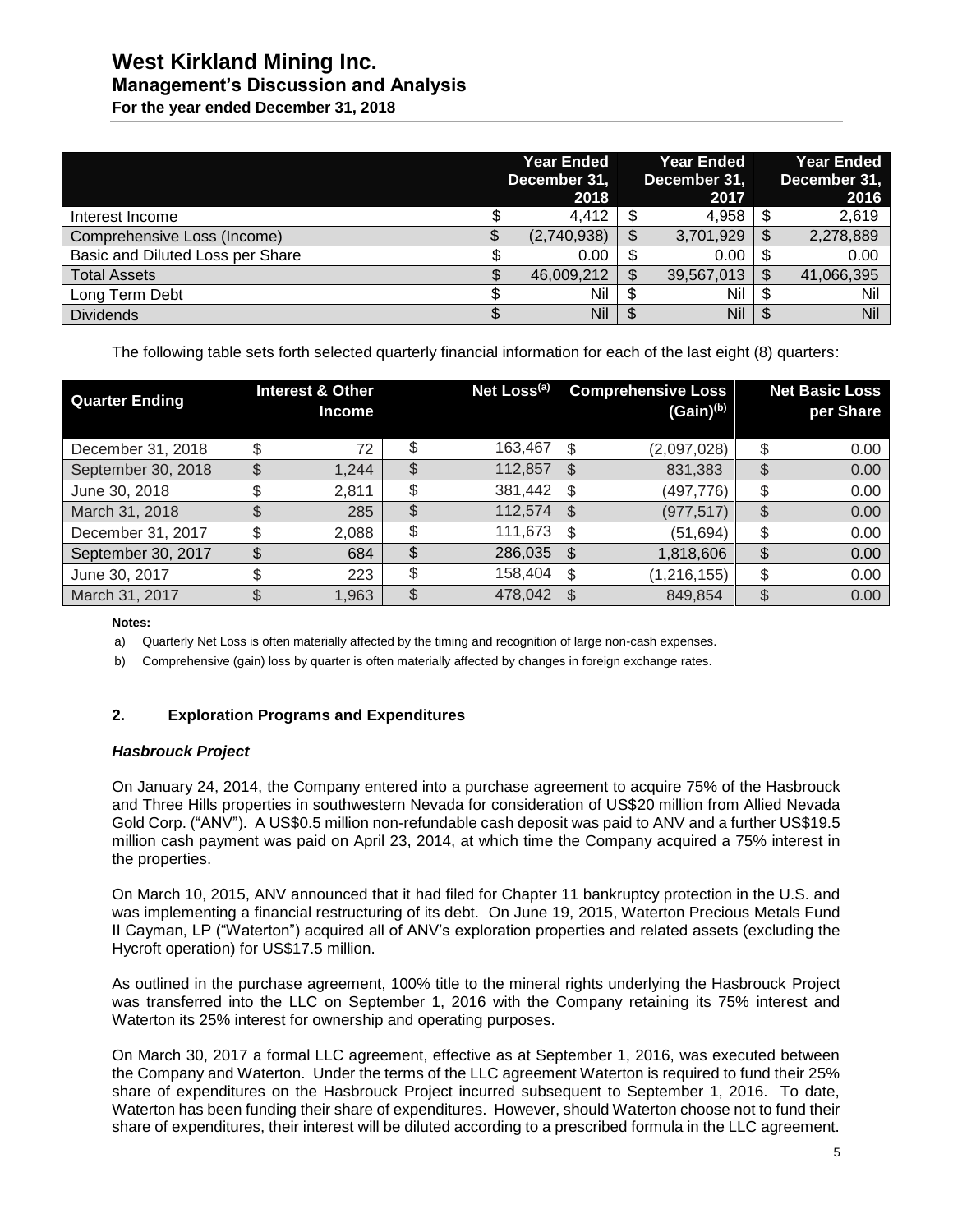| | Year Ended December 31, 2018 | Year Ended December 31, 2017 | Year Ended December 31, 2016 |
|---|---|---|---|
| Interest Income | $ 4,412 | $ 4,958 | $ 2,619 |
| Comprehensive Loss (Income) | $ (2,740,938) | $ 3,701,929 | $ 2,278,889 |
| Basic and Diluted Loss per Share | $ 0.00 | $ 0.00 | $ 0.00 |
| Total Assets | $ 46,009,212 | $ 39,567,013 | $ 41,066,395 |
| Long Term Debt | $ Nil | $ Nil | $ Nil |
| Dividends | $ Nil | $ Nil | $ Nil |

The following table sets forth selected quarterly financial information for each of the last eight (8) quarters:

| Quarter Ending | Interest & Other Income | Net Loss[(a)] | Comprehensive Loss (Gain)[(b)] | Net Basic Loss per Share |
|---|---|---|---|---|
| December 31, 2018 | $ 72 | $ 163,467 | $ (2,097,028) | $ 0.00 |
| September 30, 2018 | $ 1,244 | $ 112,857 | $ 831,383 | $ 0.00 |
| June 30, 2018 | $ 2,811 | $ 381,442 | $ (497,776) | $ 0.00 |
| March 31, 2018 | $ 285 | $ 112,574 | $ (977,517) | $ 0.00 |
| December 31, 2017 | $ 2,088 | $ 111,673 | $ (51,694) | $ 0.00 |
| September 30, 2017 | $ 684 | $ 286,035 | $ 1,818,606 | $ 0.00 |
| June 30, 2017 | $ 223 | $ 158,404 | $ (1,216,155) | $ 0.00 |
| March 31, 2017 | $ 1,963 | $ 478,042 | $ 849,854 | $ 0.00 |

**Notes:**

a) Quarterly Net Loss is often materially affected by the timing and recognition of large non-cash expenses.

b) Comprehensive (gain) loss by quarter is often materially affected by changes in foreign exchange rates.

## 2. Exploration Programs and Expenditures

### *Hasbrouck Project*

On January 24, 2014, the Company entered into a purchase agreement to acquire 75% of the Hasbrouck and Three Hills properties in southwestern Nevada for consideration of US$20 million from Allied Nevada Gold Corp. ("ANV"). A US$0.5 million non-refundable cash deposit was paid to ANV and a further US$19.5 million cash payment was paid on April 23, 2014, at which time the Company acquired a 75% interest in the properties.

On March 10, 2015, ANV announced that it had filed for Chapter 11 bankruptcy protection in the U.S. and was implementing a financial restructuring of its debt. On June 19, 2015, Waterton Precious Metals Fund II Cayman, LP ("Waterton") acquired all of ANV's exploration properties and related assets (excluding the Hycroft operation) for US$17.5 million.

As outlined in the purchase agreement, 100% title to the mineral rights underlying the Hasbrouck Project was transferred into the LLC on September 1, 2016 with the Company retaining its 75% interest and Waterton its 25% interest for ownership and operating purposes.

On March 30, 2017 a formal LLC agreement, effective as at September 1, 2016, was executed between the Company and Waterton. Under the terms of the LLC agreement Waterton is required to fund their 25% share of expenditures on the Hasbrouck Project incurred subsequent to September 1, 2016. To date, Waterton has been funding their share of expenditures. However, should Waterton choose not to fund their share of expenditures, their interest will be diluted according to a prescribed formula in the LLC agreement.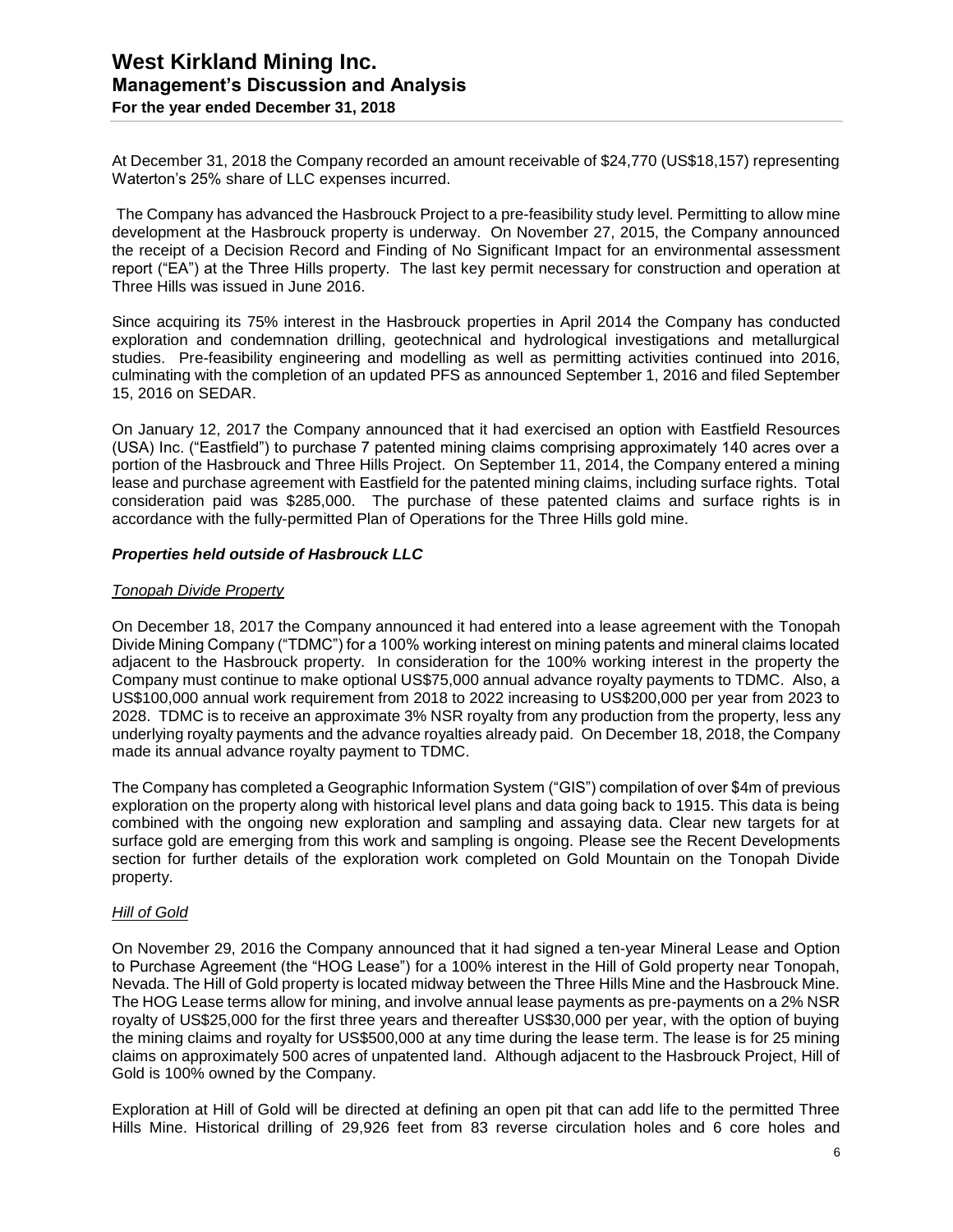At December 31, 2018 the Company recorded an amount receivable of $24,770 (US$18,157) representing Waterton's 25% share of LLC expenses incurred.

The Company has advanced the Hasbrouck Project to a pre-feasibility study level. Permitting to allow mine development at the Hasbrouck property is underway. On November 27, 2015, the Company announced the receipt of a Decision Record and Finding of No Significant Impact for an environmental assessment report ("EA") at the Three Hills property. The last key permit necessary for construction and operation at Three Hills was issued in June 2016.

Since acquiring its 75% interest in the Hasbrouck properties in April 2014 the Company has conducted exploration and condemnation drilling, geotechnical and hydrological investigations and metallurgical studies. Pre-feasibility engineering and modelling as well as permitting activities continued into 2016, culminating with the completion of an updated PFS as announced September 1, 2016 and filed September 15, 2016 on SEDAR.

On January 12, 2017 the Company announced that it had exercised an option with Eastfield Resources (USA) Inc. ("Eastfield") to purchase 7 patented mining claims comprising approximately 140 acres over a portion of the Hasbrouck and Three Hills Project. On September 11, 2014, the Company entered a mining lease and purchase agreement with Eastfield for the patented mining claims, including surface rights. Total consideration paid was $285,000. The purchase of these patented claims and surface rights is in accordance with the fully-permitted Plan of Operations for the Three Hills gold mine.

### ***Properties held outside of Hasbrouck LLC***

*Tonopah Divide Property*

On December 18, 2017 the Company announced it had entered into a lease agreement with the Tonopah Divide Mining Company ("TDMC") for a 100% working interest on mining patents and mineral claims located adjacent to the Hasbrouck property. In consideration for the 100% working interest in the property the Company must continue to make optional US$75,000 annual advance royalty payments to TDMC. Also, a US$100,000 annual work requirement from 2018 to 2022 increasing to US$200,000 per year from 2023 to 2028. TDMC is to receive an approximate 3% NSR royalty from any production from the property, less any underlying royalty payments and the advance royalties already paid. On December 18, 2018, the Company made its annual advance royalty payment to TDMC.

The Company has completed a Geographic Information System ("GIS") compilation of over $4m of previous exploration on the property along with historical level plans and data going back to 1915. This data is being combined with the ongoing new exploration and sampling and assaying data. Clear new targets for at surface gold are emerging from this work and sampling is ongoing. Please see the Recent Developments section for further details of the exploration work completed on Gold Mountain on the Tonopah Divide property.

*Hill of Gold*

On November 29, 2016 the Company announced that it had signed a ten-year Mineral Lease and Option to Purchase Agreement (the "HOG Lease") for a 100% interest in the Hill of Gold property near Tonopah, Nevada. The Hill of Gold property is located midway between the Three Hills Mine and the Hasbrouck Mine. The HOG Lease terms allow for mining, and involve annual lease payments as pre-payments on a 2% NSR royalty of US$25,000 for the first three years and thereafter US$30,000 per year, with the option of buying the mining claims and royalty for US$500,000 at any time during the lease term. The lease is for 25 mining claims on approximately 500 acres of unpatented land. Although adjacent to the Hasbrouck Project, Hill of Gold is 100% owned by the Company.

Exploration at Hill of Gold will be directed at defining an open pit that can add life to the permitted Three Hills Mine. Historical drilling of 29,926 feet from 83 reverse circulation holes and 6 core holes and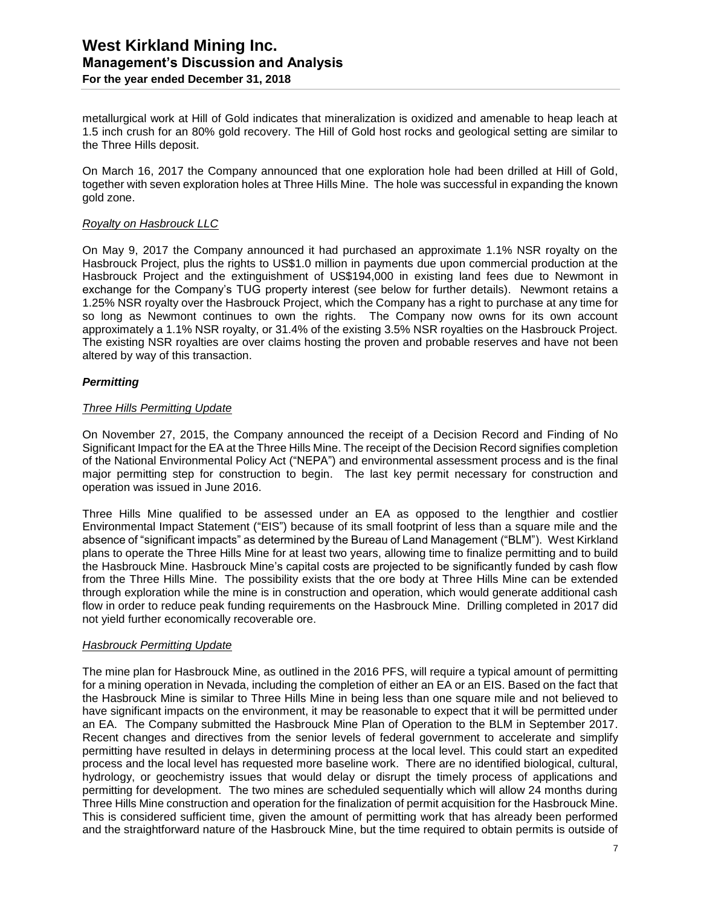metallurgical work at Hill of Gold indicates that mineralization is oxidized and amenable to heap leach at 1.5 inch crush for an 80% gold recovery. The Hill of Gold host rocks and geological setting are similar to the Three Hills deposit.

On March 16, 2017 the Company announced that one exploration hole had been drilled at Hill of Gold, together with seven exploration holes at Three Hills Mine. The hole was successful in expanding the known gold zone.

*Royalty on Hasbrouck LLC*

On May 9, 2017 the Company announced it had purchased an approximate 1.1% NSR royalty on the Hasbrouck Project, plus the rights to US$1.0 million in payments due upon commercial production at the Hasbrouck Project and the extinguishment of US$194,000 in existing land fees due to Newmont in exchange for the Company's TUG property interest (see below for further details). Newmont retains a 1.25% NSR royalty over the Hasbrouck Project, which the Company has a right to purchase at any time for so long as Newmont continues to own the rights. The Company now owns for its own account approximately a 1.1% NSR royalty, or 31.4% of the existing 3.5% NSR royalties on the Hasbrouck Project. The existing NSR royalties are over claims hosting the proven and probable reserves and have not been altered by way of this transaction.

### ***Permitting***

*Three Hills Permitting Update*

On November 27, 2015, the Company announced the receipt of a Decision Record and Finding of No Significant Impact for the EA at the Three Hills Mine. The receipt of the Decision Record signifies completion of the National Environmental Policy Act ("NEPA") and environmental assessment process and is the final major permitting step for construction to begin. The last key permit necessary for construction and operation was issued in June 2016.

Three Hills Mine qualified to be assessed under an EA as opposed to the lengthier and costlier Environmental Impact Statement ("EIS") because of its small footprint of less than a square mile and the absence of "significant impacts" as determined by the Bureau of Land Management ("BLM"). West Kirkland plans to operate the Three Hills Mine for at least two years, allowing time to finalize permitting and to build the Hasbrouck Mine. Hasbrouck Mine's capital costs are projected to be significantly funded by cash flow from the Three Hills Mine. The possibility exists that the ore body at Three Hills Mine can be extended through exploration while the mine is in construction and operation, which would generate additional cash flow in order to reduce peak funding requirements on the Hasbrouck Mine. Drilling completed in 2017 did not yield further economically recoverable ore.

*Hasbrouck Permitting Update*

The mine plan for Hasbrouck Mine, as outlined in the 2016 PFS, will require a typical amount of permitting for a mining operation in Nevada, including the completion of either an EA or an EIS. Based on the fact that the Hasbrouck Mine is similar to Three Hills Mine in being less than one square mile and not believed to have significant impacts on the environment, it may be reasonable to expect that it will be permitted under an EA. The Company submitted the Hasbrouck Mine Plan of Operation to the BLM in September 2017. Recent changes and directives from the senior levels of federal government to accelerate and simplify permitting have resulted in delays in determining process at the local level. This could start an expedited process and the local level has requested more baseline work. There are no identified biological, cultural, hydrology, or geochemistry issues that would delay or disrupt the timely process of applications and permitting for development. The two mines are scheduled sequentially which will allow 24 months during Three Hills Mine construction and operation for the finalization of permit acquisition for the Hasbrouck Mine. This is considered sufficient time, given the amount of permitting work that has already been performed and the straightforward nature of the Hasbrouck Mine, but the time required to obtain permits is outside of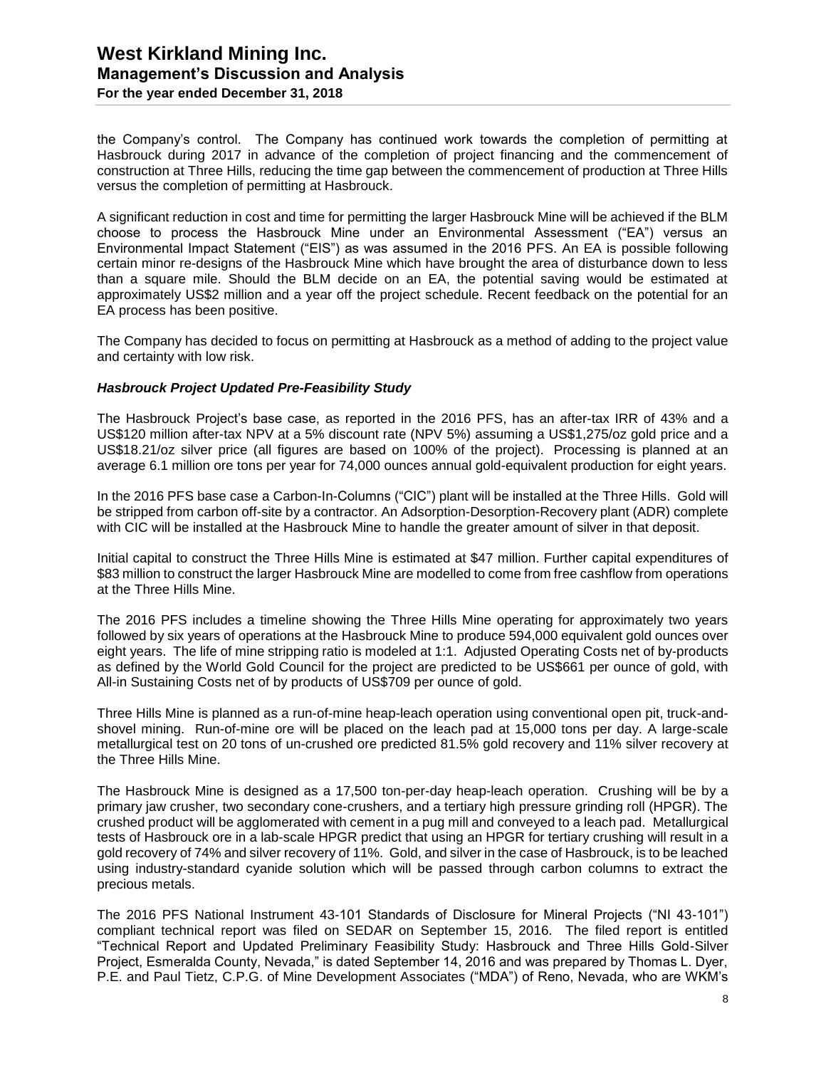the Company's control. The Company has continued work towards the completion of permitting at Hasbrouck during 2017 in advance of the completion of project financing and the commencement of construction at Three Hills, reducing the time gap between the commencement of production at Three Hills versus the completion of permitting at Hasbrouck.

A significant reduction in cost and time for permitting the larger Hasbrouck Mine will be achieved if the BLM choose to process the Hasbrouck Mine under an Environmental Assessment ("EA") versus an Environmental Impact Statement ("EIS") as was assumed in the 2016 PFS. An EA is possible following certain minor re-designs of the Hasbrouck Mine which have brought the area of disturbance down to less than a square mile. Should the BLM decide on an EA, the potential saving would be estimated at approximately US$2 million and a year off the project schedule. Recent feedback on the potential for an EA process has been positive.

The Company has decided to focus on permitting at Hasbrouck as a method of adding to the project value and certainty with low risk.

### *Hasbrouck Project Updated Pre-Feasibility Study*

The Hasbrouck Project's base case, as reported in the 2016 PFS, has an after-tax IRR of 43% and a US$120 million after-tax NPV at a 5% discount rate (NPV 5%) assuming a US$1,275/oz gold price and a US$18.21/oz silver price (all figures are based on 100% of the project). Processing is planned at an average 6.1 million ore tons per year for 74,000 ounces annual gold-equivalent production for eight years.

In the 2016 PFS base case a Carbon-In-Columns ("CIC") plant will be installed at the Three Hills. Gold will be stripped from carbon off-site by a contractor. An Adsorption-Desorption-Recovery plant (ADR) complete with CIC will be installed at the Hasbrouck Mine to handle the greater amount of silver in that deposit.

Initial capital to construct the Three Hills Mine is estimated at $47 million. Further capital expenditures of $83 million to construct the larger Hasbrouck Mine are modelled to come from free cashflow from operations at the Three Hills Mine.

The 2016 PFS includes a timeline showing the Three Hills Mine operating for approximately two years followed by six years of operations at the Hasbrouck Mine to produce 594,000 equivalent gold ounces over eight years. The life of mine stripping ratio is modeled at 1:1. Adjusted Operating Costs net of by-products as defined by the World Gold Council for the project are predicted to be US$661 per ounce of gold, with All-in Sustaining Costs net of by products of US$709 per ounce of gold.

Three Hills Mine is planned as a run-of-mine heap-leach operation using conventional open pit, truck-and-shovel mining. Run-of-mine ore will be placed on the leach pad at 15,000 tons per day. A large-scale metallurgical test on 20 tons of un-crushed ore predicted 81.5% gold recovery and 11% silver recovery at the Three Hills Mine.

The Hasbrouck Mine is designed as a 17,500 ton-per-day heap-leach operation. Crushing will be by a primary jaw crusher, two secondary cone-crushers, and a tertiary high pressure grinding roll (HPGR). The crushed product will be agglomerated with cement in a pug mill and conveyed to a leach pad. Metallurgical tests of Hasbrouck ore in a lab-scale HPGR predict that using an HPGR for tertiary crushing will result in a gold recovery of 74% and silver recovery of 11%. Gold, and silver in the case of Hasbrouck, is to be leached using industry-standard cyanide solution which will be passed through carbon columns to extract the precious metals.

The 2016 PFS National Instrument 43-101 Standards of Disclosure for Mineral Projects ("NI 43-101") compliant technical report was filed on SEDAR on September 15, 2016. The filed report is entitled "Technical Report and Updated Preliminary Feasibility Study: Hasbrouck and Three Hills Gold-Silver Project, Esmeralda County, Nevada," is dated September 14, 2016 and was prepared by Thomas L. Dyer, P.E. and Paul Tietz, C.P.G. of Mine Development Associates ("MDA") of Reno, Nevada, who are WKM's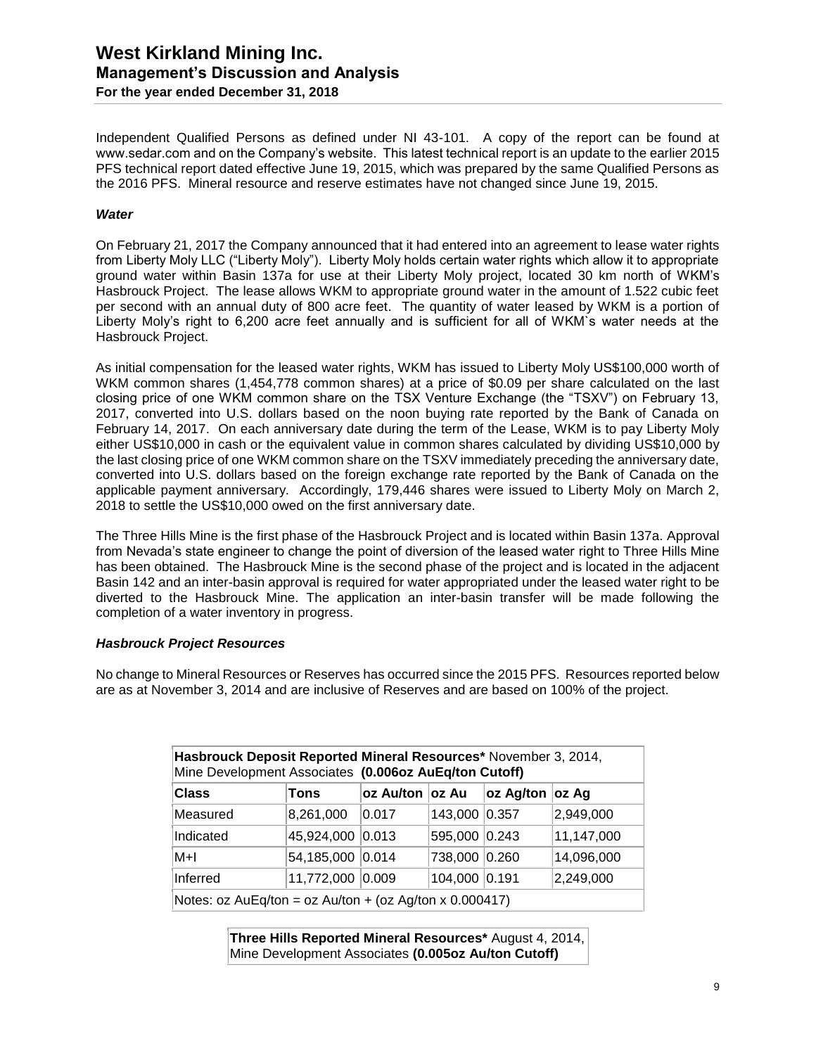Independent Qualified Persons as defined under NI 43-101. A copy of the report can be found at www.sedar.com and on the Company's website. This latest technical report is an update to the earlier 2015 PFS technical report dated effective June 19, 2015, which was prepared by the same Qualified Persons as the 2016 PFS. Mineral resource and reserve estimates have not changed since June 19, 2015.

***Water***

On February 21, 2017 the Company announced that it had entered into an agreement to lease water rights from Liberty Moly LLC ("Liberty Moly"). Liberty Moly holds certain water rights which allow it to appropriate ground water within Basin 137a for use at their Liberty Moly project, located 30 km north of WKM's Hasbrouck Project. The lease allows WKM to appropriate ground water in the amount of 1.522 cubic feet per second with an annual duty of 800 acre feet. The quantity of water leased by WKM is a portion of Liberty Moly's right to 6,200 acre feet annually and is sufficient for all of WKM`s water needs at the Hasbrouck Project.

As initial compensation for the leased water rights, WKM has issued to Liberty Moly US$100,000 worth of WKM common shares (1,454,778 common shares) at a price of $0.09 per share calculated on the last closing price of one WKM common share on the TSX Venture Exchange (the "TSXV") on February 13, 2017, converted into U.S. dollars based on the noon buying rate reported by the Bank of Canada on February 14, 2017. On each anniversary date during the term of the Lease, WKM is to pay Liberty Moly either US$10,000 in cash or the equivalent value in common shares calculated by dividing US$10,000 by the last closing price of one WKM common share on the TSXV immediately preceding the anniversary date, converted into U.S. dollars based on the foreign exchange rate reported by the Bank of Canada on the applicable payment anniversary. Accordingly, 179,446 shares were issued to Liberty Moly on March 2, 2018 to settle the US$10,000 owed on the first anniversary date.

The Three Hills Mine is the first phase of the Hasbrouck Project and is located within Basin 137a. Approval from Nevada's state engineer to change the point of diversion of the leased water right to Three Hills Mine has been obtained. The Hasbrouck Mine is the second phase of the project and is located in the adjacent Basin 142 and an inter-basin approval is required for water appropriated under the leased water right to be diverted to the Hasbrouck Mine. The application an inter-basin transfer will be made following the completion of a water inventory in progress.

***Hasbrouck Project Resources***

No change to Mineral Resources or Reserves has occurred since the 2015 PFS. Resources reported below are as at November 3, 2014 and are inclusive of Reserves and are based on 100% of the project.

| **Hasbrouck Deposit Reported Mineral Resources*** November 3, 2014, Mine Development Associates **(0.006oz AuEq/ton Cutoff)** | | | | | |
|---|---|---|---|---|---|
| **Class** | **Tons** | **oz Au/ton** | **oz Au** | **oz Ag/ton** | **oz Ag** |
| Measured | 8,261,000 | 0.017 | 143,000 | 0.357 | 2,949,000 |
| Indicated | 45,924,000 | 0.013 | 595,000 | 0.243 | 11,147,000 |
| M+I | 54,185,000 | 0.014 | 738,000 | 0.260 | 14,096,000 |
| Inferred | 11,772,000 | 0.009 | 104,000 | 0.191 | 2,249,000 |
| Notes: oz AuEq/ton = oz Au/ton + (oz Ag/ton x 0.000417) | | | | | |

| **Three Hills Reported Mineral Resources*** August 4, 2014, Mine Development Associates **(0.005oz Au/ton Cutoff)** |
|---|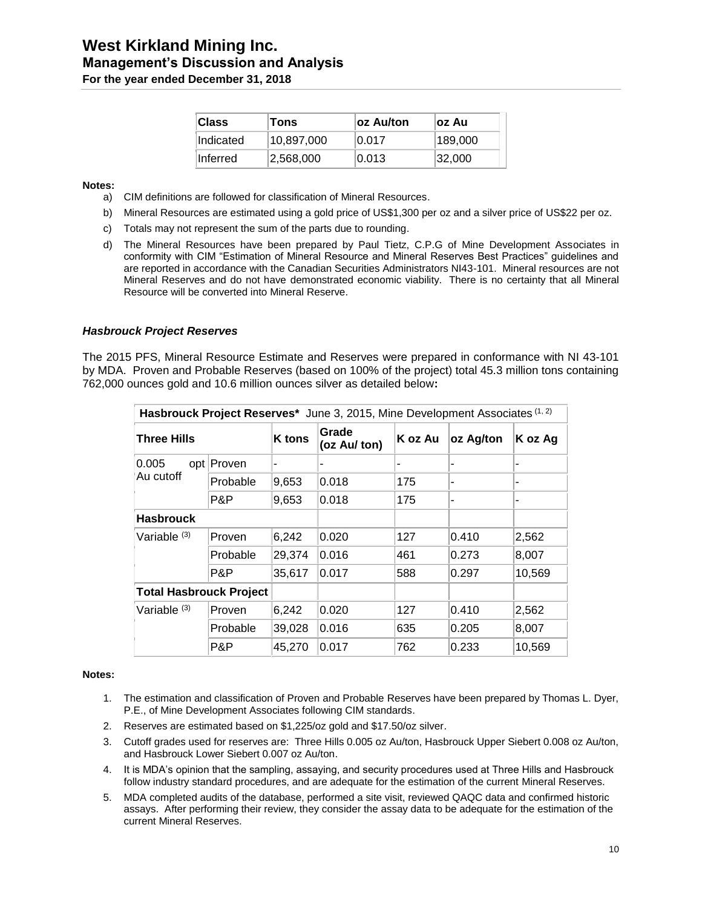| Class | Tons | oz Au/ton | oz Au |
|---|---|---|---|
| Indicated | 10,897,000 | 0.017 | 189,000 |
| Inferred | 2,568,000 | 0.013 | 32,000 |

**Notes:**

a) CIM definitions are followed for classification of Mineral Resources.

b) Mineral Resources are estimated using a gold price of US$1,300 per oz and a silver price of US$22 per oz.

c) Totals may not represent the sum of the parts due to rounding.

d) The Mineral Resources have been prepared by Paul Tietz, C.P.G of Mine Development Associates in conformity with CIM "Estimation of Mineral Resource and Mineral Reserves Best Practices" guidelines and are reported in accordance with the Canadian Securities Administrators NI43-101. Mineral resources are not Mineral Reserves and do not have demonstrated economic viability. There is no certainty that all Mineral Resource will be converted into Mineral Reserve.

### *Hasbrouck Project Reserves*

The 2015 PFS, Mineral Resource Estimate and Reserves were prepared in conformance with NI 43-101 by MDA. Proven and Probable Reserves (based on 100% of the project) total 45.3 million tons containing 762,000 ounces gold and 10.6 million ounces silver as detailed below**:**

| **Hasbrouck Project Reserves*** June 3, 2015, Mine Development Associates [1, 2] | | | | | | |
|---|---|---|---|---|---|---|
| **Three Hills** | | **K tons** | **Grade (oz Au/ ton)** | **K oz Au** | **oz Ag/ton** | **K oz Ag** |
| 0.005 opt Au cutoff | Proven | - | - | - | - | - |
| | Probable | 9,653 | 0.018 | 175 | - | - |
| | P&P | 9,653 | 0.018 | 175 | - | - |
| **Hasbrouck** | | | | | | |
| Variable [3] | Proven | 6,242 | 0.020 | 127 | 0.410 | 2,562 |
| | Probable | 29,374 | 0.016 | 461 | 0.273 | 8,007 |
| | P&P | 35,617 | 0.017 | 588 | 0.297 | 10,569 |
| **Total Hasbrouck Project** | | | | | | |
| Variable [3] | Proven | 6,242 | 0.020 | 127 | 0.410 | 2,562 |
| | Probable | 39,028 | 0.016 | 635 | 0.205 | 8,007 |
| | P&P | 45,270 | 0.017 | 762 | 0.233 | 10,569 |

**Notes:**

1. The estimation and classification of Proven and Probable Reserves have been prepared by Thomas L. Dyer, P.E., of Mine Development Associates following CIM standards.
2. Reserves are estimated based on $1,225/oz gold and $17.50/oz silver.
3. Cutoff grades used for reserves are: Three Hills 0.005 oz Au/ton, Hasbrouck Upper Siebert 0.008 oz Au/ton, and Hasbrouck Lower Siebert 0.007 oz Au/ton.
4. It is MDA's opinion that the sampling, assaying, and security procedures used at Three Hills and Hasbrouck follow industry standard procedures, and are adequate for the estimation of the current Mineral Reserves.
5. MDA completed audits of the database, performed a site visit, reviewed QAQC data and confirmed historic assays. After performing their review, they consider the assay data to be adequate for the estimation of the current Mineral Reserves.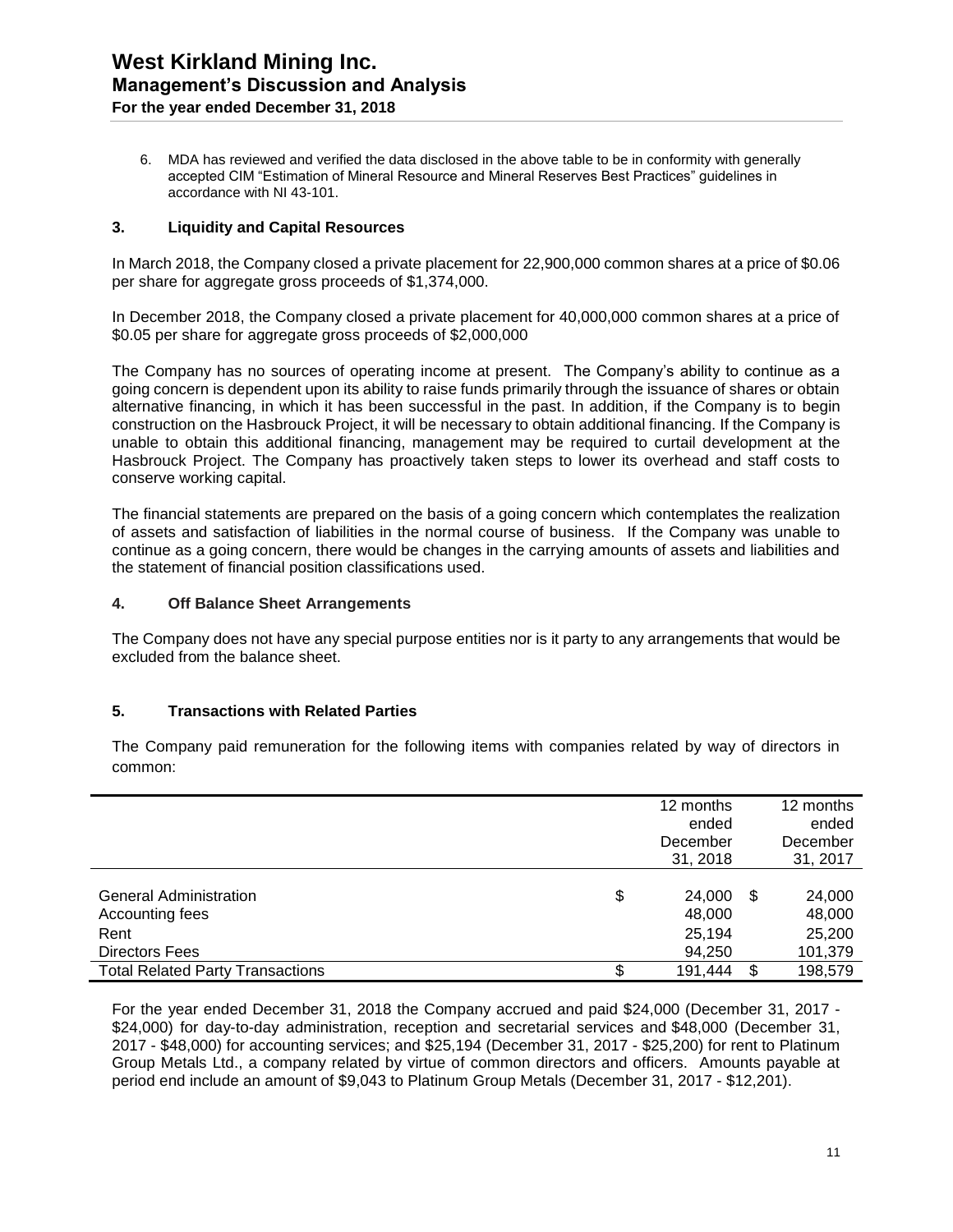6. MDA has reviewed and verified the data disclosed in the above table to be in conformity with generally accepted CIM "Estimation of Mineral Resource and Mineral Reserves Best Practices" guidelines in accordance with NI 43-101.

### 3. Liquidity and Capital Resources

In March 2018, the Company closed a private placement for 22,900,000 common shares at a price of $0.06 per share for aggregate gross proceeds of $1,374,000.

In December 2018, the Company closed a private placement for 40,000,000 common shares at a price of $0.05 per share for aggregate gross proceeds of $2,000,000

The Company has no sources of operating income at present. The Company's ability to continue as a going concern is dependent upon its ability to raise funds primarily through the issuance of shares or obtain alternative financing, in which it has been successful in the past. In addition, if the Company is to begin construction on the Hasbrouck Project, it will be necessary to obtain additional financing. If the Company is unable to obtain this additional financing, management may be required to curtail development at the Hasbrouck Project. The Company has proactively taken steps to lower its overhead and staff costs to conserve working capital.

The financial statements are prepared on the basis of a going concern which contemplates the realization of assets and satisfaction of liabilities in the normal course of business. If the Company was unable to continue as a going concern, there would be changes in the carrying amounts of assets and liabilities and the statement of financial position classifications used.

### 4. Off Balance Sheet Arrangements

The Company does not have any special purpose entities nor is it party to any arrangements that would be excluded from the balance sheet.

### 5. Transactions with Related Parties

The Company paid remuneration for the following items with companies related by way of directors in common:

| | 12 months ended December 31, 2018 | 12 months ended December 31, 2017 |
|---|---|---|
| General Administration | $ 24,000 | $ 24,000 |
| Accounting fees | 48,000 | 48,000 |
| Rent | 25,194 | 25,200 |
| Directors Fees | 94,250 | 101,379 |
| Total Related Party Transactions | $ 191,444 | $ 198,579 |

For the year ended December 31, 2018 the Company accrued and paid $24,000 (December 31, 2017 - $24,000) for day-to-day administration, reception and secretarial services and $48,000 (December 31, 2017 - $48,000) for accounting services; and $25,194 (December 31, 2017 - $25,200) for rent to Platinum Group Metals Ltd., a company related by virtue of common directors and officers. Amounts payable at period end include an amount of $9,043 to Platinum Group Metals (December 31, 2017 - $12,201).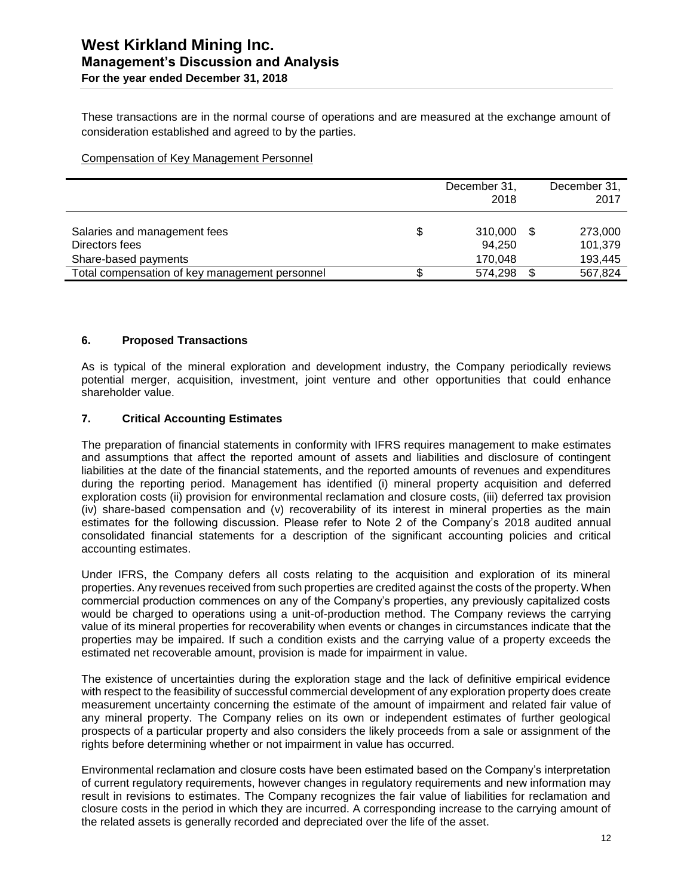These transactions are in the normal course of operations and are measured at the exchange amount of consideration established and agreed to by the parties.

Compensation of Key Management Personnel

| | December 31, 2018 | December 31, 2017 |
|---|---|---|
| Salaries and management fees | $ 310,000 | $ 273,000 |
| Directors fees | 94,250 | 101,379 |
| Share-based payments | 170,048 | 193,445 |
| Total compensation of key management personnel | $ 574,298 | $ 567,824 |

### 6. Proposed Transactions

As is typical of the mineral exploration and development industry, the Company periodically reviews potential merger, acquisition, investment, joint venture and other opportunities that could enhance shareholder value.

### 7. Critical Accounting Estimates

The preparation of financial statements in conformity with IFRS requires management to make estimates and assumptions that affect the reported amount of assets and liabilities and disclosure of contingent liabilities at the date of the financial statements, and the reported amounts of revenues and expenditures during the reporting period. Management has identified (i) mineral property acquisition and deferred exploration costs (ii) provision for environmental reclamation and closure costs, (iii) deferred tax provision (iv) share-based compensation and (v) recoverability of its interest in mineral properties as the main estimates for the following discussion. Please refer to Note 2 of the Company's 2018 audited annual consolidated financial statements for a description of the significant accounting policies and critical accounting estimates.

Under IFRS, the Company defers all costs relating to the acquisition and exploration of its mineral properties. Any revenues received from such properties are credited against the costs of the property. When commercial production commences on any of the Company's properties, any previously capitalized costs would be charged to operations using a unit-of-production method. The Company reviews the carrying value of its mineral properties for recoverability when events or changes in circumstances indicate that the properties may be impaired. If such a condition exists and the carrying value of a property exceeds the estimated net recoverable amount, provision is made for impairment in value.

The existence of uncertainties during the exploration stage and the lack of definitive empirical evidence with respect to the feasibility of successful commercial development of any exploration property does create measurement uncertainty concerning the estimate of the amount of impairment and related fair value of any mineral property. The Company relies on its own or independent estimates of further geological prospects of a particular property and also considers the likely proceeds from a sale or assignment of the rights before determining whether or not impairment in value has occurred.

Environmental reclamation and closure costs have been estimated based on the Company's interpretation of current regulatory requirements, however changes in regulatory requirements and new information may result in revisions to estimates. The Company recognizes the fair value of liabilities for reclamation and closure costs in the period in which they are incurred. A corresponding increase to the carrying amount of the related assets is generally recorded and depreciated over the life of the asset.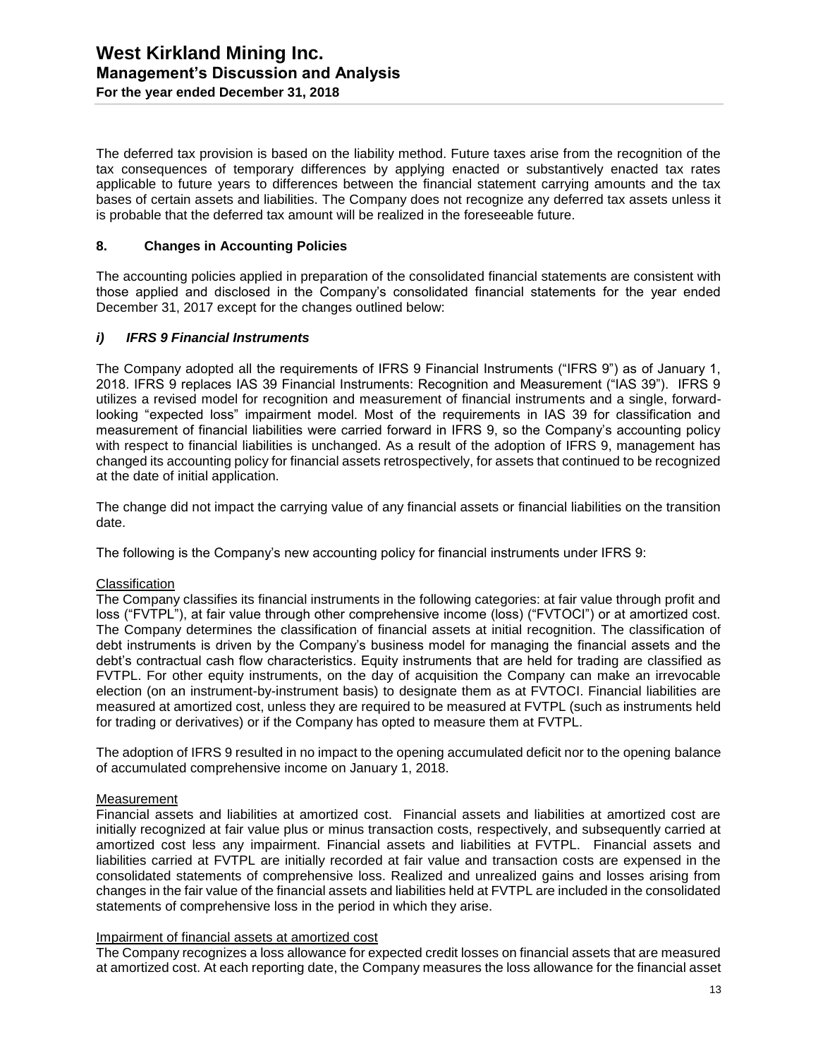The deferred tax provision is based on the liability method. Future taxes arise from the recognition of the tax consequences of temporary differences by applying enacted or substantively enacted tax rates applicable to future years to differences between the financial statement carrying amounts and the tax bases of certain assets and liabilities. The Company does not recognize any deferred tax assets unless it is probable that the deferred tax amount will be realized in the foreseeable future.

## 8. Changes in Accounting Policies

The accounting policies applied in preparation of the consolidated financial statements are consistent with those applied and disclosed in the Company's consolidated financial statements for the year ended December 31, 2017 except for the changes outlined below:

### *i) IFRS 9 Financial Instruments*

The Company adopted all the requirements of IFRS 9 Financial Instruments ("IFRS 9") as of January 1, 2018. IFRS 9 replaces IAS 39 Financial Instruments: Recognition and Measurement ("IAS 39"). IFRS 9 utilizes a revised model for recognition and measurement of financial instruments and a single, forward-looking "expected loss" impairment model. Most of the requirements in IAS 39 for classification and measurement of financial liabilities were carried forward in IFRS 9, so the Company's accounting policy with respect to financial liabilities is unchanged. As a result of the adoption of IFRS 9, management has changed its accounting policy for financial assets retrospectively, for assets that continued to be recognized at the date of initial application.

The change did not impact the carrying value of any financial assets or financial liabilities on the transition date.

The following is the Company's new accounting policy for financial instruments under IFRS 9:

Classification

The Company classifies its financial instruments in the following categories: at fair value through profit and loss ("FVTPL"), at fair value through other comprehensive income (loss) ("FVTOCI") or at amortized cost. The Company determines the classification of financial assets at initial recognition. The classification of debt instruments is driven by the Company's business model for managing the financial assets and the debt's contractual cash flow characteristics. Equity instruments that are held for trading are classified as FVTPL. For other equity instruments, on the day of acquisition the Company can make an irrevocable election (on an instrument-by-instrument basis) to designate them as at FVTOCI. Financial liabilities are measured at amortized cost, unless they are required to be measured at FVTPL (such as instruments held for trading or derivatives) or if the Company has opted to measure them at FVTPL.

The adoption of IFRS 9 resulted in no impact to the opening accumulated deficit nor to the opening balance of accumulated comprehensive income on January 1, 2018.

Measurement

Financial assets and liabilities at amortized cost. Financial assets and liabilities at amortized cost are initially recognized at fair value plus or minus transaction costs, respectively, and subsequently carried at amortized cost less any impairment. Financial assets and liabilities at FVTPL. Financial assets and liabilities carried at FVTPL are initially recorded at fair value and transaction costs are expensed in the consolidated statements of comprehensive loss. Realized and unrealized gains and losses arising from changes in the fair value of the financial assets and liabilities held at FVTPL are included in the consolidated statements of comprehensive loss in the period in which they arise.

Impairment of financial assets at amortized cost

The Company recognizes a loss allowance for expected credit losses on financial assets that are measured at amortized cost. At each reporting date, the Company measures the loss allowance for the financial asset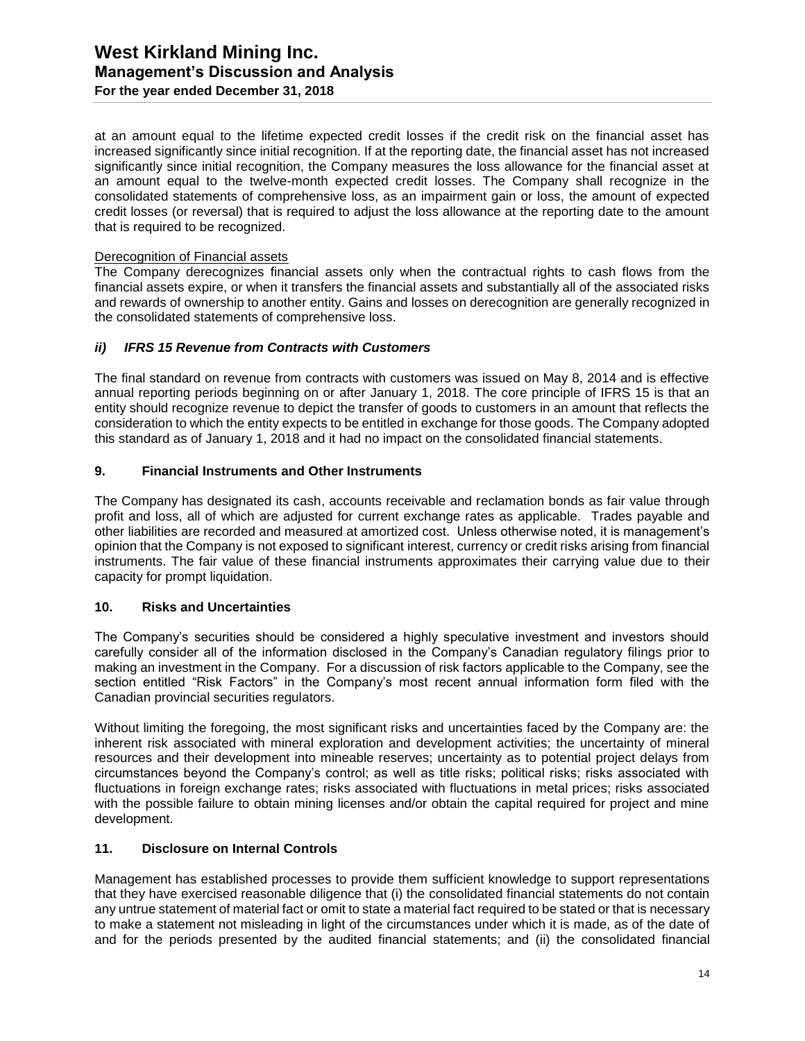at an amount equal to the lifetime expected credit losses if the credit risk on the financial asset has increased significantly since initial recognition. If at the reporting date, the financial asset has not increased significantly since initial recognition, the Company measures the loss allowance for the financial asset at an amount equal to the twelve-month expected credit losses. The Company shall recognize in the consolidated statements of comprehensive loss, as an impairment gain or loss, the amount of expected credit losses (or reversal) that is required to adjust the loss allowance at the reporting date to the amount that is required to be recognized.

Derecognition of Financial assets

The Company derecognizes financial assets only when the contractual rights to cash flows from the financial assets expire, or when it transfers the financial assets and substantially all of the associated risks and rewards of ownership to another entity. Gains and losses on derecognition are generally recognized in the consolidated statements of comprehensive loss.

### *ii) IFRS 15 Revenue from Contracts with Customers*

The final standard on revenue from contracts with customers was issued on May 8, 2014 and is effective annual reporting periods beginning on or after January 1, 2018. The core principle of IFRS 15 is that an entity should recognize revenue to depict the transfer of goods to customers in an amount that reflects the consideration to which the entity expects to be entitled in exchange for those goods. The Company adopted this standard as of January 1, 2018 and it had no impact on the consolidated financial statements.

## 9. Financial Instruments and Other Instruments

The Company has designated its cash, accounts receivable and reclamation bonds as fair value through profit and loss, all of which are adjusted for current exchange rates as applicable. Trades payable and other liabilities are recorded and measured at amortized cost. Unless otherwise noted, it is management's opinion that the Company is not exposed to significant interest, currency or credit risks arising from financial instruments. The fair value of these financial instruments approximates their carrying value due to their capacity for prompt liquidation.

## 10. Risks and Uncertainties

The Company's securities should be considered a highly speculative investment and investors should carefully consider all of the information disclosed in the Company's Canadian regulatory filings prior to making an investment in the Company. For a discussion of risk factors applicable to the Company, see the section entitled "Risk Factors" in the Company's most recent annual information form filed with the Canadian provincial securities regulators.

Without limiting the foregoing, the most significant risks and uncertainties faced by the Company are: the inherent risk associated with mineral exploration and development activities; the uncertainty of mineral resources and their development into mineable reserves; uncertainty as to potential project delays from circumstances beyond the Company's control; as well as title risks; political risks; risks associated with fluctuations in foreign exchange rates; risks associated with fluctuations in metal prices; risks associated with the possible failure to obtain mining licenses and/or obtain the capital required for project and mine development.

## 11. Disclosure on Internal Controls

Management has established processes to provide them sufficient knowledge to support representations that they have exercised reasonable diligence that (i) the consolidated financial statements do not contain any untrue statement of material fact or omit to state a material fact required to be stated or that is necessary to make a statement not misleading in light of the circumstances under which it is made, as of the date of and for the periods presented by the audited financial statements; and (ii) the consolidated financial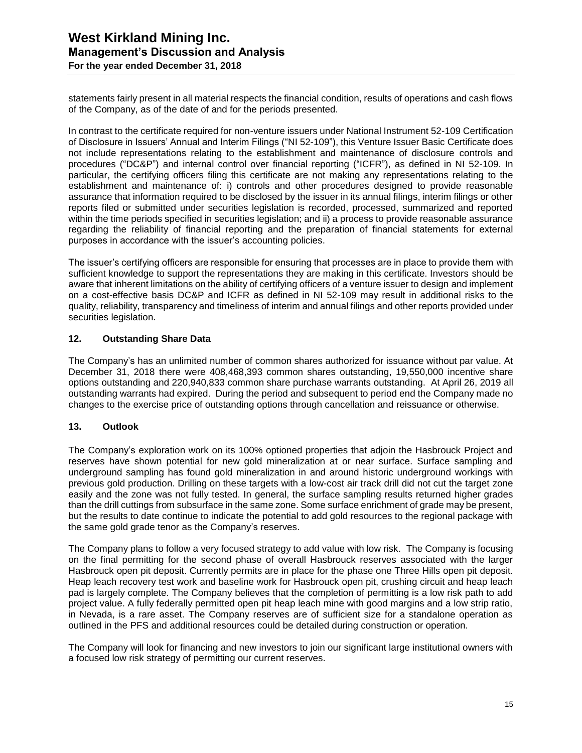statements fairly present in all material respects the financial condition, results of operations and cash flows of the Company, as of the date of and for the periods presented.

In contrast to the certificate required for non-venture issuers under National Instrument 52-109 Certification of Disclosure in Issuers' Annual and Interim Filings ("NI 52-109"), this Venture Issuer Basic Certificate does not include representations relating to the establishment and maintenance of disclosure controls and procedures ("DC&P") and internal control over financial reporting ("ICFR"), as defined in NI 52-109. In particular, the certifying officers filing this certificate are not making any representations relating to the establishment and maintenance of: i) controls and other procedures designed to provide reasonable assurance that information required to be disclosed by the issuer in its annual filings, interim filings or other reports filed or submitted under securities legislation is recorded, processed, summarized and reported within the time periods specified in securities legislation; and ii) a process to provide reasonable assurance regarding the reliability of financial reporting and the preparation of financial statements for external purposes in accordance with the issuer's accounting policies.

The issuer's certifying officers are responsible for ensuring that processes are in place to provide them with sufficient knowledge to support the representations they are making in this certificate. Investors should be aware that inherent limitations on the ability of certifying officers of a venture issuer to design and implement on a cost-effective basis DC&P and ICFR as defined in NI 52-109 may result in additional risks to the quality, reliability, transparency and timeliness of interim and annual filings and other reports provided under securities legislation.

## 12. Outstanding Share Data

The Company's has an unlimited number of common shares authorized for issuance without par value. At December 31, 2018 there were 408,468,393 common shares outstanding, 19,550,000 incentive share options outstanding and 220,940,833 common share purchase warrants outstanding. At April 26, 2019 all outstanding warrants had expired. During the period and subsequent to period end the Company made no changes to the exercise price of outstanding options through cancellation and reissuance or otherwise.

## 13. Outlook

The Company's exploration work on its 100% optioned properties that adjoin the Hasbrouck Project and reserves have shown potential for new gold mineralization at or near surface. Surface sampling and underground sampling has found gold mineralization in and around historic underground workings with previous gold production. Drilling on these targets with a low-cost air track drill did not cut the target zone easily and the zone was not fully tested. In general, the surface sampling results returned higher grades than the drill cuttings from subsurface in the same zone. Some surface enrichment of grade may be present, but the results to date continue to indicate the potential to add gold resources to the regional package with the same gold grade tenor as the Company's reserves.

The Company plans to follow a very focused strategy to add value with low risk. The Company is focusing on the final permitting for the second phase of overall Hasbrouck reserves associated with the larger Hasbrouck open pit deposit. Currently permits are in place for the phase one Three Hills open pit deposit. Heap leach recovery test work and baseline work for Hasbrouck open pit, crushing circuit and heap leach pad is largely complete. The Company believes that the completion of permitting is a low risk path to add project value. A fully federally permitted open pit heap leach mine with good margins and a low strip ratio, in Nevada, is a rare asset. The Company reserves are of sufficient size for a standalone operation as outlined in the PFS and additional resources could be detailed during construction or operation.

The Company will look for financing and new investors to join our significant large institutional owners with a focused low risk strategy of permitting our current reserves.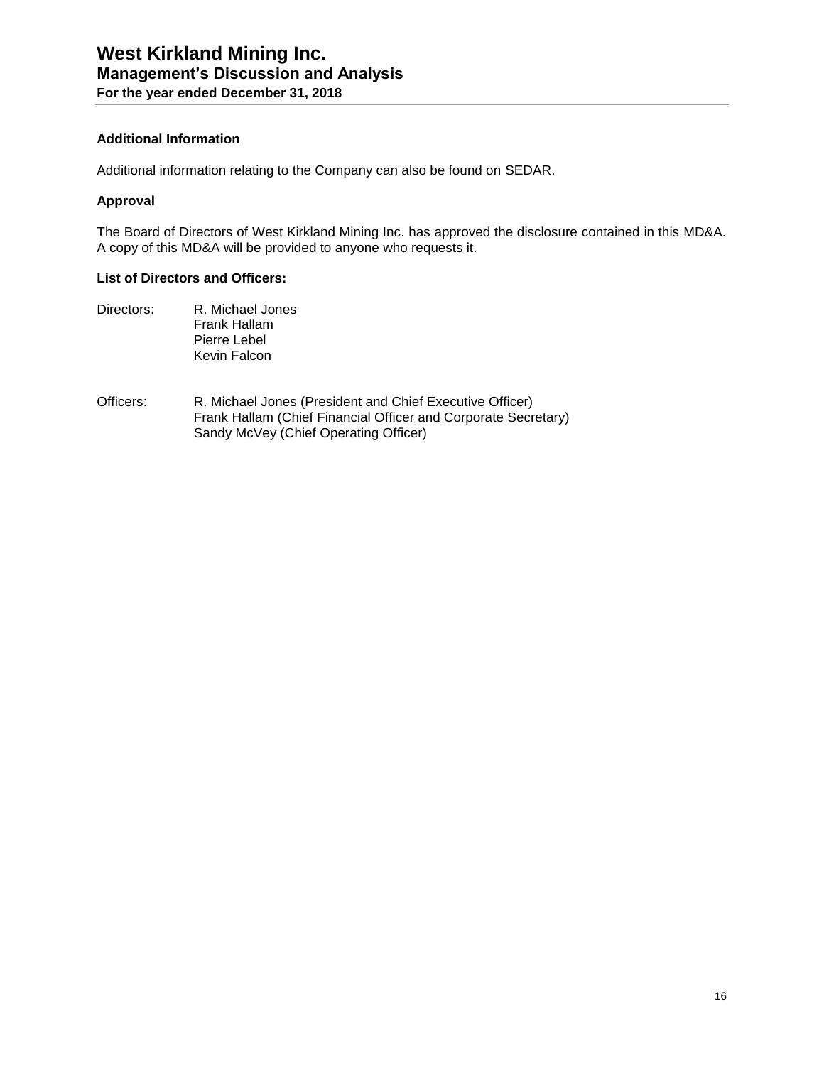**Additional Information**

Additional information relating to the Company can also be found on SEDAR.

**Approval**

The Board of Directors of West Kirkland Mining Inc. has approved the disclosure contained in this MD&A. A copy of this MD&A will be provided to anyone who requests it.

**List of Directors and Officers:**

Directors: R. Michael Jones
Frank Hallam
Pierre Lebel
Kevin Falcon

Officers: R. Michael Jones (President and Chief Executive Officer)
Frank Hallam (Chief Financial Officer and Corporate Secretary)
Sandy McVey (Chief Operating Officer)